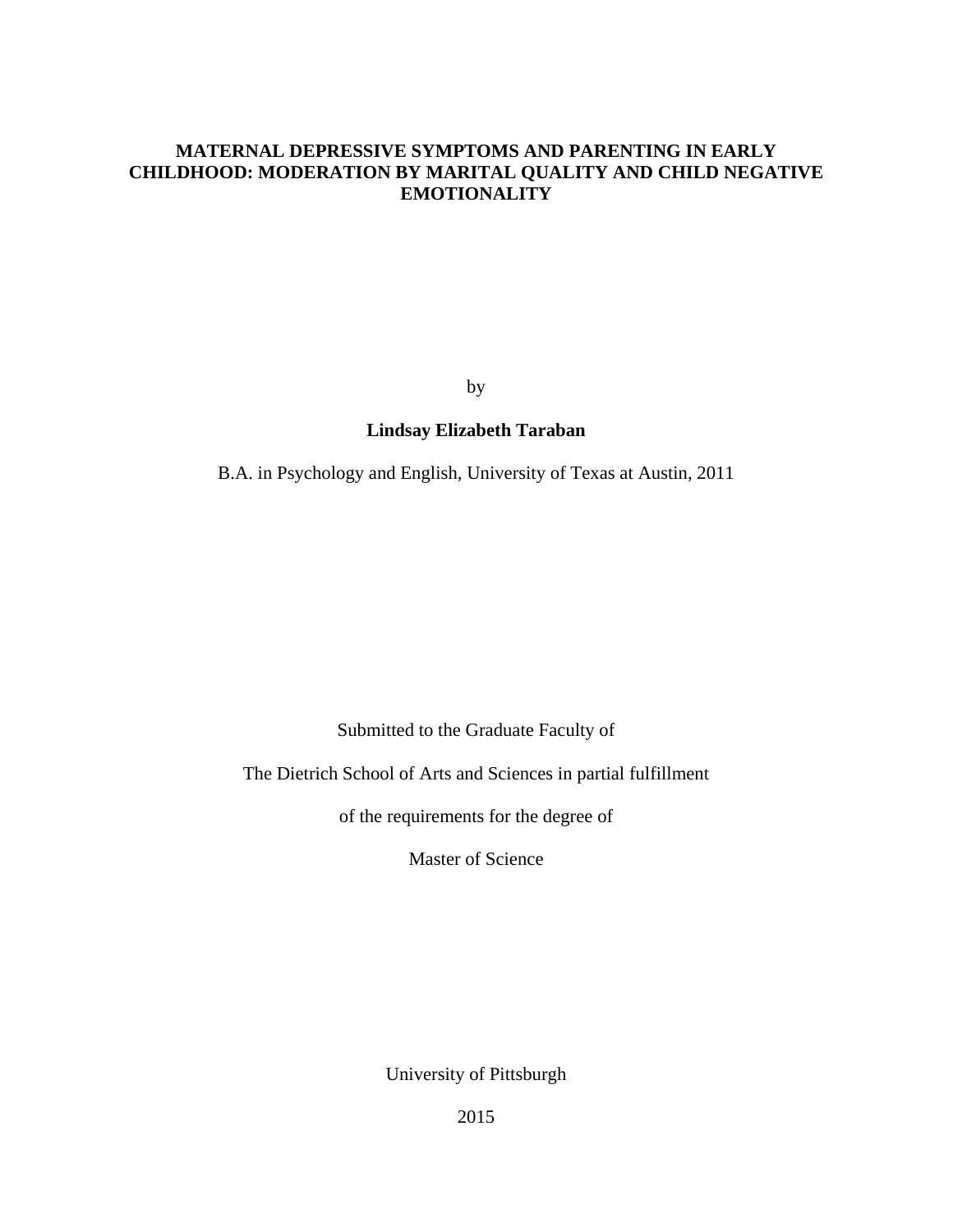# MATERNAL DEPRESSIVE SYMPTOMS AND PARENTING IN EARLY CHILDHOOD: MODERATION BY MARITAL QUALITY AND CHILD NEGATIVE EMOTIONALITY

by

**Lindsay Elizabeth Taraban**

B.A. in Psychology and English, University of Texas at Austin, 2011

Submitted to the Graduate Faculty of

The Dietrich School of Arts and Sciences in partial fulfillment

of the requirements for the degree of

Master of Science

University of Pittsburgh

2015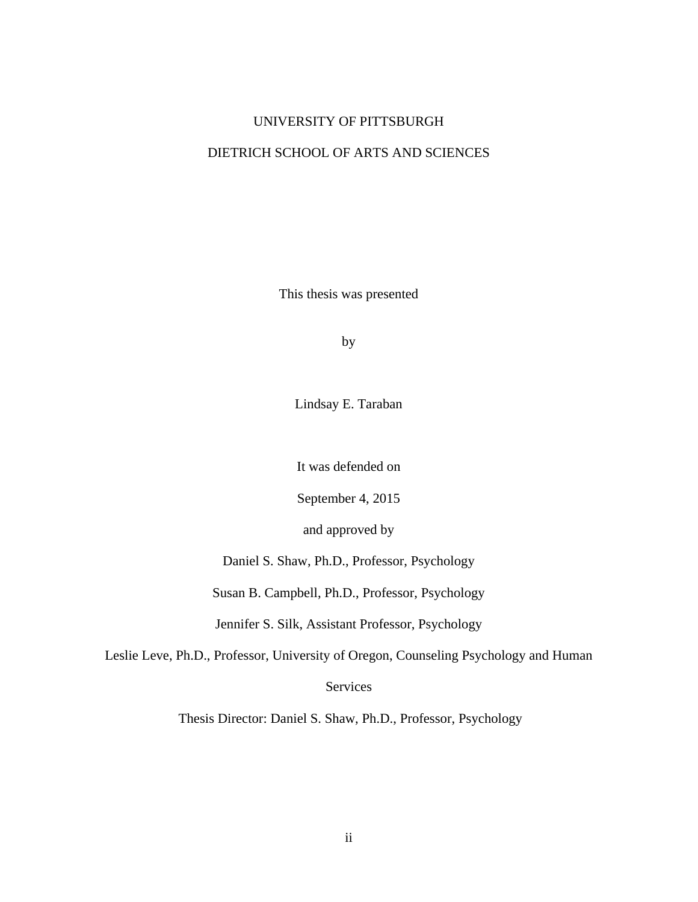UNIVERSITY OF PITTSBURGH

DIETRICH SCHOOL OF ARTS AND SCIENCES

This thesis was presented

by

Lindsay E. Taraban

It was defended on

September 4, 2015

and approved by

Daniel S. Shaw, Ph.D., Professor, Psychology

Susan B. Campbell, Ph.D., Professor, Psychology

Jennifer S. Silk, Assistant Professor, Psychology

Leslie Leve, Ph.D., Professor, University of Oregon, Counseling Psychology and Human Services

Thesis Director: Daniel S. Shaw, Ph.D., Professor, Psychology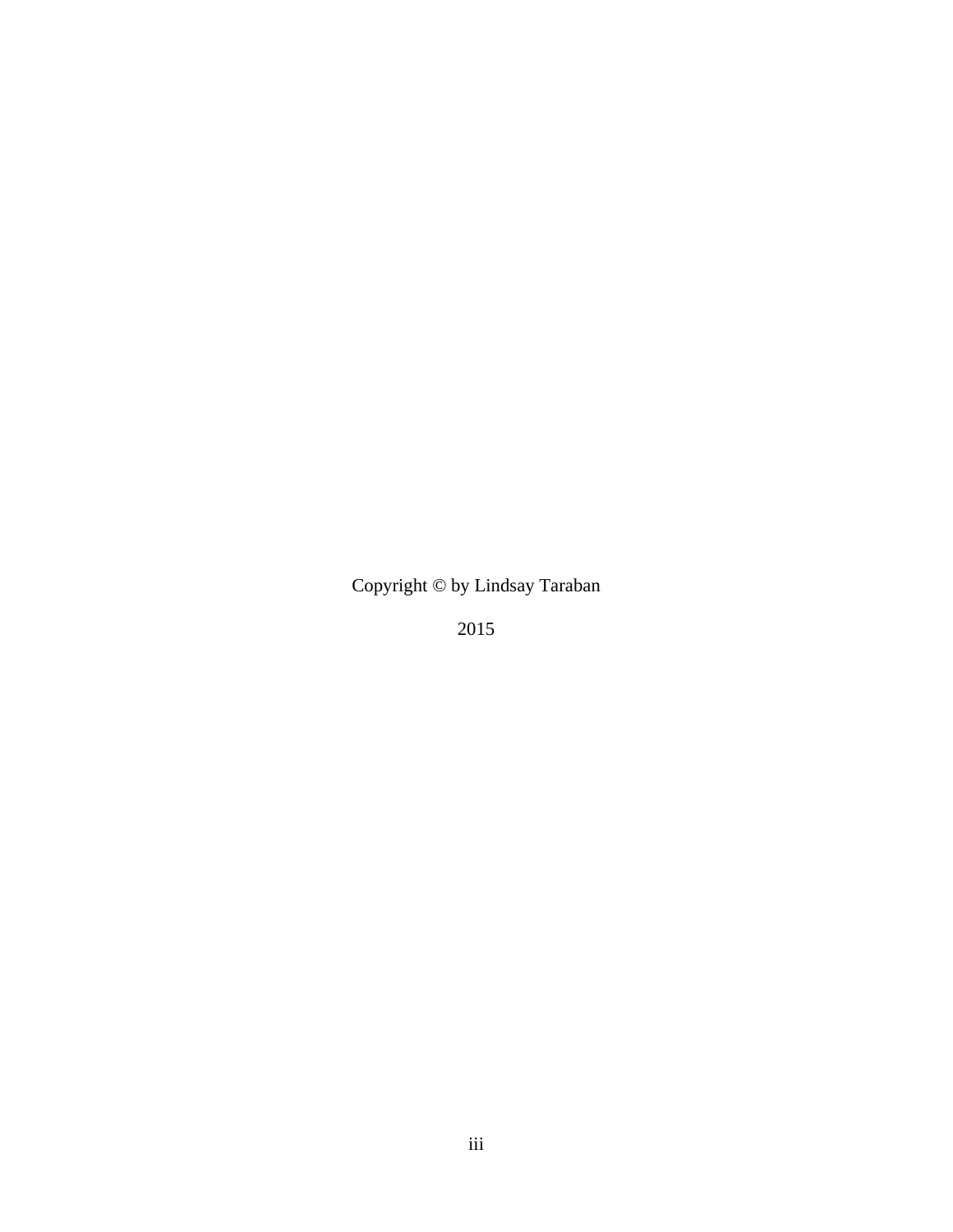Copyright © by Lindsay Taraban

2015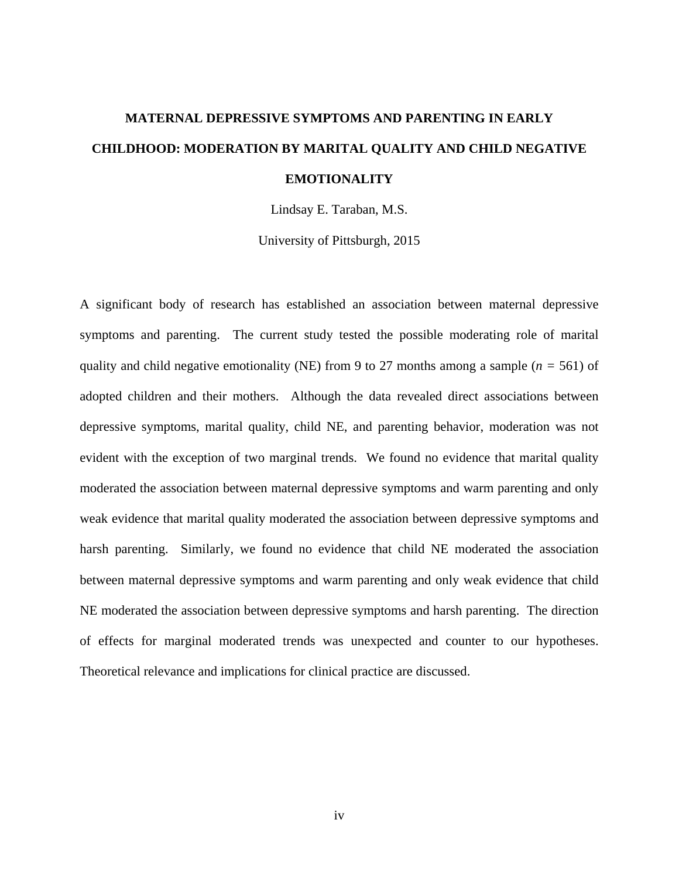# MATERNAL DEPRESSIVE SYMPTOMS AND PARENTING IN EARLY CHILDHOOD: MODERATION BY MARITAL QUALITY AND CHILD NEGATIVE EMOTIONALITY

Lindsay E. Taraban, M.S.

University of Pittsburgh, 2015

A significant body of research has established an association between maternal depressive symptoms and parenting. The current study tested the possible moderating role of marital quality and child negative emotionality (NE) from 9 to 27 months among a sample ($n$ = 561) of adopted children and their mothers. Although the data revealed direct associations between depressive symptoms, marital quality, child NE, and parenting behavior, moderation was not evident with the exception of two marginal trends. We found no evidence that marital quality moderated the association between maternal depressive symptoms and warm parenting and only weak evidence that marital quality moderated the association between depressive symptoms and harsh parenting. Similarly, we found no evidence that child NE moderated the association between maternal depressive symptoms and warm parenting and only weak evidence that child NE moderated the association between depressive symptoms and harsh parenting. The direction of effects for marginal moderated trends was unexpected and counter to our hypotheses. Theoretical relevance and implications for clinical practice are discussed.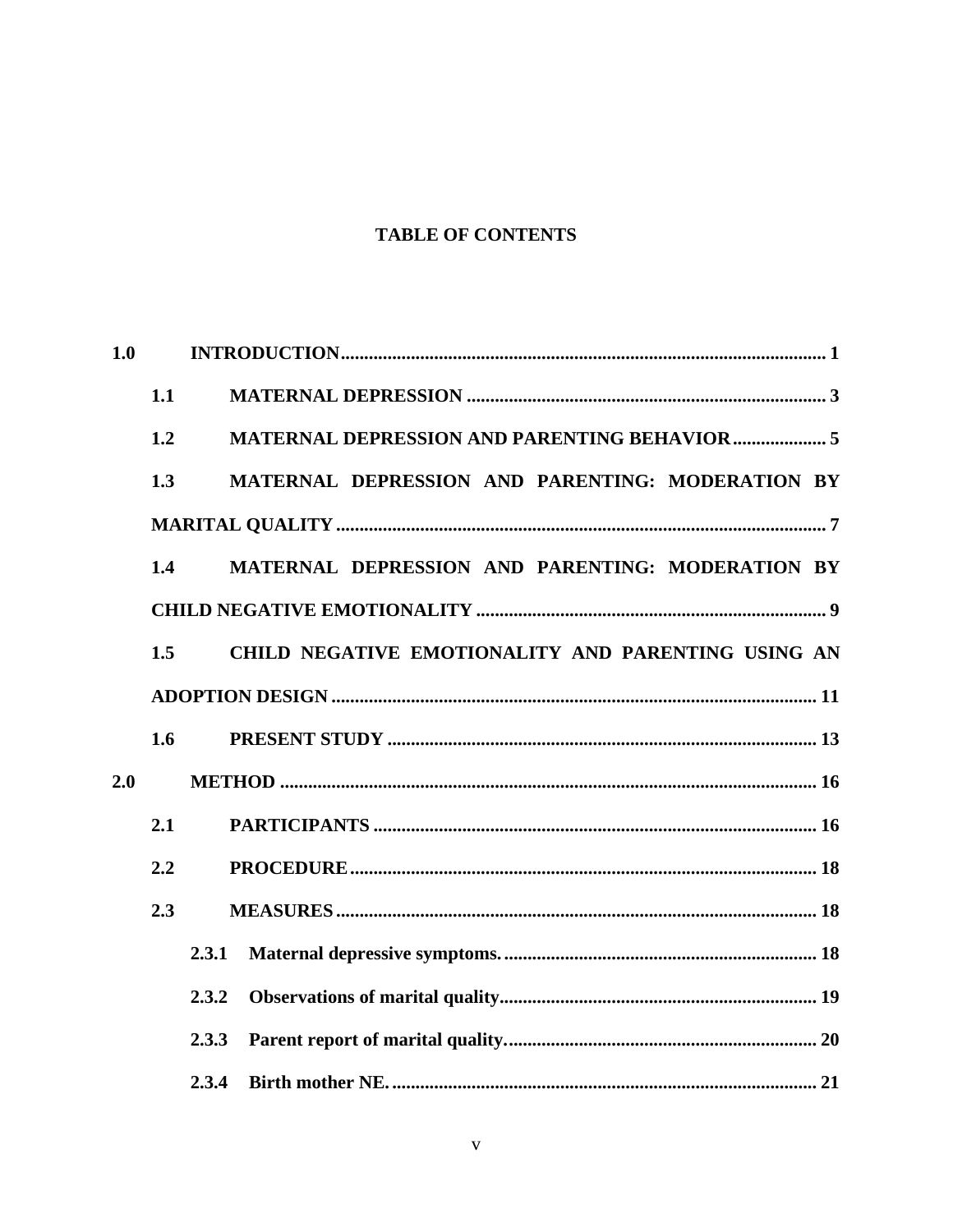**TABLE OF CONTENTS**

**1.0 INTRODUCTION** ........................................................................................................ **1**

- **1.1 MATERNAL DEPRESSION** ............................................................................ **3**
- **1.2 MATERNAL DEPRESSION AND PARENTING BEHAVIOR** .................... **5**
- **1.3 MATERNAL DEPRESSION AND PARENTING: MODERATION BY MARITAL QUALITY** ......................................................................................................... **7**
- **1.4 MATERNAL DEPRESSION AND PARENTING: MODERATION BY CHILD NEGATIVE EMOTIONALITY** .......................................................................... **9**
- **1.5 CHILD NEGATIVE EMOTIONALITY AND PARENTING USING AN ADOPTION DESIGN** ....................................................................................................... **11**
- **1.6 PRESENT STUDY** ........................................................................................... **13**

**2.0 METHOD** .................................................................................................................. **16**

- **2.1 PARTICIPANTS** .............................................................................................. **16**
- **2.2 PROCEDURE** ................................................................................................... **18**
- **2.3 MEASURES** ...................................................................................................... **18**
  - **2.3.1 Maternal depressive symptoms.** ................................................................... **18**
  - **2.3.2 Observations of marital quality** .................................................................... **19**
  - **2.3.3 Parent report of marital quality.** .................................................................. **20**
  - **2.3.4 Birth mother NE.** .......................................................................................... **21**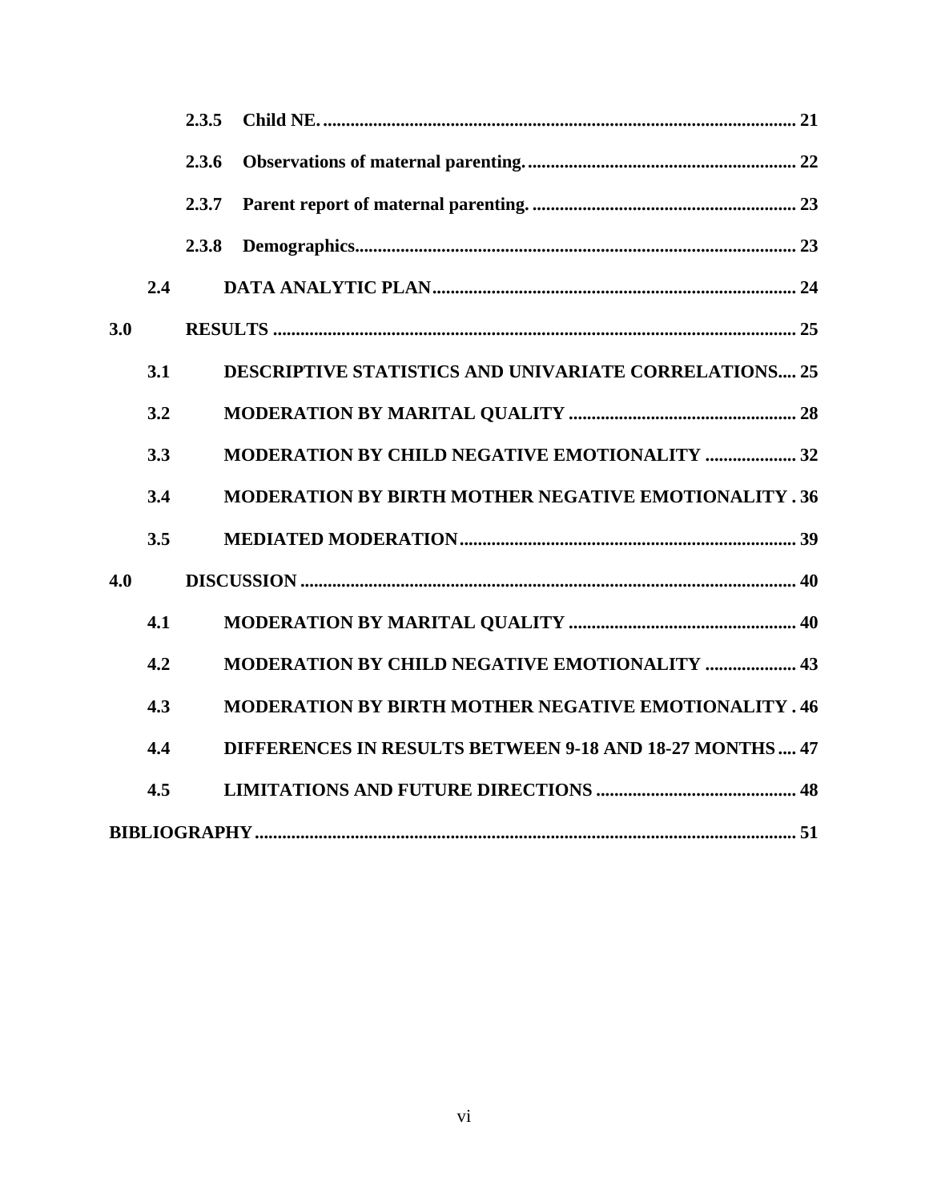2.3.5 Child NE. 21

2.3.6 Observations of maternal parenting. 22

2.3.7 Parent report of maternal parenting. 23

2.3.8 Demographics 23

2.4 DATA ANALYTIC PLAN 24

3.0 RESULTS 25

3.1 DESCRIPTIVE STATISTICS AND UNIVARIATE CORRELATIONS 25

3.2 MODERATION BY MARITAL QUALITY 28

3.3 MODERATION BY CHILD NEGATIVE EMOTIONALITY 32

3.4 MODERATION BY BIRTH MOTHER NEGATIVE EMOTIONALITY 36

3.5 MEDIATED MODERATION 39

4.0 DISCUSSION 40

4.1 MODERATION BY MARITAL QUALITY 40

4.2 MODERATION BY CHILD NEGATIVE EMOTIONALITY 43

4.3 MODERATION BY BIRTH MOTHER NEGATIVE EMOTIONALITY 46

4.4 DIFFERENCES IN RESULTS BETWEEN 9-18 AND 18-27 MONTHS 47

4.5 LIMITATIONS AND FUTURE DIRECTIONS 48

BIBLIOGRAPHY 51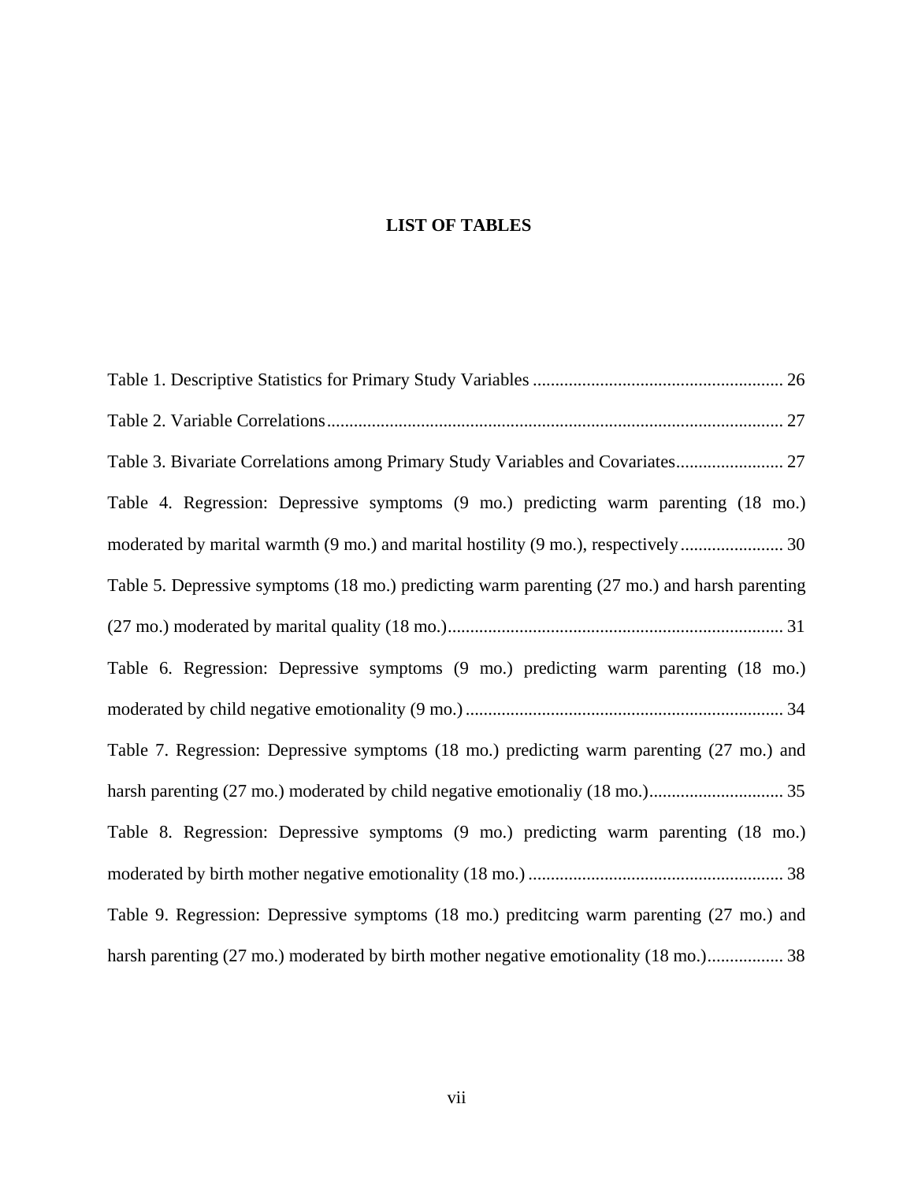# LIST OF TABLES

Table 1. Descriptive Statistics for Primary Study Variables ....................................................... 26

Table 2. Variable Correlations..................................................................................................... 27

Table 3. Bivariate Correlations among Primary Study Variables and Covariates........................ 27

Table 4. Regression: Depressive symptoms (9 mo.) predicting warm parenting (18 mo.) moderated by marital warmth (9 mo.) and marital hostility (9 mo.), respectively....................... 30

Table 5. Depressive symptoms (18 mo.) predicting warm parenting (27 mo.) and harsh parenting (27 mo.) moderated by marital quality (18 mo.).......................................................................... 31

Table 6. Regression: Depressive symptoms (9 mo.) predicting warm parenting (18 mo.) moderated by child negative emotionality (9 mo.) ....................................................................... 34

Table 7. Regression: Depressive symptoms (18 mo.) predicting warm parenting (27 mo.) and harsh parenting (27 mo.) moderated by child negative emotionaliy (18 mo.).............................. 35

Table 8. Regression: Depressive symptoms (9 mo.) predicting warm parenting (18 mo.) moderated by birth mother negative emotionality (18 mo.) ......................................................... 38

Table 9. Regression: Depressive symptoms (18 mo.) preditcing warm parenting (27 mo.) and harsh parenting (27 mo.) moderated by birth mother negative emotionality (18 mo.)................. 38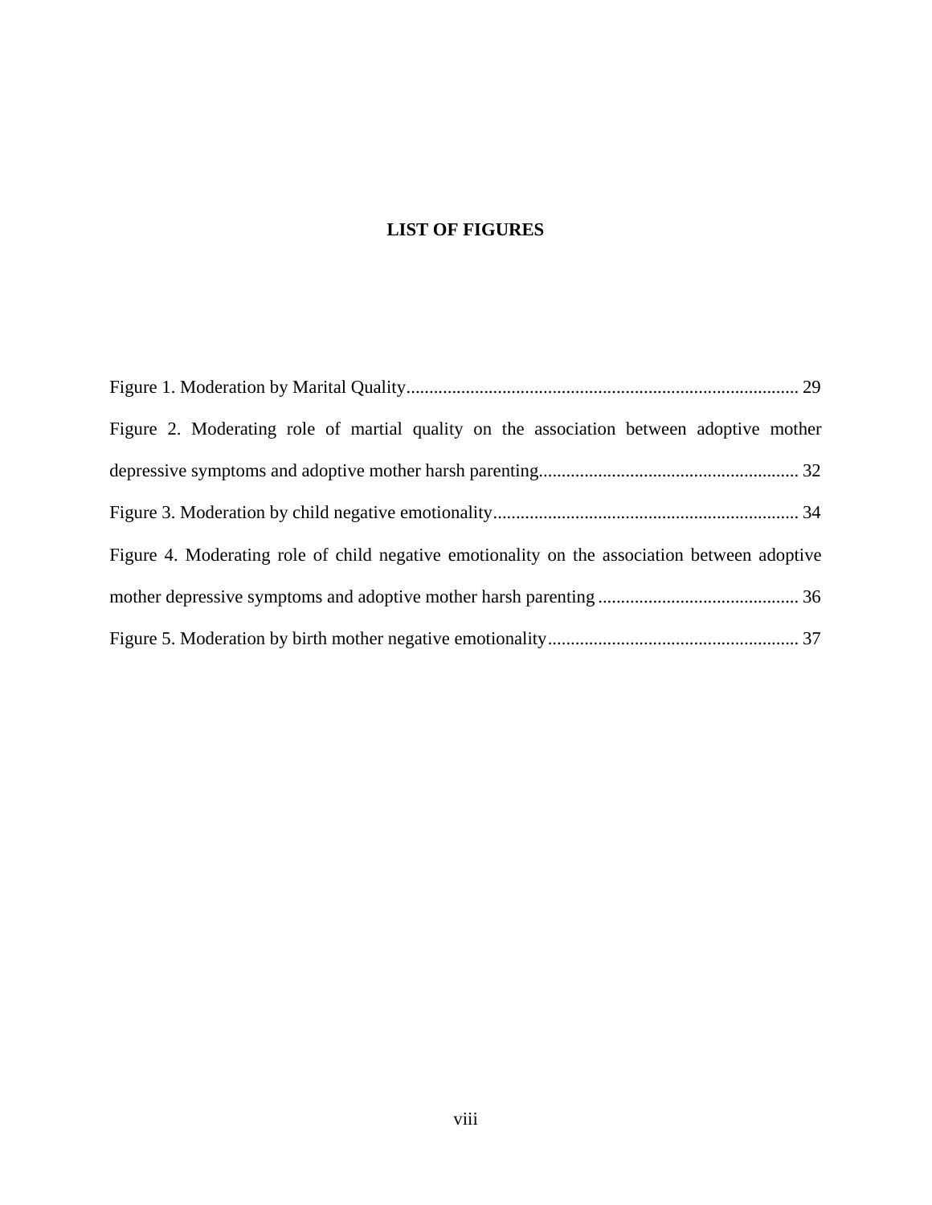# LIST OF FIGURES

Figure 1. Moderation by Marital Quality..................................................................................... 29

Figure 2. Moderating role of martial quality on the association between adoptive mother depressive symptoms and adoptive mother harsh parenting......................................................... 32

Figure 3. Moderation by child negative emotionality................................................................... 34

Figure 4. Moderating role of child negative emotionality on the association between adoptive mother depressive symptoms and adoptive mother harsh parenting ............................................ 36

Figure 5. Moderation by birth mother negative emotionality....................................................... 37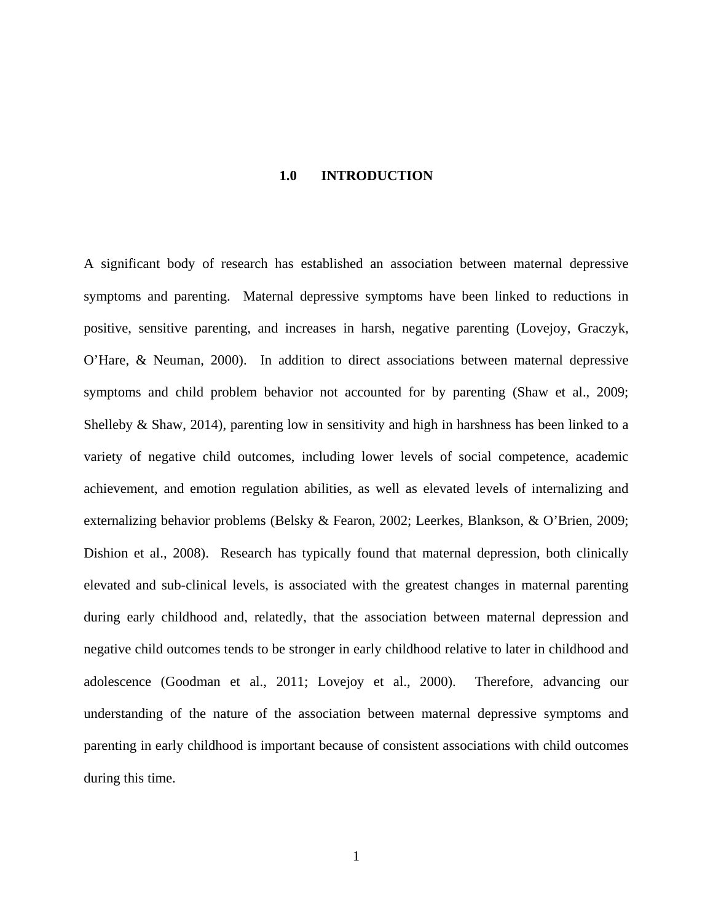# 1.0 INTRODUCTION

A significant body of research has established an association between maternal depressive symptoms and parenting. Maternal depressive symptoms have been linked to reductions in positive, sensitive parenting, and increases in harsh, negative parenting (Lovejoy, Graczyk, O'Hare, & Neuman, 2000). In addition to direct associations between maternal depressive symptoms and child problem behavior not accounted for by parenting (Shaw et al., 2009; Shelleby & Shaw, 2014), parenting low in sensitivity and high in harshness has been linked to a variety of negative child outcomes, including lower levels of social competence, academic achievement, and emotion regulation abilities, as well as elevated levels of internalizing and externalizing behavior problems (Belsky & Fearon, 2002; Leerkes, Blankson, & O'Brien, 2009; Dishion et al., 2008). Research has typically found that maternal depression, both clinically elevated and sub-clinical levels, is associated with the greatest changes in maternal parenting during early childhood and, relatedly, that the association between maternal depression and negative child outcomes tends to be stronger in early childhood relative to later in childhood and adolescence (Goodman et al., 2011; Lovejoy et al., 2000). Therefore, advancing our understanding of the nature of the association between maternal depressive symptoms and parenting in early childhood is important because of consistent associations with child outcomes during this time.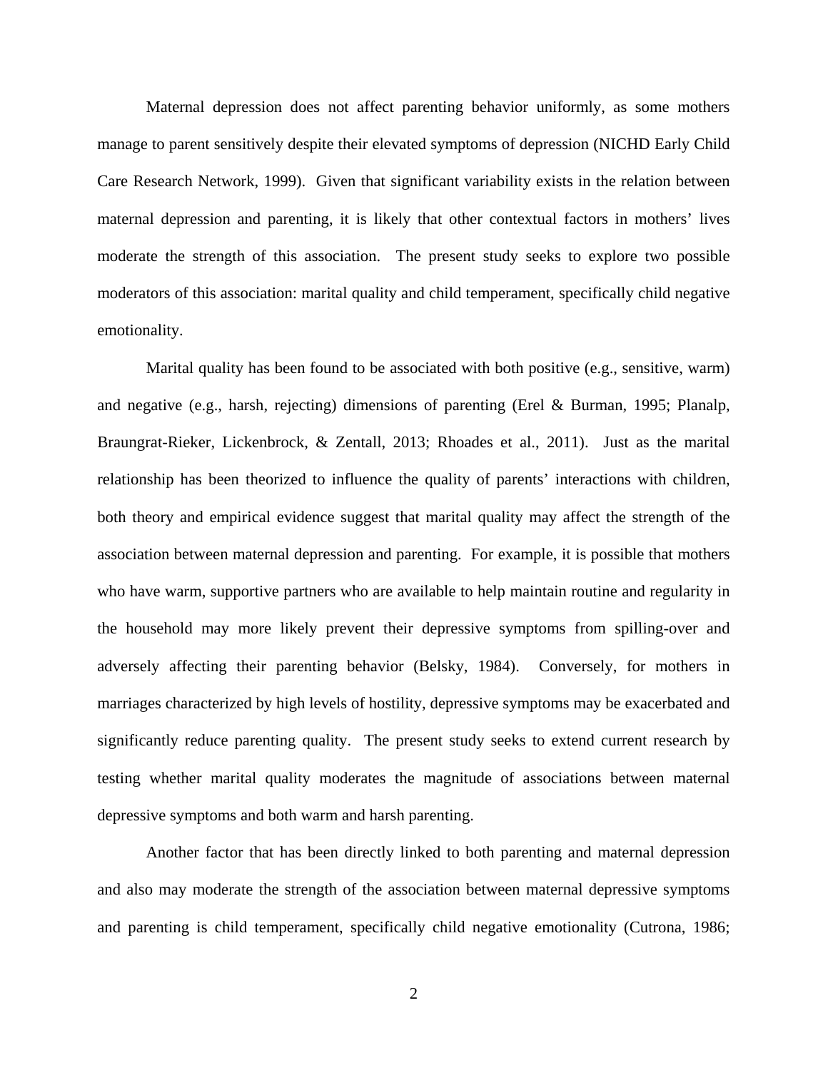Maternal depression does not affect parenting behavior uniformly, as some mothers manage to parent sensitively despite their elevated symptoms of depression (NICHD Early Child Care Research Network, 1999). Given that significant variability exists in the relation between maternal depression and parenting, it is likely that other contextual factors in mothers' lives moderate the strength of this association. The present study seeks to explore two possible moderators of this association: marital quality and child temperament, specifically child negative emotionality.

Marital quality has been found to be associated with both positive (e.g., sensitive, warm) and negative (e.g., harsh, rejecting) dimensions of parenting (Erel & Burman, 1995; Planalp, Braungrat-Rieker, Lickenbrock, & Zentall, 2013; Rhoades et al., 2011). Just as the marital relationship has been theorized to influence the quality of parents' interactions with children, both theory and empirical evidence suggest that marital quality may affect the strength of the association between maternal depression and parenting. For example, it is possible that mothers who have warm, supportive partners who are available to help maintain routine and regularity in the household may more likely prevent their depressive symptoms from spilling-over and adversely affecting their parenting behavior (Belsky, 1984). Conversely, for mothers in marriages characterized by high levels of hostility, depressive symptoms may be exacerbated and significantly reduce parenting quality. The present study seeks to extend current research by testing whether marital quality moderates the magnitude of associations between maternal depressive symptoms and both warm and harsh parenting.

Another factor that has been directly linked to both parenting and maternal depression and also may moderate the strength of the association between maternal depressive symptoms and parenting is child temperament, specifically child negative emotionality (Cutrona, 1986;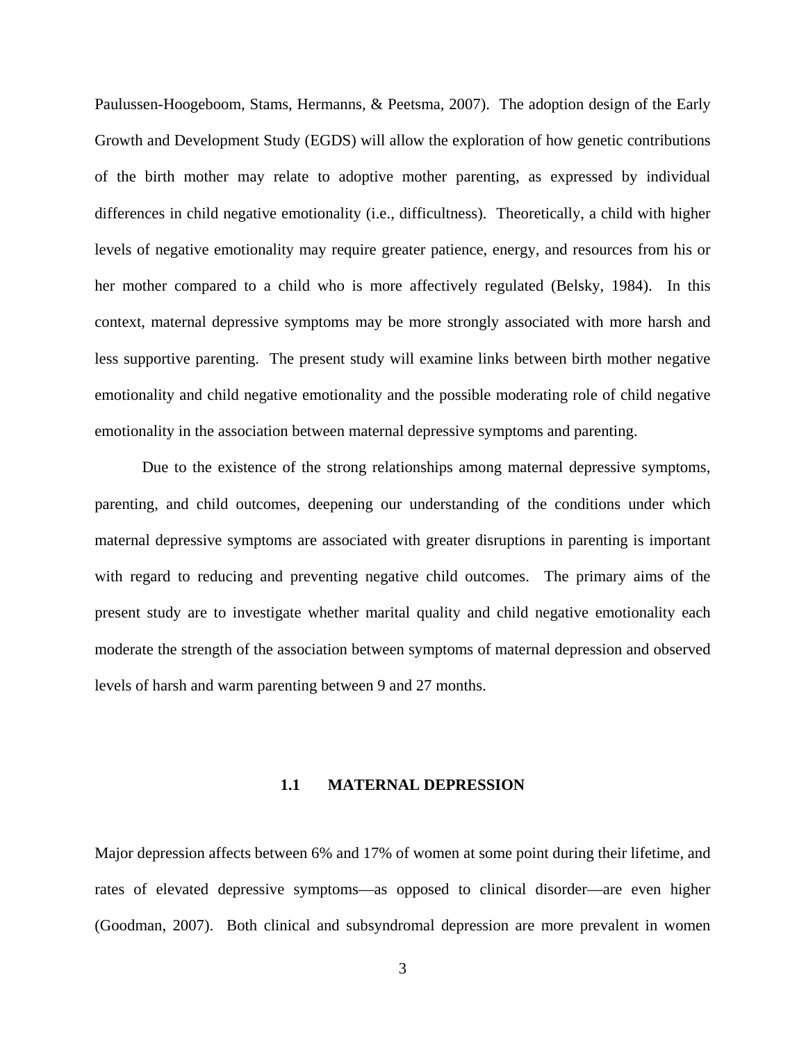Paulussen-Hoogeboom, Stams, Hermanns, & Peetsma, 2007). The adoption design of the Early Growth and Development Study (EGDS) will allow the exploration of how genetic contributions of the birth mother may relate to adoptive mother parenting, as expressed by individual differences in child negative emotionality (i.e., difficultness). Theoretically, a child with higher levels of negative emotionality may require greater patience, energy, and resources from his or her mother compared to a child who is more affectively regulated (Belsky, 1984). In this context, maternal depressive symptoms may be more strongly associated with more harsh and less supportive parenting. The present study will examine links between birth mother negative emotionality and child negative emotionality and the possible moderating role of child negative emotionality in the association between maternal depressive symptoms and parenting.

Due to the existence of the strong relationships among maternal depressive symptoms, parenting, and child outcomes, deepening our understanding of the conditions under which maternal depressive symptoms are associated with greater disruptions in parenting is important with regard to reducing and preventing negative child outcomes. The primary aims of the present study are to investigate whether marital quality and child negative emotionality each moderate the strength of the association between symptoms of maternal depression and observed levels of harsh and warm parenting between 9 and 27 months.

## 1.1 MATERNAL DEPRESSION

Major depression affects between 6% and 17% of women at some point during their lifetime, and rates of elevated depressive symptoms—as opposed to clinical disorder—are even higher (Goodman, 2007). Both clinical and subsyndromal depression are more prevalent in women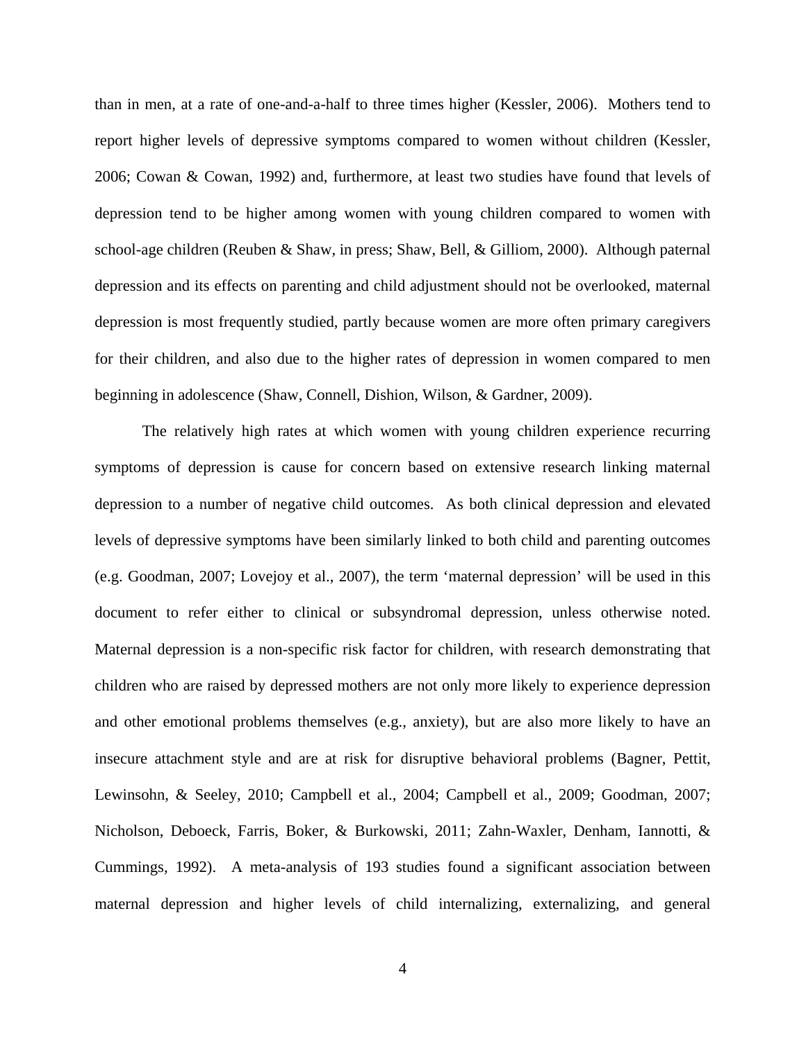than in men, at a rate of one-and-a-half to three times higher (Kessler, 2006). Mothers tend to report higher levels of depressive symptoms compared to women without children (Kessler, 2006; Cowan & Cowan, 1992) and, furthermore, at least two studies have found that levels of depression tend to be higher among women with young children compared to women with school-age children (Reuben & Shaw, in press; Shaw, Bell, & Gilliom, 2000). Although paternal depression and its effects on parenting and child adjustment should not be overlooked, maternal depression is most frequently studied, partly because women are more often primary caregivers for their children, and also due to the higher rates of depression in women compared to men beginning in adolescence (Shaw, Connell, Dishion, Wilson, & Gardner, 2009).

The relatively high rates at which women with young children experience recurring symptoms of depression is cause for concern based on extensive research linking maternal depression to a number of negative child outcomes. As both clinical depression and elevated levels of depressive symptoms have been similarly linked to both child and parenting outcomes (e.g. Goodman, 2007; Lovejoy et al., 2007), the term 'maternal depression' will be used in this document to refer either to clinical or subsyndromal depression, unless otherwise noted. Maternal depression is a non-specific risk factor for children, with research demonstrating that children who are raised by depressed mothers are not only more likely to experience depression and other emotional problems themselves (e.g., anxiety), but are also more likely to have an insecure attachment style and are at risk for disruptive behavioral problems (Bagner, Pettit, Lewinsohn, & Seeley, 2010; Campbell et al., 2004; Campbell et al., 2009; Goodman, 2007; Nicholson, Deboeck, Farris, Boker, & Burkowski, 2011; Zahn-Waxler, Denham, Iannotti, & Cummings, 1992). A meta-analysis of 193 studies found a significant association between maternal depression and higher levels of child internalizing, externalizing, and general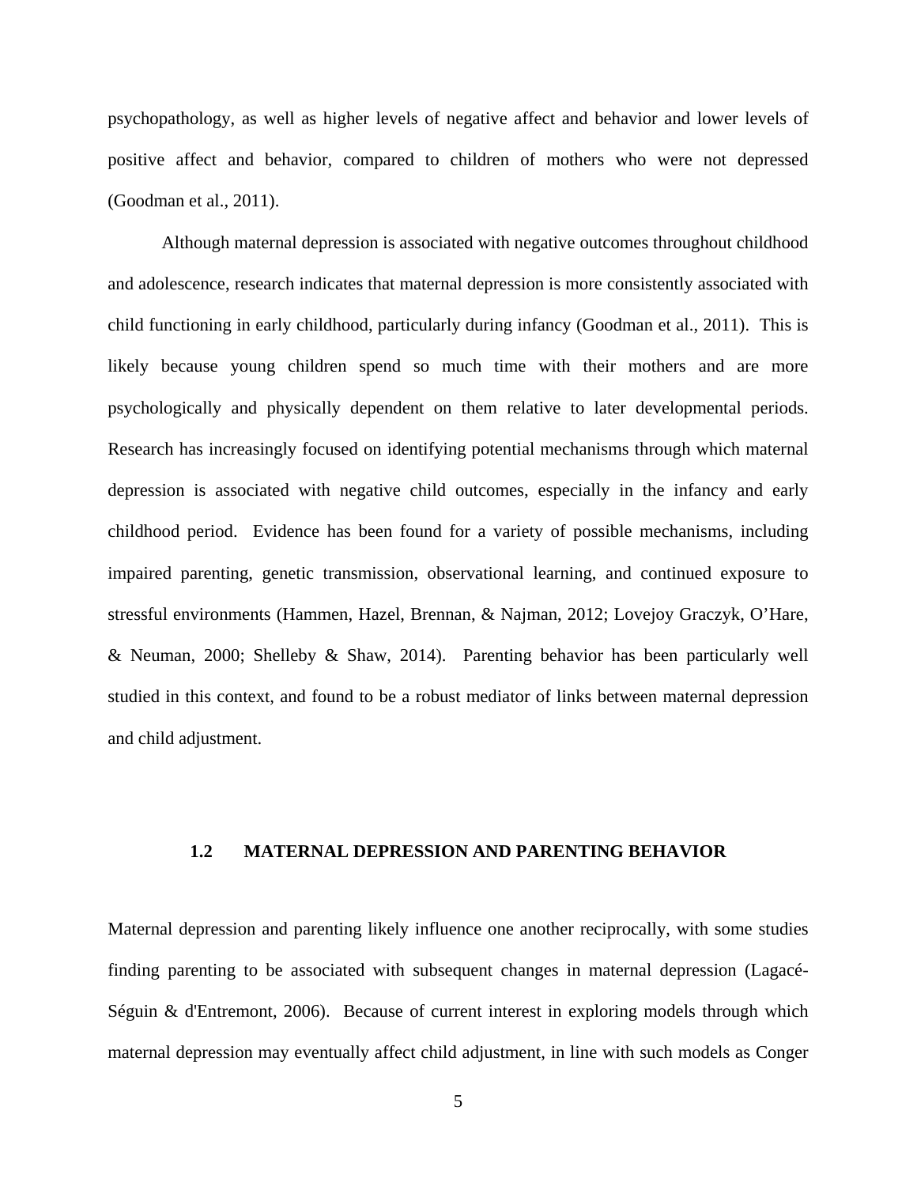psychopathology, as well as higher levels of negative affect and behavior and lower levels of positive affect and behavior, compared to children of mothers who were not depressed (Goodman et al., 2011).

Although maternal depression is associated with negative outcomes throughout childhood and adolescence, research indicates that maternal depression is more consistently associated with child functioning in early childhood, particularly during infancy (Goodman et al., 2011). This is likely because young children spend so much time with their mothers and are more psychologically and physically dependent on them relative to later developmental periods. Research has increasingly focused on identifying potential mechanisms through which maternal depression is associated with negative child outcomes, especially in the infancy and early childhood period. Evidence has been found for a variety of possible mechanisms, including impaired parenting, genetic transmission, observational learning, and continued exposure to stressful environments (Hammen, Hazel, Brennan, & Najman, 2012; Lovejoy Graczyk, O'Hare, & Neuman, 2000; Shelleby & Shaw, 2014). Parenting behavior has been particularly well studied in this context, and found to be a robust mediator of links between maternal depression and child adjustment.

## 1.2 MATERNAL DEPRESSION AND PARENTING BEHAVIOR

Maternal depression and parenting likely influence one another reciprocally, with some studies finding parenting to be associated with subsequent changes in maternal depression (Lagacé-Séguin & d'Entremont, 2006). Because of current interest in exploring models through which maternal depression may eventually affect child adjustment, in line with such models as Conger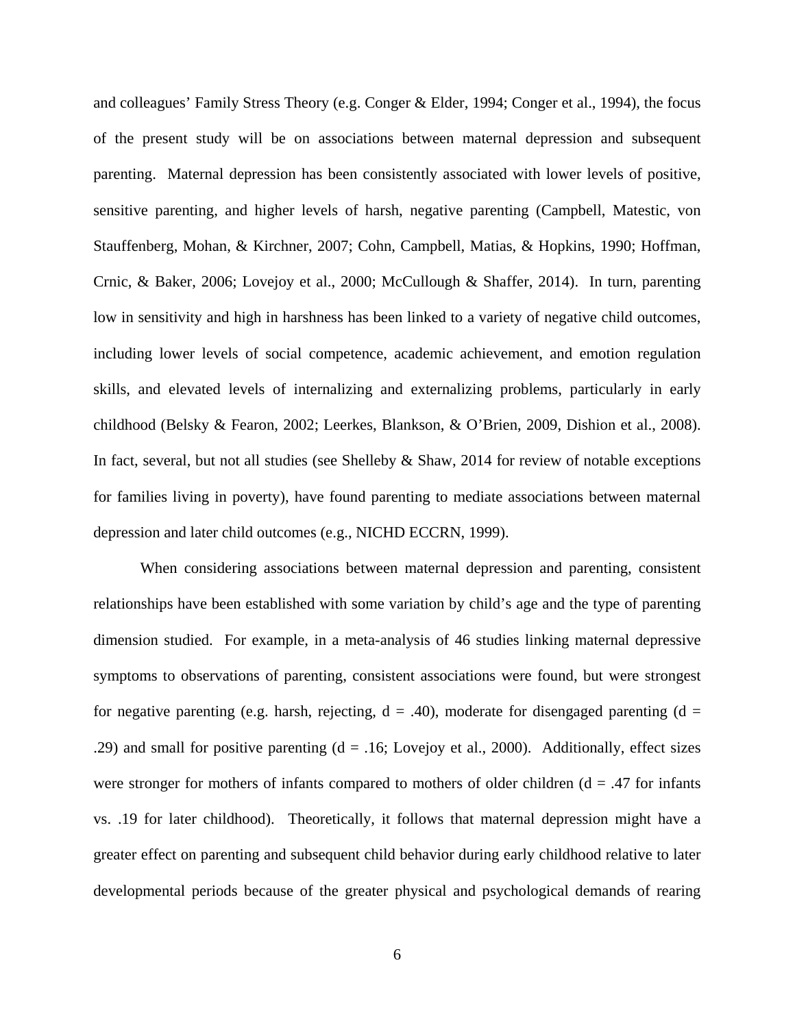and colleagues' Family Stress Theory (e.g. Conger & Elder, 1994; Conger et al., 1994), the focus of the present study will be on associations between maternal depression and subsequent parenting. Maternal depression has been consistently associated with lower levels of positive, sensitive parenting, and higher levels of harsh, negative parenting (Campbell, Matestic, von Stauffenberg, Mohan, & Kirchner, 2007; Cohn, Campbell, Matias, & Hopkins, 1990; Hoffman, Crnic, & Baker, 2006; Lovejoy et al., 2000; McCullough & Shaffer, 2014). In turn, parenting low in sensitivity and high in harshness has been linked to a variety of negative child outcomes, including lower levels of social competence, academic achievement, and emotion regulation skills, and elevated levels of internalizing and externalizing problems, particularly in early childhood (Belsky & Fearon, 2002; Leerkes, Blankson, & O'Brien, 2009, Dishion et al., 2008). In fact, several, but not all studies (see Shelleby & Shaw, 2014 for review of notable exceptions for families living in poverty), have found parenting to mediate associations between maternal depression and later child outcomes (e.g., NICHD ECCRN, 1999).

When considering associations between maternal depression and parenting, consistent relationships have been established with some variation by child's age and the type of parenting dimension studied. For example, in a meta-analysis of 46 studies linking maternal depressive symptoms to observations of parenting, consistent associations were found, but were strongest for negative parenting (e.g. harsh, rejecting, $d = .40$), moderate for disengaged parenting ($d = .29$) and small for positive parenting ($d = .16$; Lovejoy et al., 2000). Additionally, effect sizes were stronger for mothers of infants compared to mothers of older children ($d = .47$ for infants vs. .19 for later childhood). Theoretically, it follows that maternal depression might have a greater effect on parenting and subsequent child behavior during early childhood relative to later developmental periods because of the greater physical and psychological demands of rearing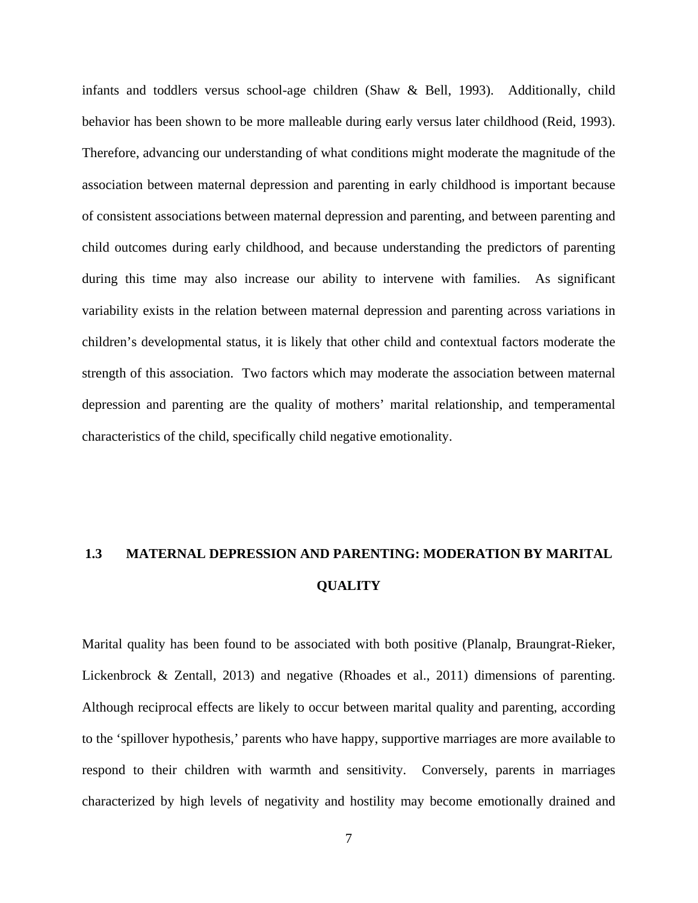infants and toddlers versus school-age children (Shaw & Bell, 1993). Additionally, child behavior has been shown to be more malleable during early versus later childhood (Reid, 1993). Therefore, advancing our understanding of what conditions might moderate the magnitude of the association between maternal depression and parenting in early childhood is important because of consistent associations between maternal depression and parenting, and between parenting and child outcomes during early childhood, and because understanding the predictors of parenting during this time may also increase our ability to intervene with families. As significant variability exists in the relation between maternal depression and parenting across variations in children's developmental status, it is likely that other child and contextual factors moderate the strength of this association. Two factors which may moderate the association between maternal depression and parenting are the quality of mothers' marital relationship, and temperamental characteristics of the child, specifically child negative emotionality.

## 1.3 MATERNAL DEPRESSION AND PARENTING: MODERATION BY MARITAL QUALITY

Marital quality has been found to be associated with both positive (Planalp, Braungrat-Rieker, Lickenbrock & Zentall, 2013) and negative (Rhoades et al., 2011) dimensions of parenting. Although reciprocal effects are likely to occur between marital quality and parenting, according to the 'spillover hypothesis,' parents who have happy, supportive marriages are more available to respond to their children with warmth and sensitivity. Conversely, parents in marriages characterized by high levels of negativity and hostility may become emotionally drained and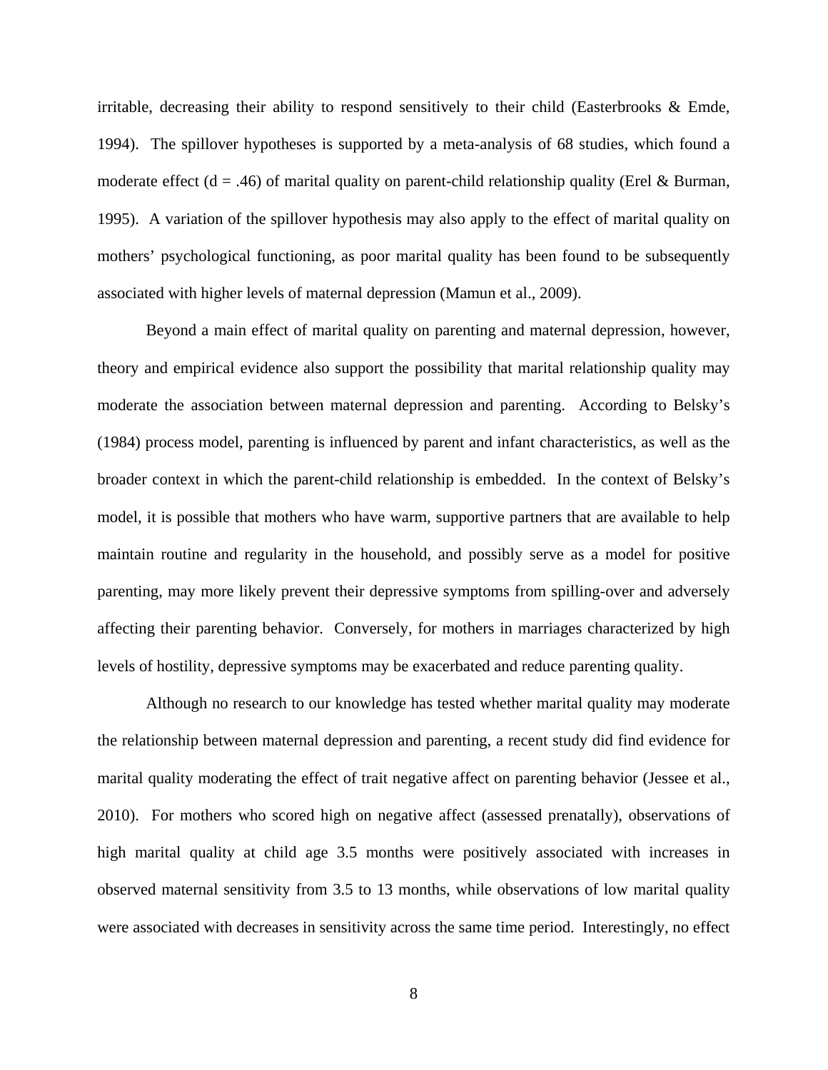irritable, decreasing their ability to respond sensitively to their child (Easterbrooks & Emde, 1994). The spillover hypotheses is supported by a meta-analysis of 68 studies, which found a moderate effect (d = .46) of marital quality on parent-child relationship quality (Erel & Burman, 1995). A variation of the spillover hypothesis may also apply to the effect of marital quality on mothers' psychological functioning, as poor marital quality has been found to be subsequently associated with higher levels of maternal depression (Mamun et al., 2009).

Beyond a main effect of marital quality on parenting and maternal depression, however, theory and empirical evidence also support the possibility that marital relationship quality may moderate the association between maternal depression and parenting. According to Belsky's (1984) process model, parenting is influenced by parent and infant characteristics, as well as the broader context in which the parent-child relationship is embedded. In the context of Belsky's model, it is possible that mothers who have warm, supportive partners that are available to help maintain routine and regularity in the household, and possibly serve as a model for positive parenting, may more likely prevent their depressive symptoms from spilling-over and adversely affecting their parenting behavior. Conversely, for mothers in marriages characterized by high levels of hostility, depressive symptoms may be exacerbated and reduce parenting quality.

Although no research to our knowledge has tested whether marital quality may moderate the relationship between maternal depression and parenting, a recent study did find evidence for marital quality moderating the effect of trait negative affect on parenting behavior (Jessee et al., 2010). For mothers who scored high on negative affect (assessed prenatally), observations of high marital quality at child age 3.5 months were positively associated with increases in observed maternal sensitivity from 3.5 to 13 months, while observations of low marital quality were associated with decreases in sensitivity across the same time period. Interestingly, no effect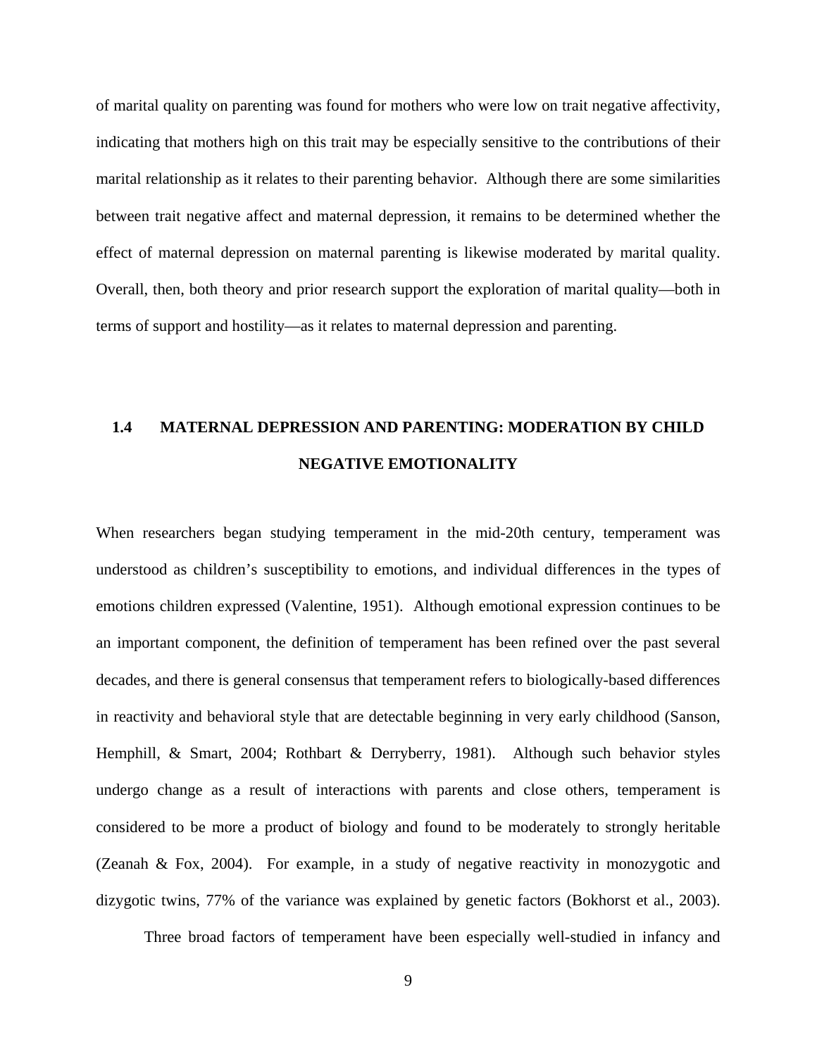of marital quality on parenting was found for mothers who were low on trait negative affectivity, indicating that mothers high on this trait may be especially sensitive to the contributions of their marital relationship as it relates to their parenting behavior. Although there are some similarities between trait negative affect and maternal depression, it remains to be determined whether the effect of maternal depression on maternal parenting is likewise moderated by marital quality. Overall, then, both theory and prior research support the exploration of marital quality—both in terms of support and hostility—as it relates to maternal depression and parenting.

## 1.4 MATERNAL DEPRESSION AND PARENTING: MODERATION BY CHILD NEGATIVE EMOTIONALITY

When researchers began studying temperament in the mid-20th century, temperament was understood as children's susceptibility to emotions, and individual differences in the types of emotions children expressed (Valentine, 1951). Although emotional expression continues to be an important component, the definition of temperament has been refined over the past several decades, and there is general consensus that temperament refers to biologically-based differences in reactivity and behavioral style that are detectable beginning in very early childhood (Sanson, Hemphill, & Smart, 2004; Rothbart & Derryberry, 1981). Although such behavior styles undergo change as a result of interactions with parents and close others, temperament is considered to be more a product of biology and found to be moderately to strongly heritable (Zeanah & Fox, 2004). For example, in a study of negative reactivity in monozygotic and dizygotic twins, 77% of the variance was explained by genetic factors (Bokhorst et al., 2003).

Three broad factors of temperament have been especially well-studied in infancy and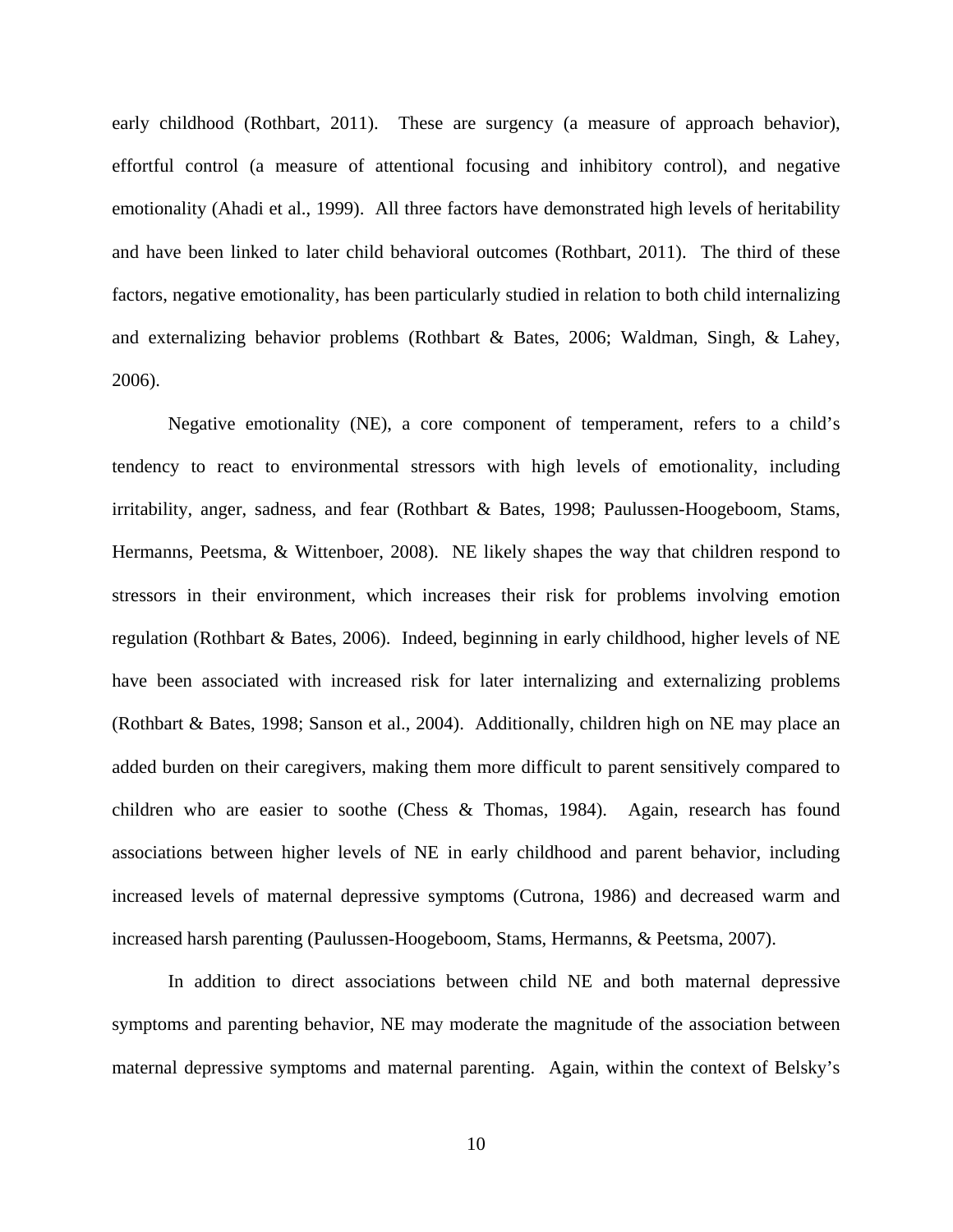early childhood (Rothbart, 2011). These are surgency (a measure of approach behavior), effortful control (a measure of attentional focusing and inhibitory control), and negative emotionality (Ahadi et al., 1999). All three factors have demonstrated high levels of heritability and have been linked to later child behavioral outcomes (Rothbart, 2011). The third of these factors, negative emotionality, has been particularly studied in relation to both child internalizing and externalizing behavior problems (Rothbart & Bates, 2006; Waldman, Singh, & Lahey, 2006).

Negative emotionality (NE), a core component of temperament, refers to a child's tendency to react to environmental stressors with high levels of emotionality, including irritability, anger, sadness, and fear (Rothbart & Bates, 1998; Paulussen-Hoogeboom, Stams, Hermanns, Peetsma, & Wittenboer, 2008). NE likely shapes the way that children respond to stressors in their environment, which increases their risk for problems involving emotion regulation (Rothbart & Bates, 2006). Indeed, beginning in early childhood, higher levels of NE have been associated with increased risk for later internalizing and externalizing problems (Rothbart & Bates, 1998; Sanson et al., 2004). Additionally, children high on NE may place an added burden on their caregivers, making them more difficult to parent sensitively compared to children who are easier to soothe (Chess & Thomas, 1984). Again, research has found associations between higher levels of NE in early childhood and parent behavior, including increased levels of maternal depressive symptoms (Cutrona, 1986) and decreased warm and increased harsh parenting (Paulussen-Hoogeboom, Stams, Hermanns, & Peetsma, 2007).

In addition to direct associations between child NE and both maternal depressive symptoms and parenting behavior, NE may moderate the magnitude of the association between maternal depressive symptoms and maternal parenting. Again, within the context of Belsky's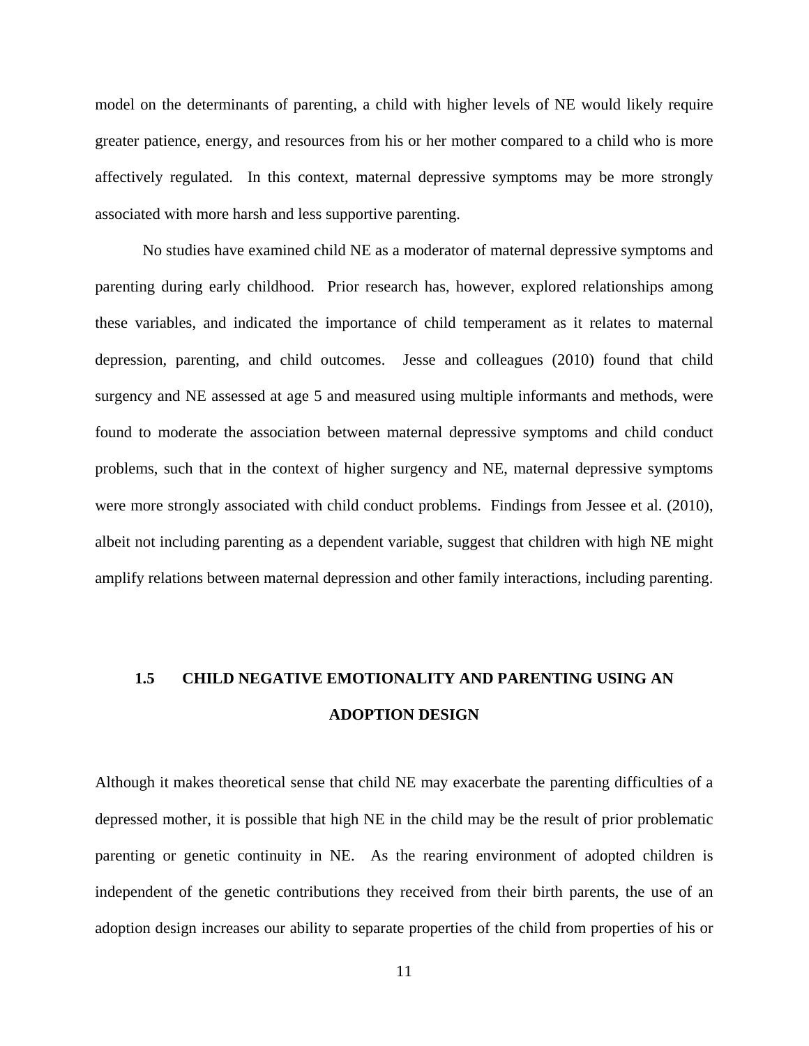model on the determinants of parenting, a child with higher levels of NE would likely require greater patience, energy, and resources from his or her mother compared to a child who is more affectively regulated. In this context, maternal depressive symptoms may be more strongly associated with more harsh and less supportive parenting.

No studies have examined child NE as a moderator of maternal depressive symptoms and parenting during early childhood. Prior research has, however, explored relationships among these variables, and indicated the importance of child temperament as it relates to maternal depression, parenting, and child outcomes. Jesse and colleagues (2010) found that child surgency and NE assessed at age 5 and measured using multiple informants and methods, were found to moderate the association between maternal depressive symptoms and child conduct problems, such that in the context of higher surgency and NE, maternal depressive symptoms were more strongly associated with child conduct problems. Findings from Jessee et al. (2010), albeit not including parenting as a dependent variable, suggest that children with high NE might amplify relations between maternal depression and other family interactions, including parenting.

## 1.5 CHILD NEGATIVE EMOTIONALITY AND PARENTING USING AN ADOPTION DESIGN

Although it makes theoretical sense that child NE may exacerbate the parenting difficulties of a depressed mother, it is possible that high NE in the child may be the result of prior problematic parenting or genetic continuity in NE. As the rearing environment of adopted children is independent of the genetic contributions they received from their birth parents, the use of an adoption design increases our ability to separate properties of the child from properties of his or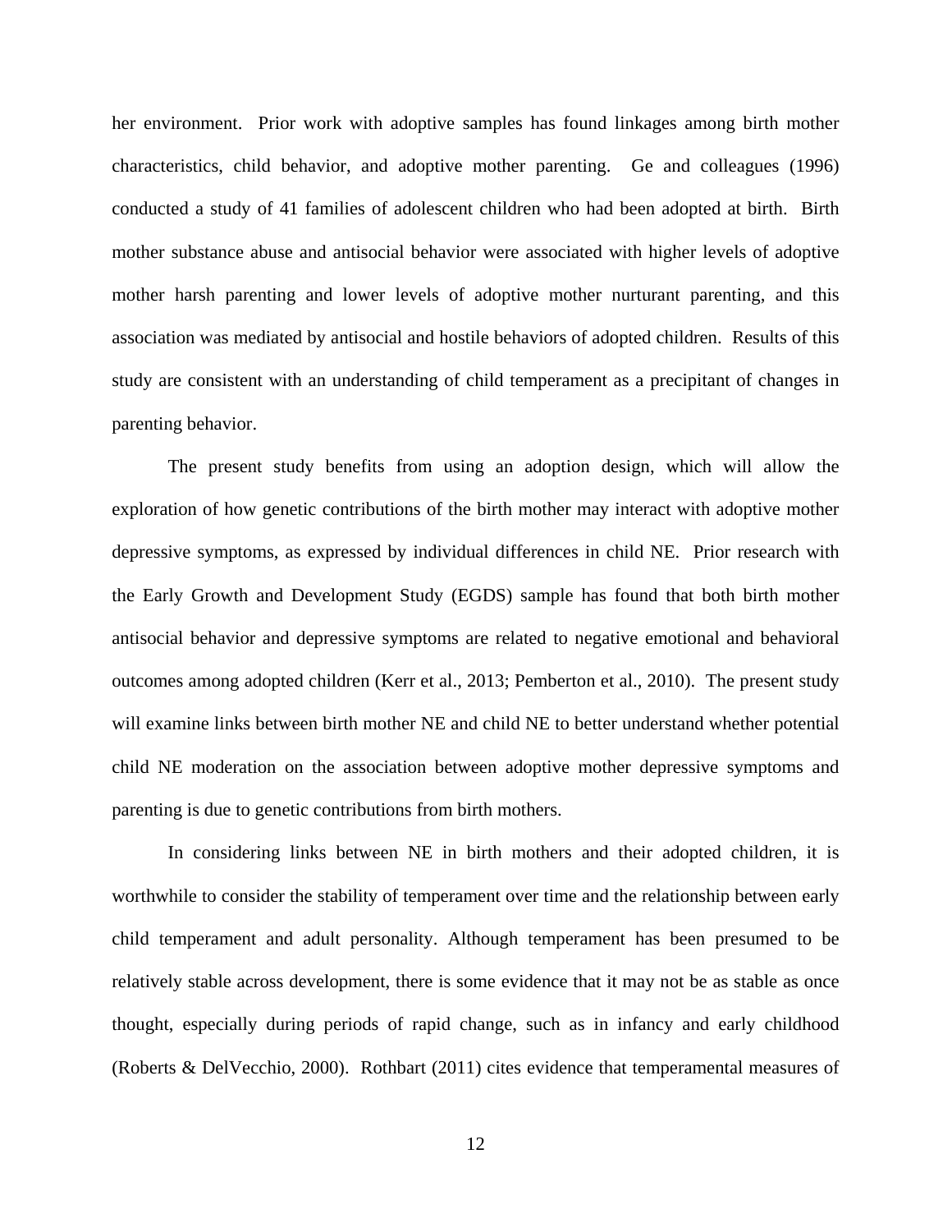her environment. Prior work with adoptive samples has found linkages among birth mother characteristics, child behavior, and adoptive mother parenting. Ge and colleagues (1996) conducted a study of 41 families of adolescent children who had been adopted at birth. Birth mother substance abuse and antisocial behavior were associated with higher levels of adoptive mother harsh parenting and lower levels of adoptive mother nurturant parenting, and this association was mediated by antisocial and hostile behaviors of adopted children. Results of this study are consistent with an understanding of child temperament as a precipitant of changes in parenting behavior.

The present study benefits from using an adoption design, which will allow the exploration of how genetic contributions of the birth mother may interact with adoptive mother depressive symptoms, as expressed by individual differences in child NE. Prior research with the Early Growth and Development Study (EGDS) sample has found that both birth mother antisocial behavior and depressive symptoms are related to negative emotional and behavioral outcomes among adopted children (Kerr et al., 2013; Pemberton et al., 2010). The present study will examine links between birth mother NE and child NE to better understand whether potential child NE moderation on the association between adoptive mother depressive symptoms and parenting is due to genetic contributions from birth mothers.

In considering links between NE in birth mothers and their adopted children, it is worthwhile to consider the stability of temperament over time and the relationship between early child temperament and adult personality. Although temperament has been presumed to be relatively stable across development, there is some evidence that it may not be as stable as once thought, especially during periods of rapid change, such as in infancy and early childhood (Roberts & DelVecchio, 2000). Rothbart (2011) cites evidence that temperamental measures of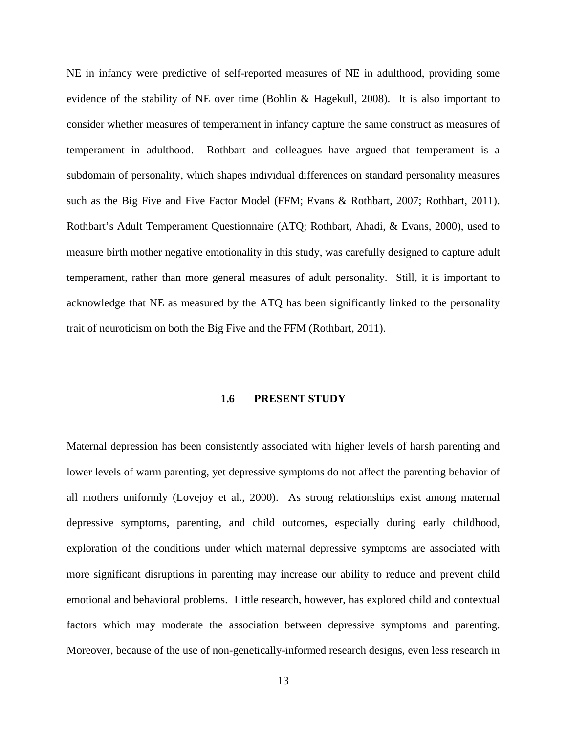NE in infancy were predictive of self-reported measures of NE in adulthood, providing some evidence of the stability of NE over time (Bohlin & Hagekull, 2008). It is also important to consider whether measures of temperament in infancy capture the same construct as measures of temperament in adulthood. Rothbart and colleagues have argued that temperament is a subdomain of personality, which shapes individual differences on standard personality measures such as the Big Five and Five Factor Model (FFM; Evans & Rothbart, 2007; Rothbart, 2011). Rothbart's Adult Temperament Questionnaire (ATQ; Rothbart, Ahadi, & Evans, 2000), used to measure birth mother negative emotionality in this study, was carefully designed to capture adult temperament, rather than more general measures of adult personality. Still, it is important to acknowledge that NE as measured by the ATQ has been significantly linked to the personality trait of neuroticism on both the Big Five and the FFM (Rothbart, 2011).

## 1.6 PRESENT STUDY

Maternal depression has been consistently associated with higher levels of harsh parenting and lower levels of warm parenting, yet depressive symptoms do not affect the parenting behavior of all mothers uniformly (Lovejoy et al., 2000). As strong relationships exist among maternal depressive symptoms, parenting, and child outcomes, especially during early childhood, exploration of the conditions under which maternal depressive symptoms are associated with more significant disruptions in parenting may increase our ability to reduce and prevent child emotional and behavioral problems. Little research, however, has explored child and contextual factors which may moderate the association between depressive symptoms and parenting. Moreover, because of the use of non-genetically-informed research designs, even less research in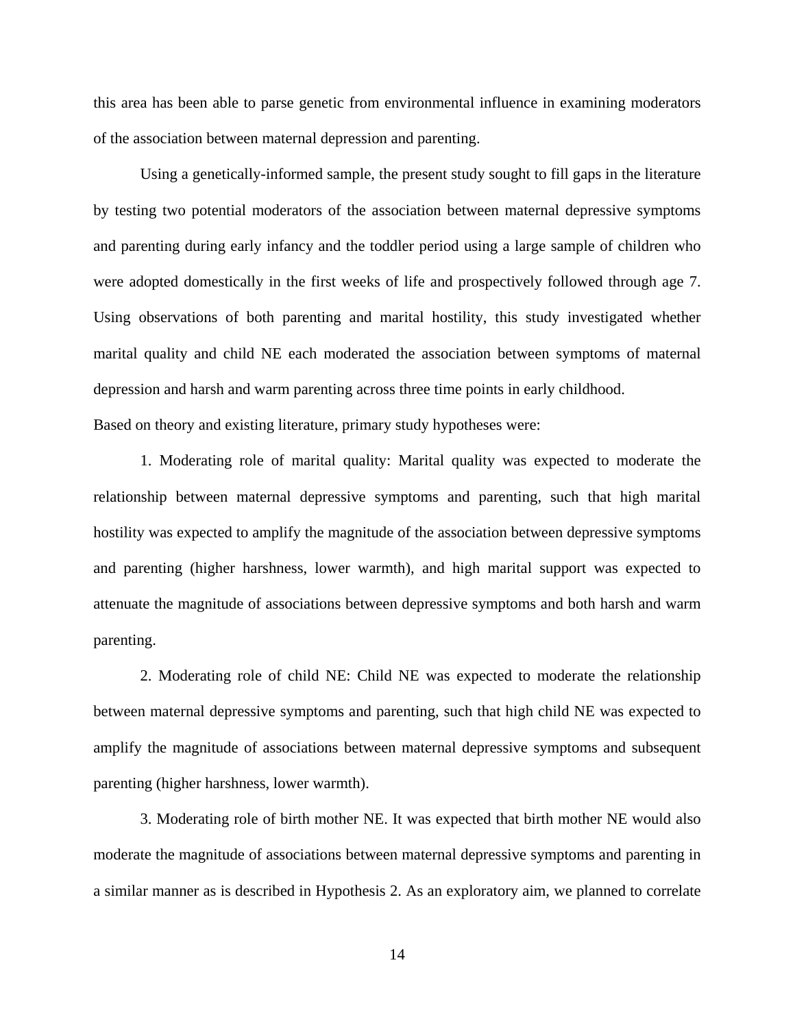this area has been able to parse genetic from environmental influence in examining moderators of the association between maternal depression and parenting.

Using a genetically-informed sample, the present study sought to fill gaps in the literature by testing two potential moderators of the association between maternal depressive symptoms and parenting during early infancy and the toddler period using a large sample of children who were adopted domestically in the first weeks of life and prospectively followed through age 7. Using observations of both parenting and marital hostility, this study investigated whether marital quality and child NE each moderated the association between symptoms of maternal depression and harsh and warm parenting across three time points in early childhood.

Based on theory and existing literature, primary study hypotheses were:

1. Moderating role of marital quality: Marital quality was expected to moderate the relationship between maternal depressive symptoms and parenting, such that high marital hostility was expected to amplify the magnitude of the association between depressive symptoms and parenting (higher harshness, lower warmth), and high marital support was expected to attenuate the magnitude of associations between depressive symptoms and both harsh and warm parenting.

2. Moderating role of child NE: Child NE was expected to moderate the relationship between maternal depressive symptoms and parenting, such that high child NE was expected to amplify the magnitude of associations between maternal depressive symptoms and subsequent parenting (higher harshness, lower warmth).

3. Moderating role of birth mother NE. It was expected that birth mother NE would also moderate the magnitude of associations between maternal depressive symptoms and parenting in a similar manner as is described in Hypothesis 2. As an exploratory aim, we planned to correlate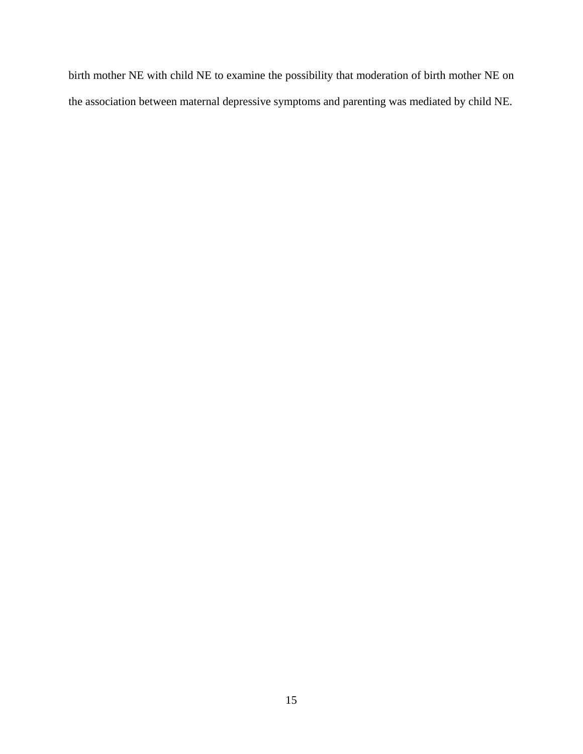birth mother NE with child NE to examine the possibility that moderation of birth mother NE on the association between maternal depressive symptoms and parenting was mediated by child NE.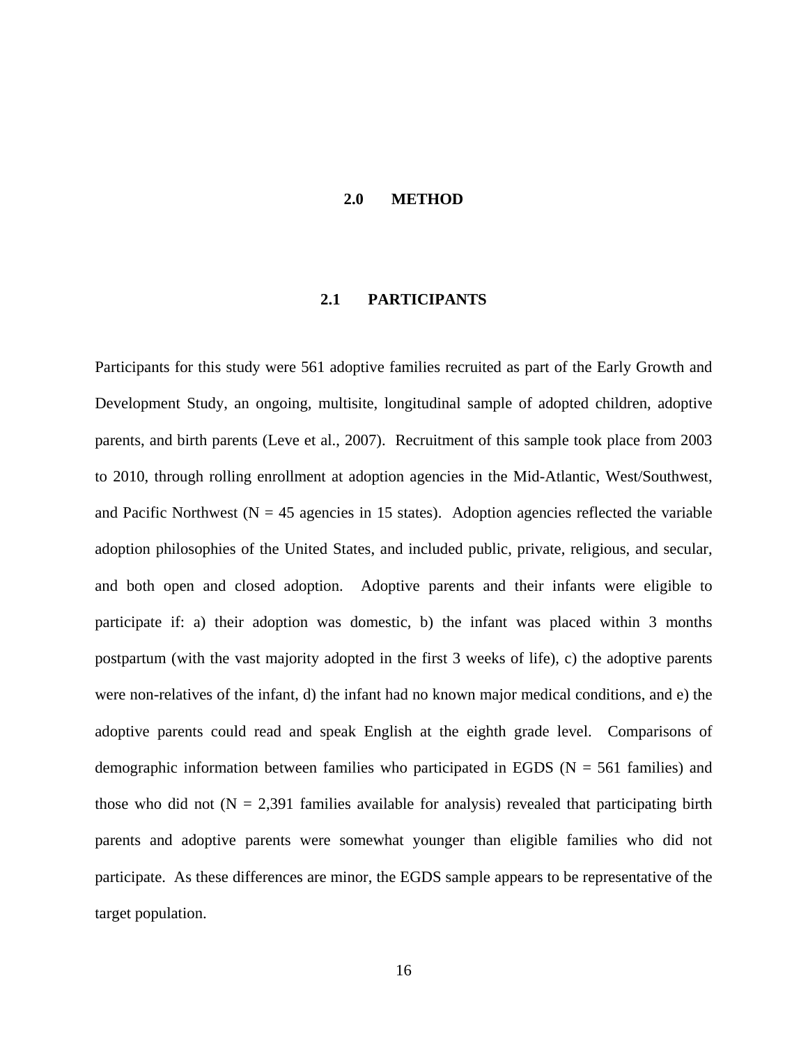# 2.0 METHOD

## 2.1 PARTICIPANTS

Participants for this study were 561 adoptive families recruited as part of the Early Growth and Development Study, an ongoing, multisite, longitudinal sample of adopted children, adoptive parents, and birth parents (Leve et al., 2007). Recruitment of this sample took place from 2003 to 2010, through rolling enrollment at adoption agencies in the Mid-Atlantic, West/Southwest, and Pacific Northwest (N = 45 agencies in 15 states). Adoption agencies reflected the variable adoption philosophies of the United States, and included public, private, religious, and secular, and both open and closed adoption. Adoptive parents and their infants were eligible to participate if: a) their adoption was domestic, b) the infant was placed within 3 months postpartum (with the vast majority adopted in the first 3 weeks of life), c) the adoptive parents were non-relatives of the infant, d) the infant had no known major medical conditions, and e) the adoptive parents could read and speak English at the eighth grade level. Comparisons of demographic information between families who participated in EGDS (N = 561 families) and those who did not (N = 2,391 families available for analysis) revealed that participating birth parents and adoptive parents were somewhat younger than eligible families who did not participate. As these differences are minor, the EGDS sample appears to be representative of the target population.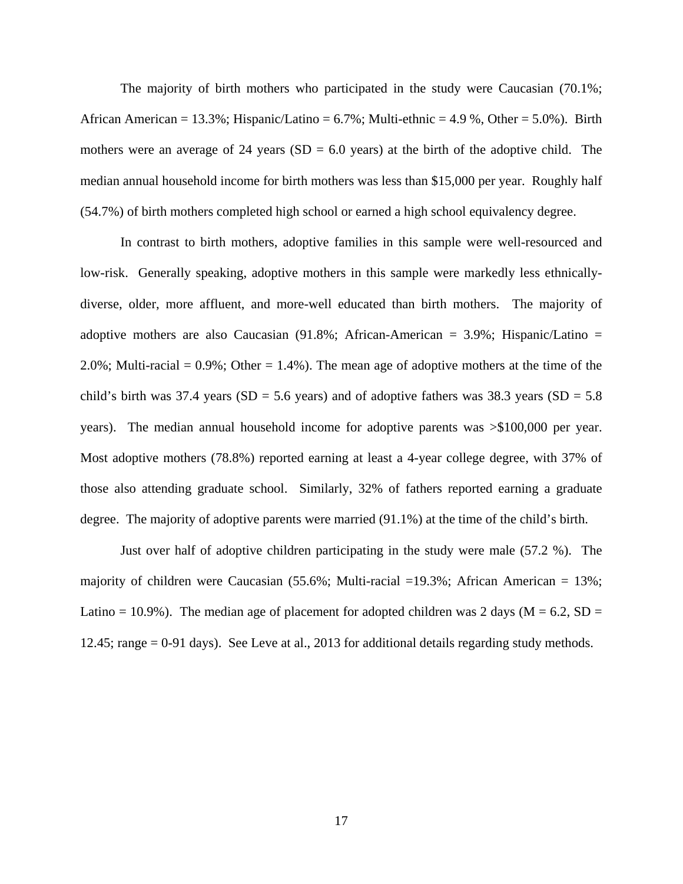The majority of birth mothers who participated in the study were Caucasian (70.1%; African American = 13.3%; Hispanic/Latino = 6.7%; Multi-ethnic = 4.9 %, Other = 5.0%). Birth mothers were an average of 24 years (SD = 6.0 years) at the birth of the adoptive child. The median annual household income for birth mothers was less than $15,000 per year. Roughly half (54.7%) of birth mothers completed high school or earned a high school equivalency degree.

In contrast to birth mothers, adoptive families in this sample were well-resourced and low-risk. Generally speaking, adoptive mothers in this sample were markedly less ethnically-diverse, older, more affluent, and more-well educated than birth mothers. The majority of adoptive mothers are also Caucasian (91.8%; African-American = 3.9%; Hispanic/Latino = 2.0%; Multi-racial = 0.9%; Other = 1.4%). The mean age of adoptive mothers at the time of the child's birth was 37.4 years (SD = 5.6 years) and of adoptive fathers was 38.3 years (SD = 5.8 years). The median annual household income for adoptive parents was >$100,000 per year. Most adoptive mothers (78.8%) reported earning at least a 4-year college degree, with 37% of those also attending graduate school. Similarly, 32% of fathers reported earning a graduate degree. The majority of adoptive parents were married (91.1%) at the time of the child's birth.

Just over half of adoptive children participating in the study were male (57.2 %). The majority of children were Caucasian (55.6%; Multi-racial =19.3%; African American = 13%; Latino = 10.9%). The median age of placement for adopted children was 2 days (M = 6.2, SD = 12.45; range = 0-91 days). See Leve at al., 2013 for additional details regarding study methods.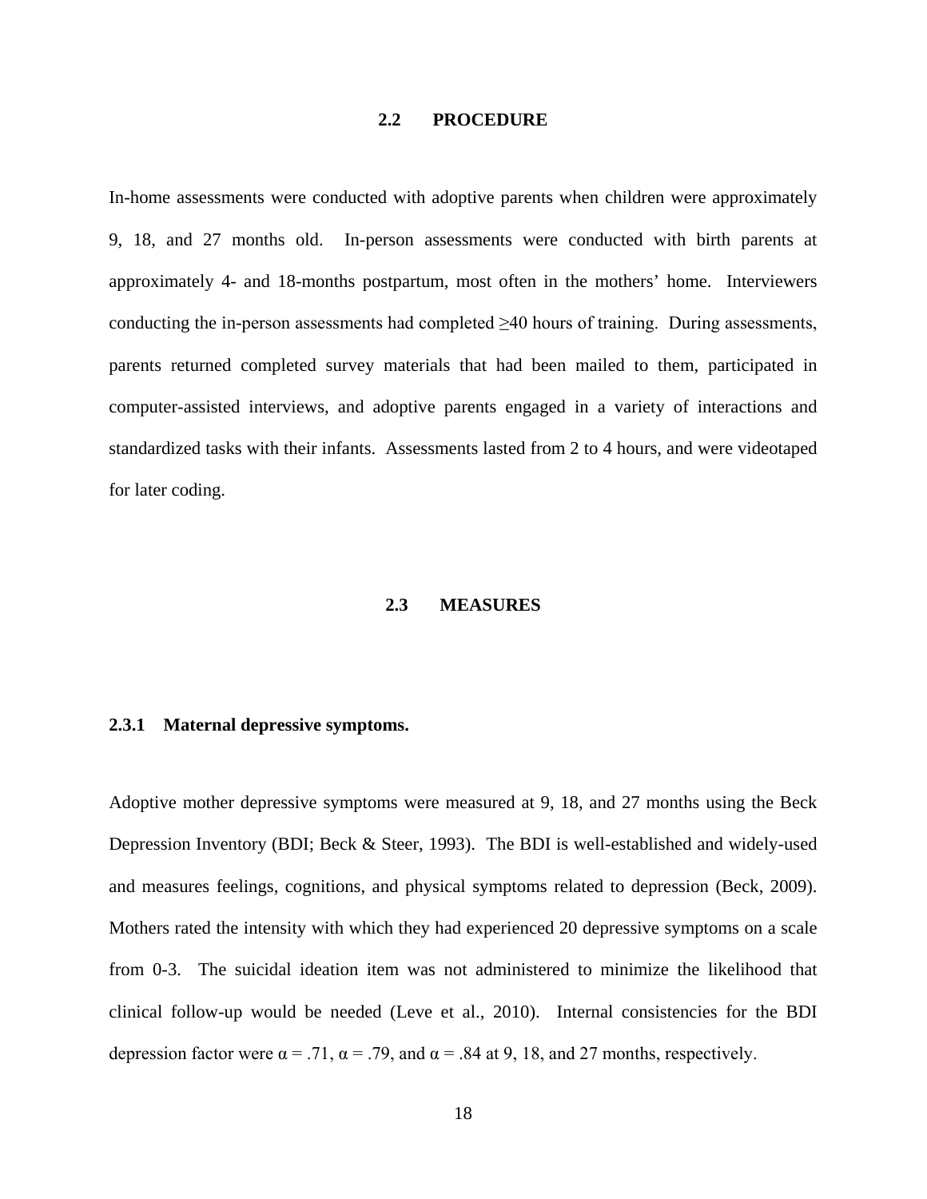## 2.2 PROCEDURE

In-home assessments were conducted with adoptive parents when children were approximately 9, 18, and 27 months old. In-person assessments were conducted with birth parents at approximately 4- and 18-months postpartum, most often in the mothers' home. Interviewers conducting the in-person assessments had completed ≥40 hours of training. During assessments, parents returned completed survey materials that had been mailed to them, participated in computer-assisted interviews, and adoptive parents engaged in a variety of interactions and standardized tasks with their infants. Assessments lasted from 2 to 4 hours, and were videotaped for later coding.

## 2.3 MEASURES

### 2.3.1 Maternal depressive symptoms.

Adoptive mother depressive symptoms were measured at 9, 18, and 27 months using the Beck Depression Inventory (BDI; Beck & Steer, 1993). The BDI is well-established and widely-used and measures feelings, cognitions, and physical symptoms related to depression (Beck, 2009). Mothers rated the intensity with which they had experienced 20 depressive symptoms on a scale from 0-3. The suicidal ideation item was not administered to minimize the likelihood that clinical follow-up would be needed (Leve et al., 2010). Internal consistencies for the BDI depression factor were $\alpha = .71$, $\alpha = .79$, and $\alpha = .84$ at 9, 18, and 27 months, respectively.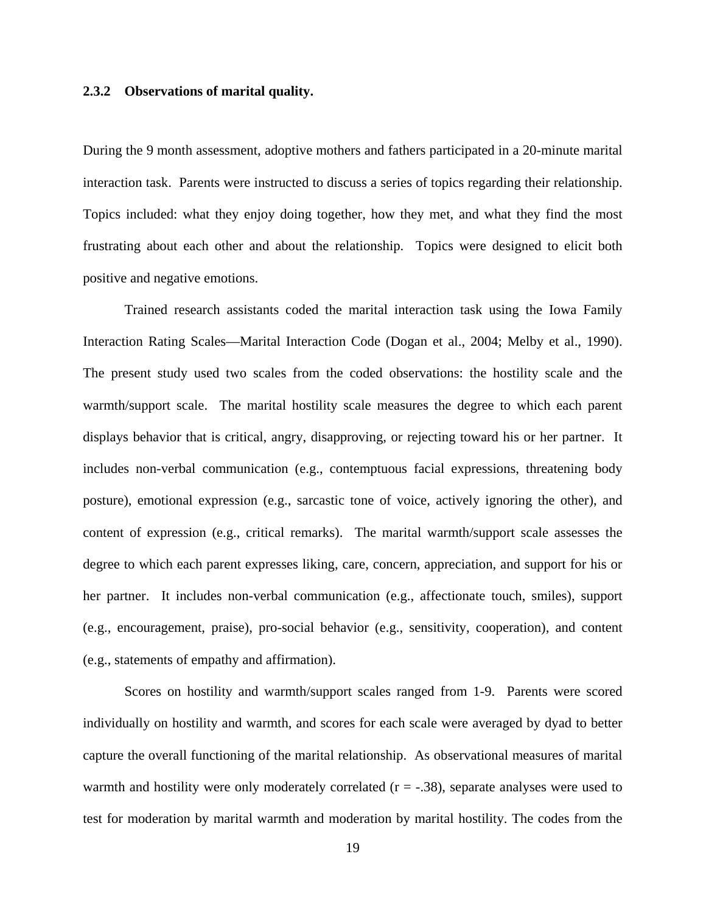### 2.3.2 Observations of marital quality.

During the 9 month assessment, adoptive mothers and fathers participated in a 20-minute marital interaction task. Parents were instructed to discuss a series of topics regarding their relationship. Topics included: what they enjoy doing together, how they met, and what they find the most frustrating about each other and about the relationship. Topics were designed to elicit both positive and negative emotions.

Trained research assistants coded the marital interaction task using the Iowa Family Interaction Rating Scales—Marital Interaction Code (Dogan et al., 2004; Melby et al., 1990). The present study used two scales from the coded observations: the hostility scale and the warmth/support scale. The marital hostility scale measures the degree to which each parent displays behavior that is critical, angry, disapproving, or rejecting toward his or her partner. It includes non-verbal communication (e.g., contemptuous facial expressions, threatening body posture), emotional expression (e.g., sarcastic tone of voice, actively ignoring the other), and content of expression (e.g., critical remarks). The marital warmth/support scale assesses the degree to which each parent expresses liking, care, concern, appreciation, and support for his or her partner. It includes non-verbal communication (e.g., affectionate touch, smiles), support (e.g., encouragement, praise), pro-social behavior (e.g., sensitivity, cooperation), and content (e.g., statements of empathy and affirmation).

Scores on hostility and warmth/support scales ranged from 1-9. Parents were scored individually on hostility and warmth, and scores for each scale were averaged by dyad to better capture the overall functioning of the marital relationship. As observational measures of marital warmth and hostility were only moderately correlated ($r = -.38$), separate analyses were used to test for moderation by marital warmth and moderation by marital hostility. The codes from the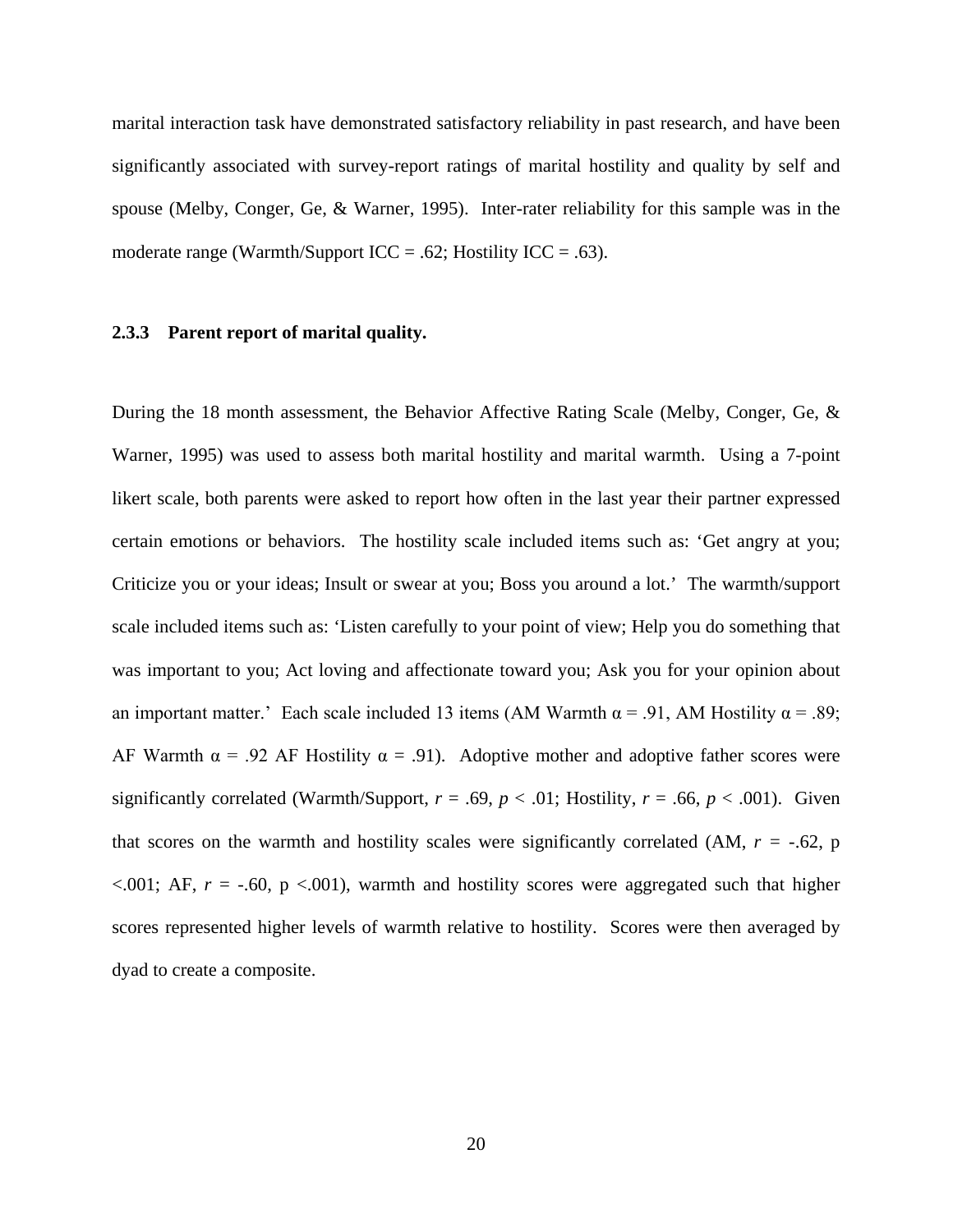marital interaction task have demonstrated satisfactory reliability in past research, and have been significantly associated with survey-report ratings of marital hostility and quality by self and spouse (Melby, Conger, Ge, & Warner, 1995). Inter-rater reliability for this sample was in the moderate range (Warmth/Support ICC = .62; Hostility ICC = .63).

### 2.3.3 Parent report of marital quality.

During the 18 month assessment, the Behavior Affective Rating Scale (Melby, Conger, Ge, & Warner, 1995) was used to assess both marital hostility and marital warmth. Using a 7-point likert scale, both parents were asked to report how often in the last year their partner expressed certain emotions or behaviors. The hostility scale included items such as: 'Get angry at you; Criticize you or your ideas; Insult or swear at you; Boss you around a lot.' The warmth/support scale included items such as: 'Listen carefully to your point of view; Help you do something that was important to you; Act loving and affectionate toward you; Ask you for your opinion about an important matter.' Each scale included 13 items (AM Warmth $\alpha = .91$, AM Hostility $\alpha = .89$; AF Warmth $\alpha = .92$ AF Hostility $\alpha = .91$). Adoptive mother and adoptive father scores were significantly correlated (Warmth/Support, $r = .69$, $p < .01$; Hostility, $r = .66$, $p < .001$). Given that scores on the warmth and hostility scales were significantly correlated (AM, $r = -.62$, $p < .001$; AF, $r = -.60$, $p < .001$), warmth and hostility scores were aggregated such that higher scores represented higher levels of warmth relative to hostility. Scores were then averaged by dyad to create a composite.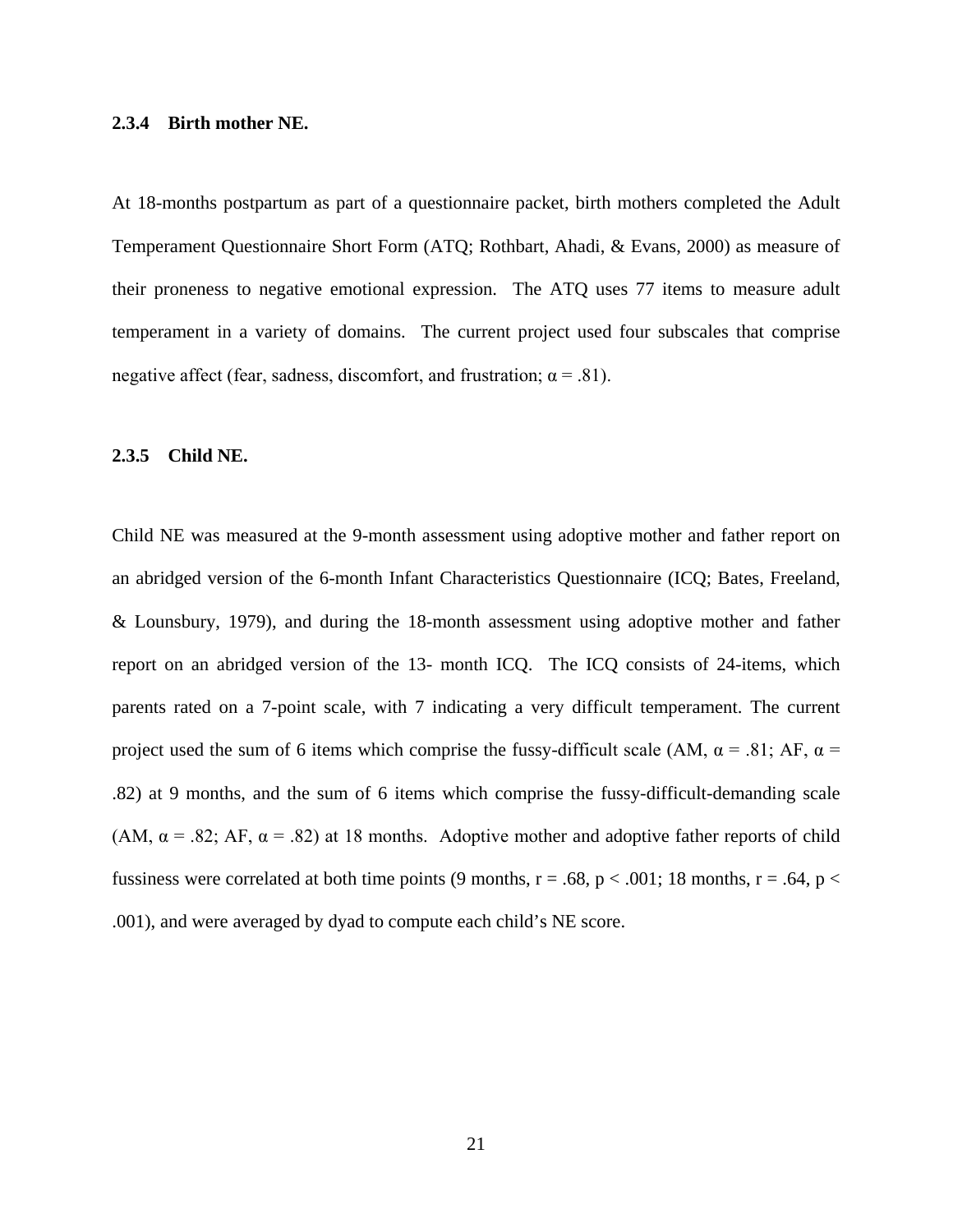### 2.3.4 Birth mother NE.

At 18-months postpartum as part of a questionnaire packet, birth mothers completed the Adult Temperament Questionnaire Short Form (ATQ; Rothbart, Ahadi, & Evans, 2000) as measure of their proneness to negative emotional expression. The ATQ uses 77 items to measure adult temperament in a variety of domains. The current project used four subscales that comprise negative affect (fear, sadness, discomfort, and frustration; $\alpha = .81$).

### 2.3.5 Child NE.

Child NE was measured at the 9-month assessment using adoptive mother and father report on an abridged version of the 6-month Infant Characteristics Questionnaire (ICQ; Bates, Freeland, & Lounsbury, 1979), and during the 18-month assessment using adoptive mother and father report on an abridged version of the 13- month ICQ. The ICQ consists of 24-items, which parents rated on a 7-point scale, with 7 indicating a very difficult temperament. The current project used the sum of 6 items which comprise the fussy-difficult scale (AM, $\alpha = .81$; AF, $\alpha = .82$) at 9 months, and the sum of 6 items which comprise the fussy-difficult-demanding scale (AM, $\alpha = .82$; AF, $\alpha = .82$) at 18 months. Adoptive mother and adoptive father reports of child fussiness were correlated at both time points (9 months, $r = .68$, $p < .001$; 18 months, $r = .64$, $p < .001$), and were averaged by dyad to compute each child's NE score.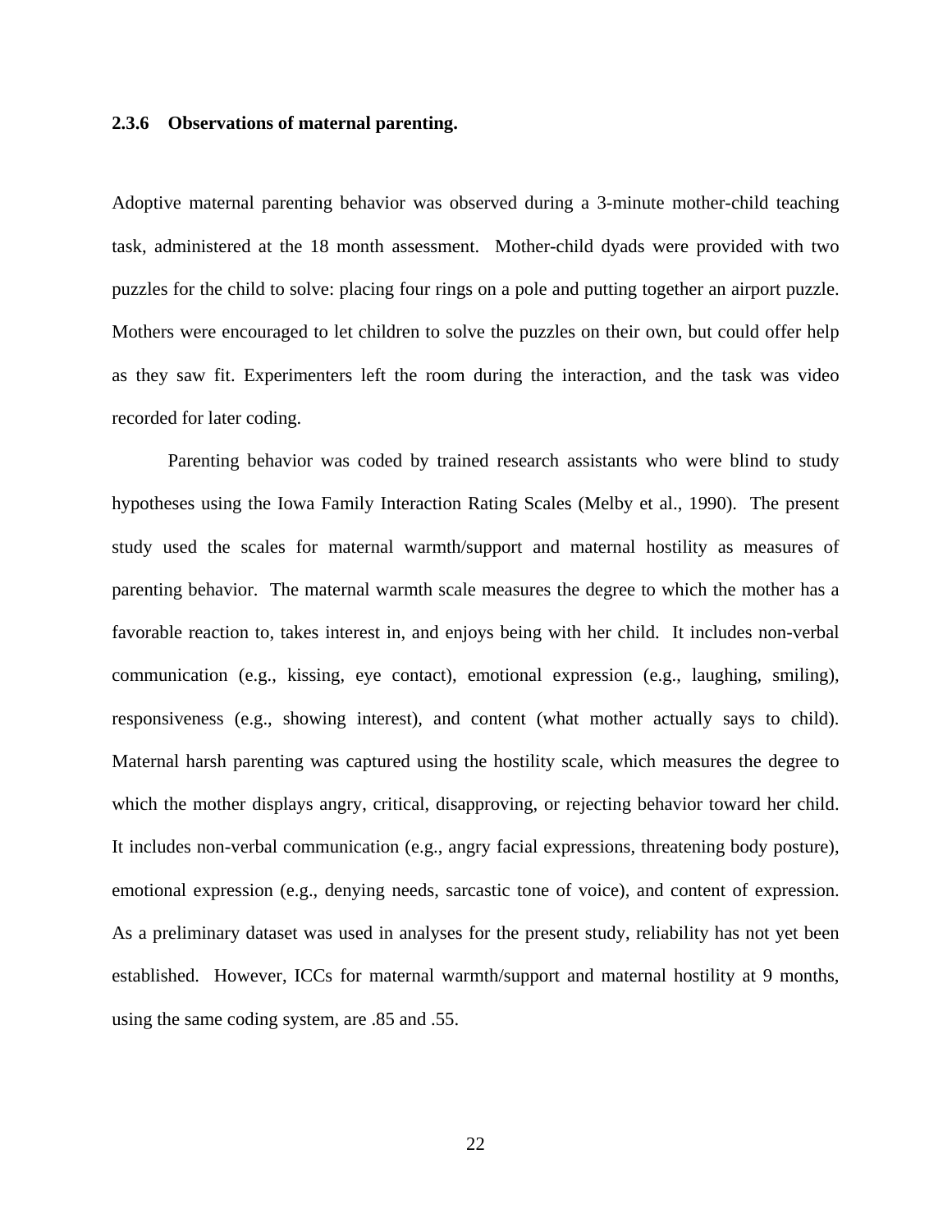### 2.3.6 Observations of maternal parenting.

Adoptive maternal parenting behavior was observed during a 3-minute mother-child teaching task, administered at the 18 month assessment. Mother-child dyads were provided with two puzzles for the child to solve: placing four rings on a pole and putting together an airport puzzle. Mothers were encouraged to let children to solve the puzzles on their own, but could offer help as they saw fit. Experimenters left the room during the interaction, and the task was video recorded for later coding.

Parenting behavior was coded by trained research assistants who were blind to study hypotheses using the Iowa Family Interaction Rating Scales (Melby et al., 1990). The present study used the scales for maternal warmth/support and maternal hostility as measures of parenting behavior. The maternal warmth scale measures the degree to which the mother has a favorable reaction to, takes interest in, and enjoys being with her child. It includes non-verbal communication (e.g., kissing, eye contact), emotional expression (e.g., laughing, smiling), responsiveness (e.g., showing interest), and content (what mother actually says to child). Maternal harsh parenting was captured using the hostility scale, which measures the degree to which the mother displays angry, critical, disapproving, or rejecting behavior toward her child. It includes non-verbal communication (e.g., angry facial expressions, threatening body posture), emotional expression (e.g., denying needs, sarcastic tone of voice), and content of expression. As a preliminary dataset was used in analyses for the present study, reliability has not yet been established. However, ICCs for maternal warmth/support and maternal hostility at 9 months, using the same coding system, are .85 and .55.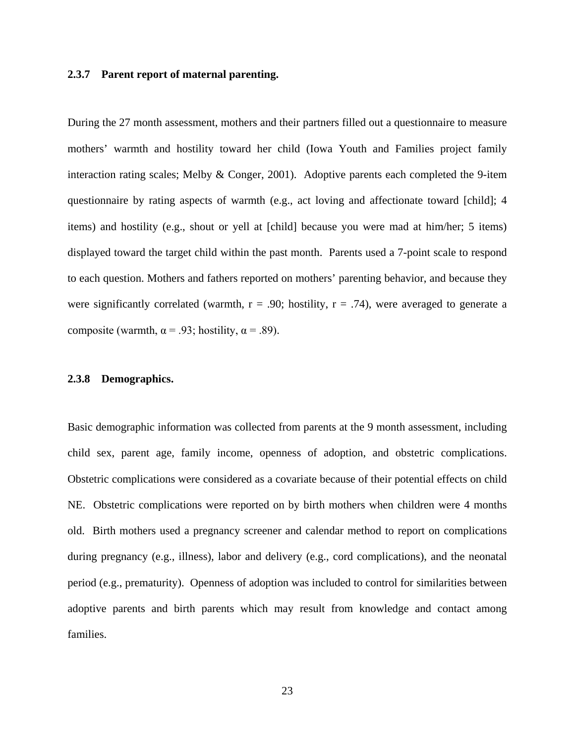### 2.3.7 Parent report of maternal parenting.

During the 27 month assessment, mothers and their partners filled out a questionnaire to measure mothers' warmth and hostility toward her child (Iowa Youth and Families project family interaction rating scales; Melby & Conger, 2001). Adoptive parents each completed the 9-item questionnaire by rating aspects of warmth (e.g., act loving and affectionate toward [child]; 4 items) and hostility (e.g., shout or yell at [child] because you were mad at him/her; 5 items) displayed toward the target child within the past month. Parents used a 7-point scale to respond to each question. Mothers and fathers reported on mothers' parenting behavior, and because they were significantly correlated (warmth, $r = .90$; hostility, $r = .74$), were averaged to generate a composite (warmth, $\alpha = .93$; hostility, $\alpha = .89$).

### 2.3.8 Demographics.

Basic demographic information was collected from parents at the 9 month assessment, including child sex, parent age, family income, openness of adoption, and obstetric complications. Obstetric complications were considered as a covariate because of their potential effects on child NE. Obstetric complications were reported on by birth mothers when children were 4 months old. Birth mothers used a pregnancy screener and calendar method to report on complications during pregnancy (e.g., illness), labor and delivery (e.g., cord complications), and the neonatal period (e.g., prematurity). Openness of adoption was included to control for similarities between adoptive parents and birth parents which may result from knowledge and contact among families.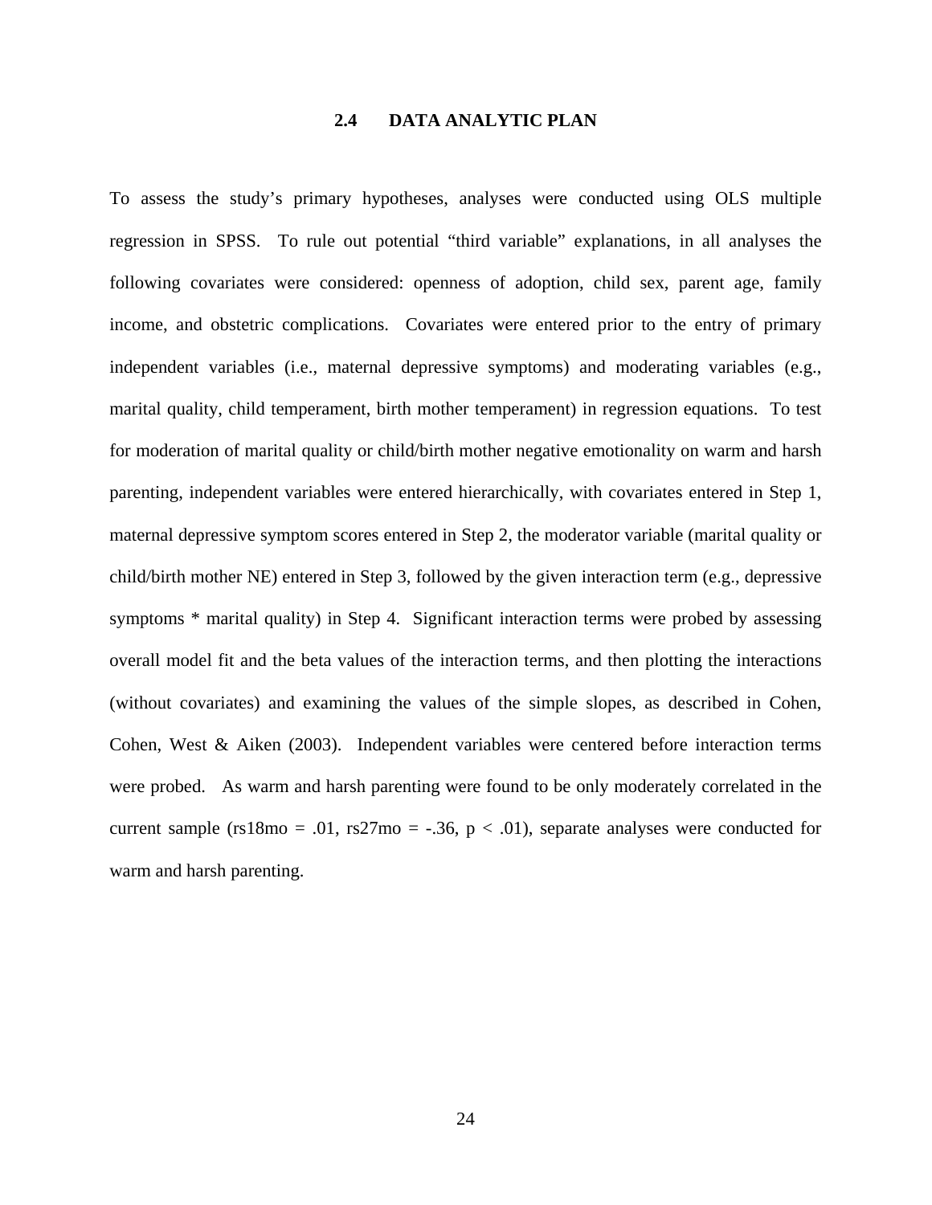## 2.4 DATA ANALYTIC PLAN

To assess the study's primary hypotheses, analyses were conducted using OLS multiple regression in SPSS. To rule out potential "third variable" explanations, in all analyses the following covariates were considered: openness of adoption, child sex, parent age, family income, and obstetric complications. Covariates were entered prior to the entry of primary independent variables (i.e., maternal depressive symptoms) and moderating variables (e.g., marital quality, child temperament, birth mother temperament) in regression equations. To test for moderation of marital quality or child/birth mother negative emotionality on warm and harsh parenting, independent variables were entered hierarchically, with covariates entered in Step 1, maternal depressive symptom scores entered in Step 2, the moderator variable (marital quality or child/birth mother NE) entered in Step 3, followed by the given interaction term (e.g., depressive symptoms * marital quality) in Step 4. Significant interaction terms were probed by assessing overall model fit and the beta values of the interaction terms, and then plotting the interactions (without covariates) and examining the values of the simple slopes, as described in Cohen, Cohen, West & Aiken (2003). Independent variables were centered before interaction terms were probed. As warm and harsh parenting were found to be only moderately correlated in the current sample ($rs_{18mo} = .01$, $rs_{27mo} = -.36$, $p < .01$), separate analyses were conducted for warm and harsh parenting.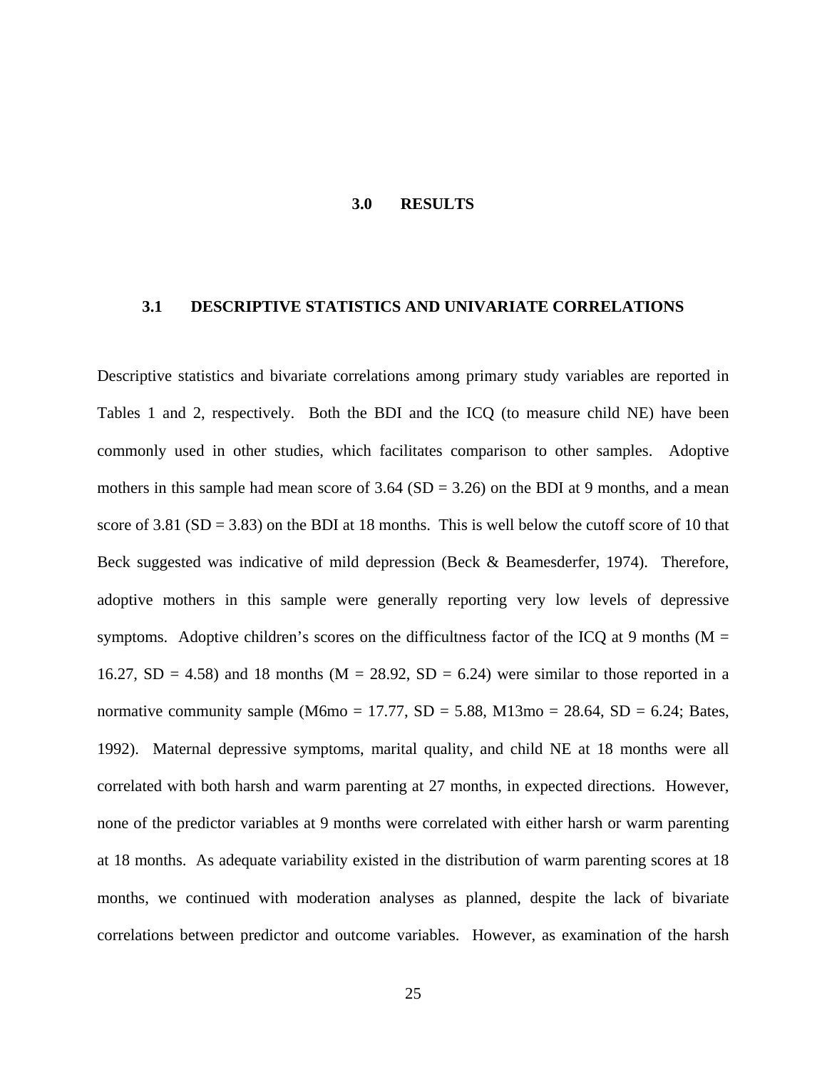# 3.0 RESULTS

## 3.1 DESCRIPTIVE STATISTICS AND UNIVARIATE CORRELATIONS

Descriptive statistics and bivariate correlations among primary study variables are reported in Tables 1 and 2, respectively. Both the BDI and the ICQ (to measure child NE) have been commonly used in other studies, which facilitates comparison to other samples. Adoptive mothers in this sample had mean score of 3.64 (SD = 3.26) on the BDI at 9 months, and a mean score of 3.81 (SD = 3.83) on the BDI at 18 months. This is well below the cutoff score of 10 that Beck suggested was indicative of mild depression (Beck & Beamesderfer, 1974). Therefore, adoptive mothers in this sample were generally reporting very low levels of depressive symptoms. Adoptive children's scores on the difficultness factor of the ICQ at 9 months (M = 16.27, SD = 4.58) and 18 months (M = 28.92, SD = 6.24) were similar to those reported in a normative community sample ($M_{6mo}$ = 17.77, SD = 5.88, $M_{13mo}$ = 28.64, SD = 6.24; Bates, 1992). Maternal depressive symptoms, marital quality, and child NE at 18 months were all correlated with both harsh and warm parenting at 27 months, in expected directions. However, none of the predictor variables at 9 months were correlated with either harsh or warm parenting at 18 months. As adequate variability existed in the distribution of warm parenting scores at 18 months, we continued with moderation analyses as planned, despite the lack of bivariate correlations between predictor and outcome variables. However, as examination of the harsh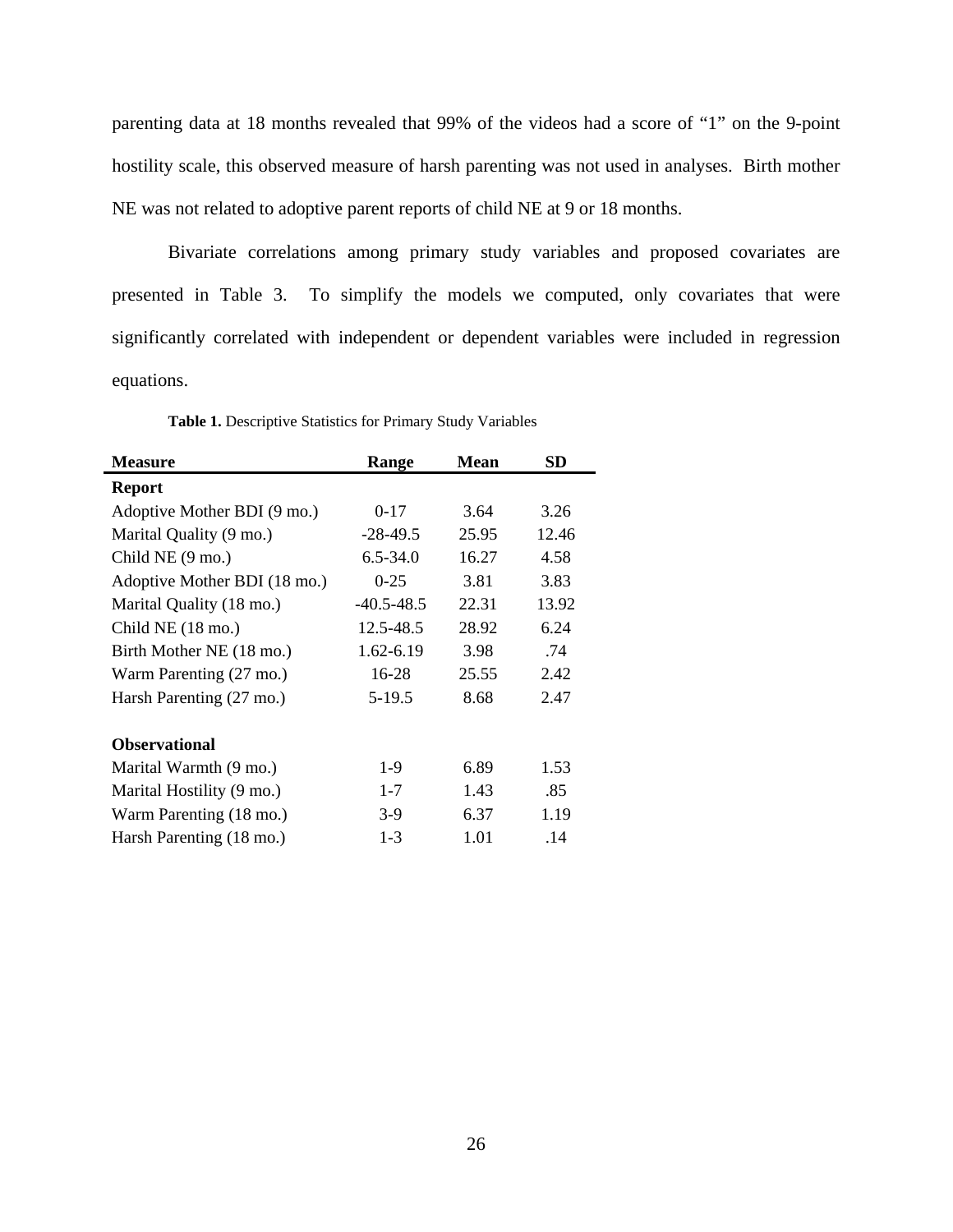parenting data at 18 months revealed that 99% of the videos had a score of "1" on the 9-point hostility scale, this observed measure of harsh parenting was not used in analyses. Birth mother NE was not related to adoptive parent reports of child NE at 9 or 18 months.

Bivariate correlations among primary study variables and proposed covariates are presented in Table 3. To simplify the models we computed, only covariates that were significantly correlated with independent or dependent variables were included in regression equations.

**Table 1.** Descriptive Statistics for Primary Study Variables

| Measure | Range | Mean | SD |
|---|---|---|---|
| **Report** | | | |
| Adoptive Mother BDI (9 mo.) | 0-17 | 3.64 | 3.26 |
| Marital Quality (9 mo.) | -28-49.5 | 25.95 | 12.46 |
| Child NE (9 mo.) | 6.5-34.0 | 16.27 | 4.58 |
| Adoptive Mother BDI (18 mo.) | 0-25 | 3.81 | 3.83 |
| Marital Quality (18 mo.) | -40.5-48.5 | 22.31 | 13.92 |
| Child NE (18 mo.) | 12.5-48.5 | 28.92 | 6.24 |
| Birth Mother NE (18 mo.) | 1.62-6.19 | 3.98 | .74 |
| Warm Parenting (27 mo.) | 16-28 | 25.55 | 2.42 |
| Harsh Parenting (27 mo.) | 5-19.5 | 8.68 | 2.47 |
| **Observational** | | | |
| Marital Warmth (9 mo.) | 1-9 | 6.89 | 1.53 |
| Marital Hostility (9 mo.) | 1-7 | 1.43 | .85 |
| Warm Parenting (18 mo.) | 3-9 | 6.37 | 1.19 |
| Harsh Parenting (18 mo.) | 1-3 | 1.01 | .14 |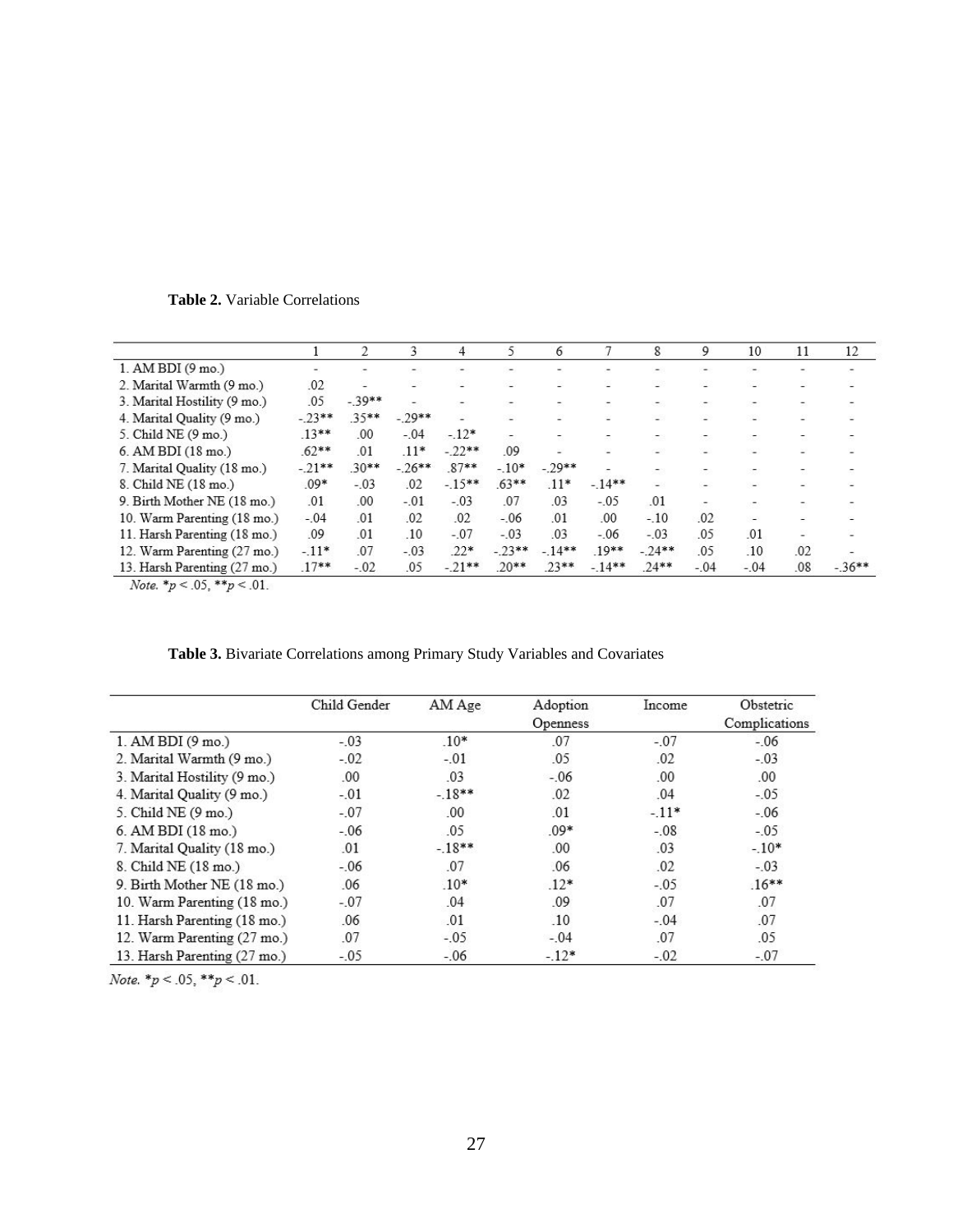**Table 2.** Variable Correlations

| | 1 | 2 | 3 | 4 | 5 | 6 | 7 | 8 | 9 | 10 | 11 | 12 |
|---|---|---|---|---|---|---|---|---|---|---|---|---|
| 1. AM BDI (9 mo.) | - | - | - | - | - | - | - | - | - | - | - | - |
| 2. Marital Warmth (9 mo.) | .02 | - | - | - | - | - | - | - | - | - | - | - |
| 3. Marital Hostility (9 mo.) | .05 | -.39** | - | - | - | - | - | - | - | - | - | - |
| 4. Marital Quality (9 mo.) | -.23** | .35** | -.29** | - | - | - | - | - | - | - | - | - |
| 5. Child NE (9 mo.) | .13** | .00 | -.04 | -.12* | - | - | - | - | - | - | - | - |
| 6. AM BDI (18 mo.) | .62** | .01 | .11* | -.22** | .09 | - | - | - | - | - | - | - |
| 7. Marital Quality (18 mo.) | -.21** | .30** | -.26** | .87** | -.10* | -.29** | - | - | - | - | - | - |
| 8. Child NE (18 mo.) | .09* | -.03 | .02 | -.15** | .63** | .11* | -.14** | - | - | - | - | - |
| 9. Birth Mother NE (18 mo.) | .01 | .00 | -.01 | -.03 | .07 | .03 | -.05 | .01 | - | - | - | - |
| 10. Warm Parenting (18 mo.) | -.04 | .01 | .02 | .02 | -.06 | .01 | .00 | -.10 | .02 | - | - | - |
| 11. Harsh Parenting (18 mo.) | .09 | .01 | .10 | -.07 | -.03 | .03 | -.06 | -.03 | .05 | .01 | - | - |
| 12. Warm Parenting (27 mo.) | -.11* | .07 | -.03 | .22* | -.23** | -.14** | .19** | -.24** | .05 | .10 | .02 | - |
| 13. Harsh Parenting (27 mo.) | .17** | -.02 | .05 | -.21** | .20** | .23** | -.14** | .24** | -.04 | -.04 | .08 | -.36** |

*Note.* *$p < .05$, **$p < .01$.

**Table 3.** Bivariate Correlations among Primary Study Variables and Covariates

| | Child Gender | AM Age | Adoption Openness | Income | Obstetric Complications |
|---|---|---|---|---|---|
| 1. AM BDI (9 mo.) | -.03 | .10* | .07 | -.07 | -.06 |
| 2. Marital Warmth (9 mo.) | -.02 | -.01 | .05 | .02 | -.03 |
| 3. Marital Hostility (9 mo.) | .00 | .03 | -.06 | .00 | .00 |
| 4. Marital Quality (9 mo.) | -.01 | -.18** | .02 | .04 | -.05 |
| 5. Child NE (9 mo.) | -.07 | .00 | .01 | -.11* | -.06 |
| 6. AM BDI (18 mo.) | -.06 | .05 | .09* | -.08 | -.05 |
| 7. Marital Quality (18 mo.) | .01 | -.18** | .00 | .03 | -.10* |
| 8. Child NE (18 mo.) | -.06 | .07 | .06 | .02 | -.03 |
| 9. Birth Mother NE (18 mo.) | .06 | .10* | .12* | -.05 | .16** |
| 10. Warm Parenting (18 mo.) | -.07 | .04 | .09 | .07 | .07 |
| 11. Harsh Parenting (18 mo.) | .06 | .01 | .10 | -.04 | .07 |
| 12. Warm Parenting (27 mo.) | .07 | -.05 | -.04 | .07 | .05 |
| 13. Harsh Parenting (27 mo.) | -.05 | -.06 | -.12* | -.02 | -.07 |

*Note.* *$p < .05$, **$p < .01$.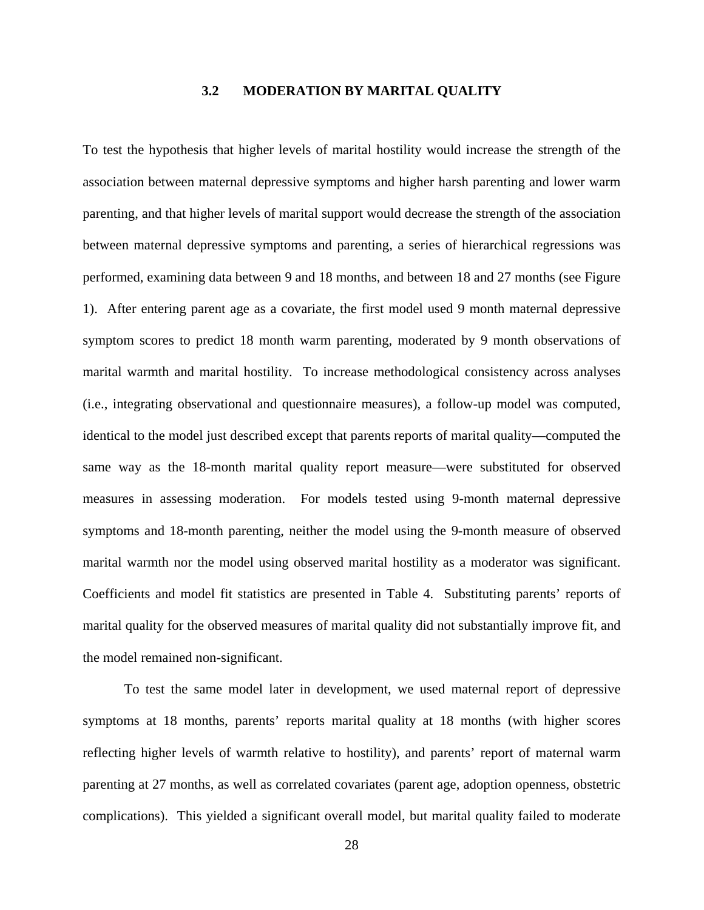## 3.2 MODERATION BY MARITAL QUALITY

To test the hypothesis that higher levels of marital hostility would increase the strength of the association between maternal depressive symptoms and higher harsh parenting and lower warm parenting, and that higher levels of marital support would decrease the strength of the association between maternal depressive symptoms and parenting, a series of hierarchical regressions was performed, examining data between 9 and 18 months, and between 18 and 27 months (see Figure 1). After entering parent age as a covariate, the first model used 9 month maternal depressive symptom scores to predict 18 month warm parenting, moderated by 9 month observations of marital warmth and marital hostility. To increase methodological consistency across analyses (i.e., integrating observational and questionnaire measures), a follow-up model was computed, identical to the model just described except that parents reports of marital quality—computed the same way as the 18-month marital quality report measure—were substituted for observed measures in assessing moderation. For models tested using 9-month maternal depressive symptoms and 18-month parenting, neither the model using the 9-month measure of observed marital warmth nor the model using observed marital hostility as a moderator was significant. Coefficients and model fit statistics are presented in Table 4. Substituting parents' reports of marital quality for the observed measures of marital quality did not substantially improve fit, and the model remained non-significant.

To test the same model later in development, we used maternal report of depressive symptoms at 18 months, parents' reports marital quality at 18 months (with higher scores reflecting higher levels of warmth relative to hostility), and parents' report of maternal warm parenting at 27 months, as well as correlated covariates (parent age, adoption openness, obstetric complications). This yielded a significant overall model, but marital quality failed to moderate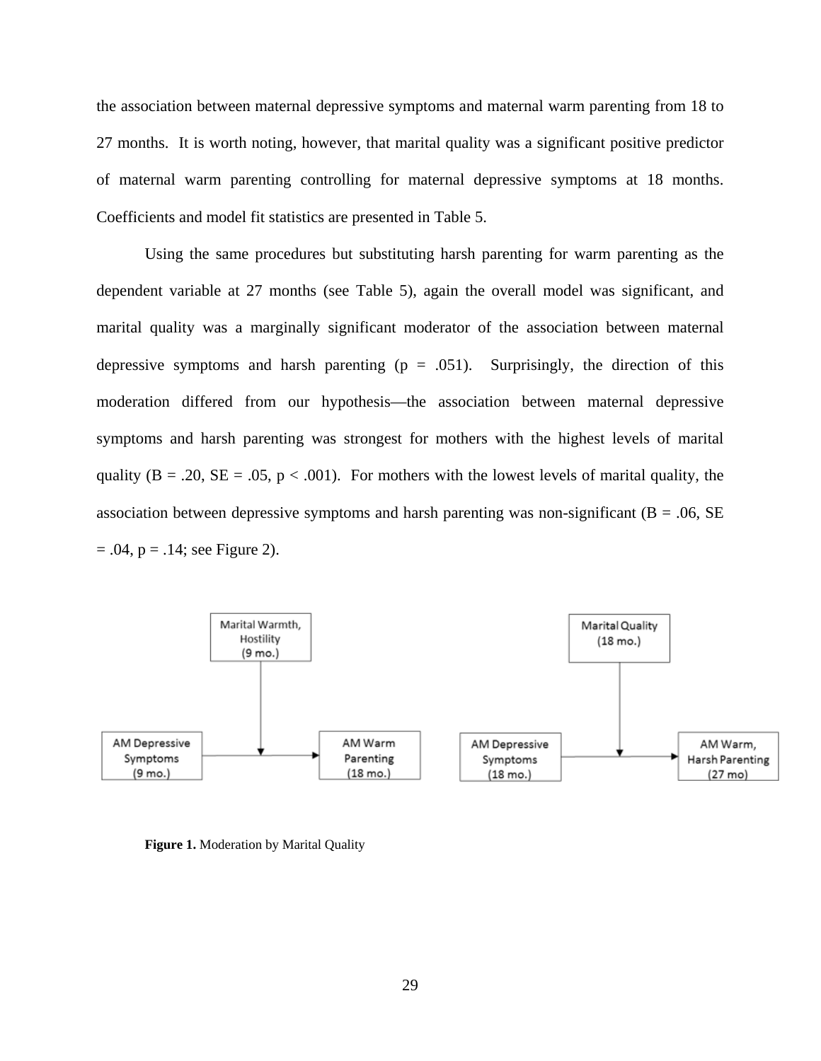the association between maternal depressive symptoms and maternal warm parenting from 18 to 27 months. It is worth noting, however, that marital quality was a significant positive predictor of maternal warm parenting controlling for maternal depressive symptoms at 18 months. Coefficients and model fit statistics are presented in Table 5.

Using the same procedures but substituting harsh parenting for warm parenting as the dependent variable at 27 months (see Table 5), again the overall model was significant, and marital quality was a marginally significant moderator of the association between maternal depressive symptoms and harsh parenting ($p = .051$). Surprisingly, the direction of this moderation differed from our hypothesis—the association between maternal depressive symptoms and harsh parenting was strongest for mothers with the highest levels of marital quality ($B = .20$, $SE = .05$, $p < .001$). For mothers with the lowest levels of marital quality, the association between depressive symptoms and harsh parenting was non-significant ($B = .06$, $SE = .04$, $p = .14$; see Figure 2).

Marital Warmth, Hostility (9 mo.)

AM Depressive Symptoms (9 mo.) → AM Warm Parenting (18 mo.)

Marital Quality (18 mo.)

AM Depressive Symptoms (18 mo.) → AM Warm, Harsh Parenting (27 mo)

**Figure 1.** Moderation by Marital Quality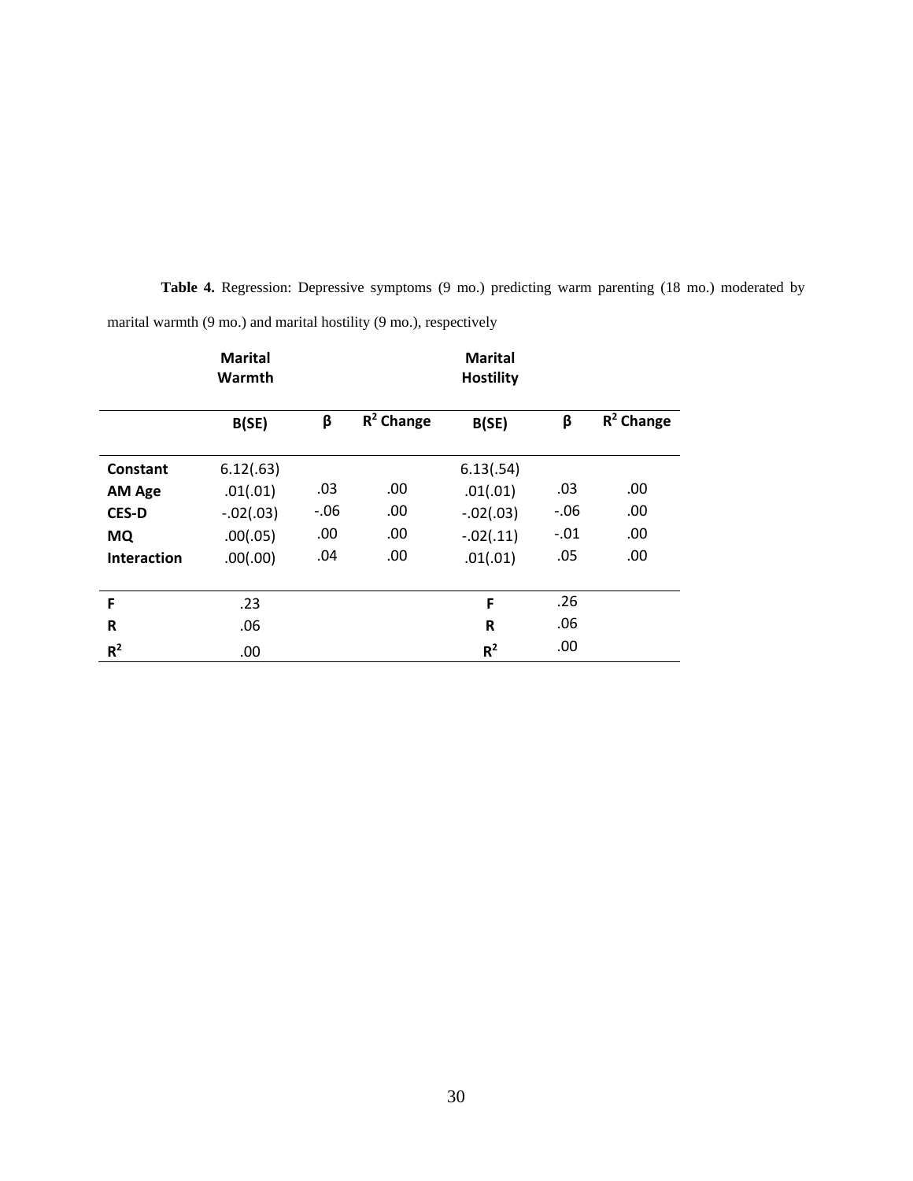**Table 4.** Regression: Depressive symptoms (9 mo.) predicting warm parenting (18 mo.) moderated by marital warmth (9 mo.) and marital hostility (9 mo.), respectively

| | **Marital Warmth** | | | **Marital Hostility** | | |
|---|---|---|---|---|---|---|
| | **B(SE)** | **β** | **$R^2$ Change** | **B(SE)** | **β** | **$R^2$ Change** |
| **Constant** | 6.12(.63) | | | 6.13(.54) | | |
| **AM Age** | .01(.01) | .03 | .00 | .01(.01) | .03 | .00 |
| **CES-D** | -.02(.03) | -.06 | .00 | -.02(.03) | -.06 | .00 |
| **MQ** | .00(.05) | .00 | .00 | -.02(.11) | -.01 | .00 |
| **Interaction** | .00(.00) | .04 | .00 | .01(.01) | .05 | .00 |
| **F** | .23 | | | **F** | .26 | |
| **R** | .06 | | | **R** | .06 | |
| **$R^2$** | .00 | | | **$R^2$** | .00 | |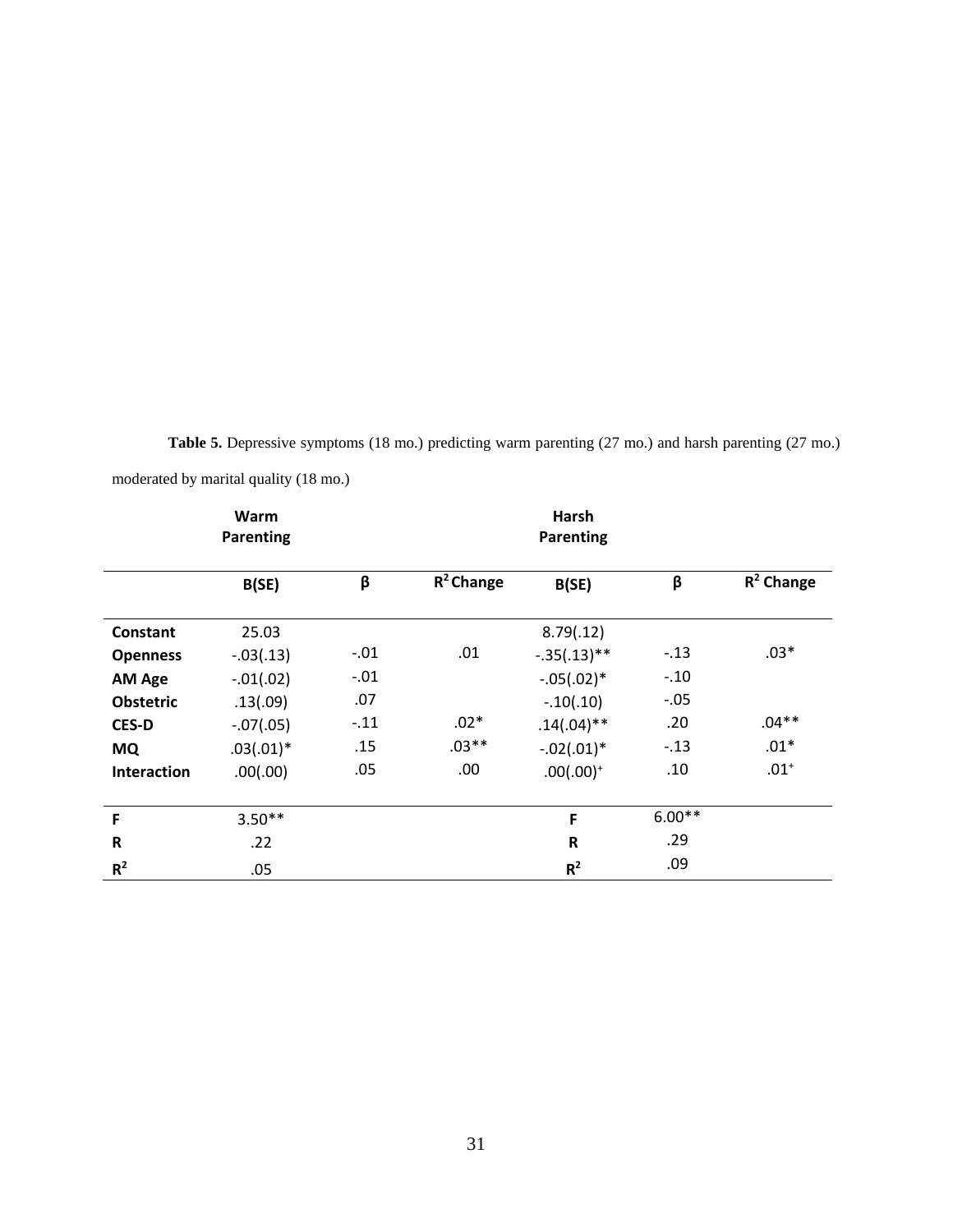**Table 5.** Depressive symptoms (18 mo.) predicting warm parenting (27 mo.) and harsh parenting (27 mo.) moderated by marital quality (18 mo.)

| | Warm Parenting | | | Harsh Parenting | | |
|---|---|---|---|---|---|---|
| | B(SE) | β | $R^2$ Change | B(SE) | β | $R^2$ Change |
| **Constant** | 25.03 | | | 8.79(.12) | | |
| **Openness** | -.03(.13) | -.01 | .01 | -.35(.13)** | -.13 | .03* |
| **AM Age** | -.01(.02) | -.01 | | -.05(.02)* | -.10 | |
| **Obstetric** | .13(.09) | .07 | | -.10(.10) | -.05 | |
| **CES-D** | -.07(.05) | -.11 | .02* | .14(.04)** | .20 | .04** |
| **MQ** | .03(.01)* | .15 | .03** | -.02(.01)* | -.13 | .01* |
| **Interaction** | .00(.00) | .05 | .00 | .00(.00)⁺ | .10 | .01⁺ |
| **F** | 3.50** | | | **F** | 6.00** | |
| **R** | .22 | | | **R** | .29 | |
| **$R^2$** | .05 | | | **$R^2$** | .09 | |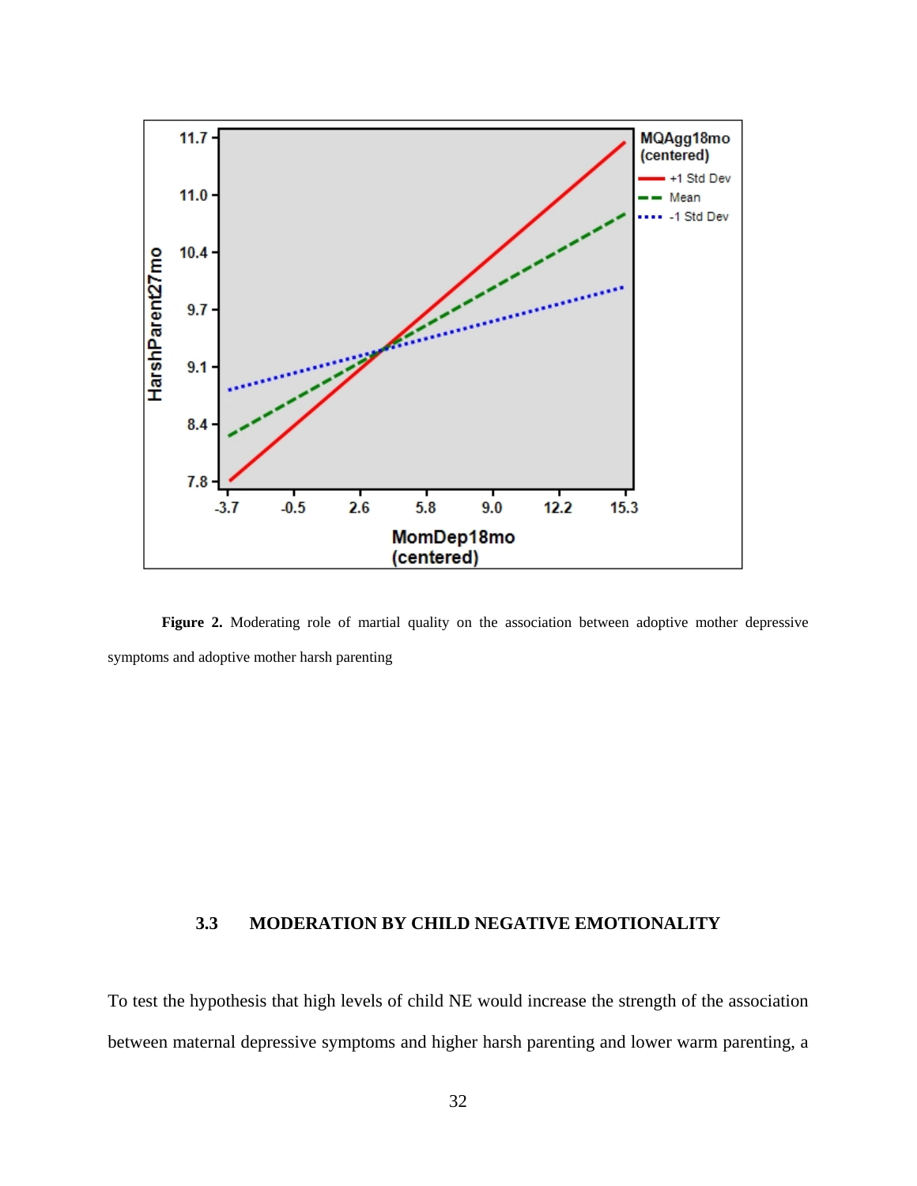**Figure 2.** Moderating role of martial quality on the association between adoptive mother depressive symptoms and adoptive mother harsh parenting

### 3.3 MODERATION BY CHILD NEGATIVE EMOTIONALITY

To test the hypothesis that high levels of child NE would increase the strength of the association between maternal depressive symptoms and higher harsh parenting and lower warm parenting, a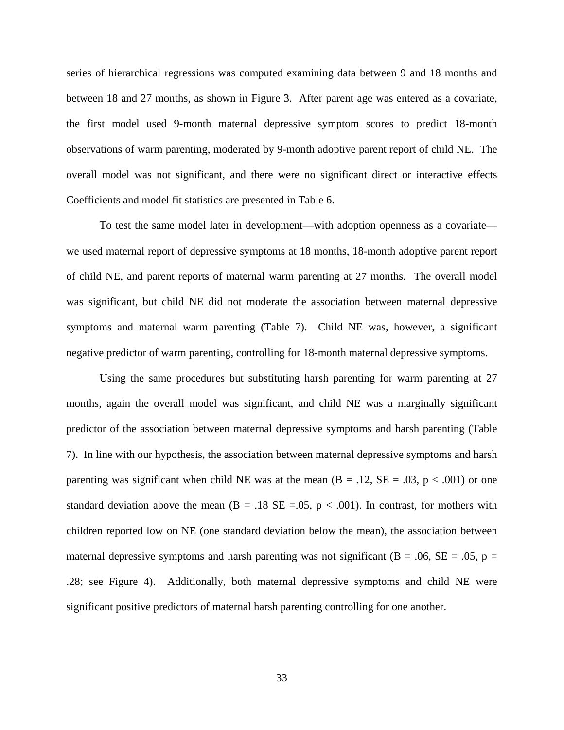series of hierarchical regressions was computed examining data between 9 and 18 months and between 18 and 27 months, as shown in Figure 3. After parent age was entered as a covariate, the first model used 9-month maternal depressive symptom scores to predict 18-month observations of warm parenting, moderated by 9-month adoptive parent report of child NE. The overall model was not significant, and there were no significant direct or interactive effects Coefficients and model fit statistics are presented in Table 6.

To test the same model later in development—with adoption openness as a covariate—we used maternal report of depressive symptoms at 18 months, 18-month adoptive parent report of child NE, and parent reports of maternal warm parenting at 27 months. The overall model was significant, but child NE did not moderate the association between maternal depressive symptoms and maternal warm parenting (Table 7). Child NE was, however, a significant negative predictor of warm parenting, controlling for 18-month maternal depressive symptoms.

Using the same procedures but substituting harsh parenting for warm parenting at 27 months, again the overall model was significant, and child NE was a marginally significant predictor of the association between maternal depressive symptoms and harsh parenting (Table 7). In line with our hypothesis, the association between maternal depressive symptoms and harsh parenting was significant when child NE was at the mean ($B = .12$, $SE = .03$, $p < .001$) or one standard deviation above the mean ($B = .18$ $SE = .05$, $p < .001$). In contrast, for mothers with children reported low on NE (one standard deviation below the mean), the association between maternal depressive symptoms and harsh parenting was not significant ($B = .06$, $SE = .05$, $p = .28$; see Figure 4). Additionally, both maternal depressive symptoms and child NE were significant positive predictors of maternal harsh parenting controlling for one another.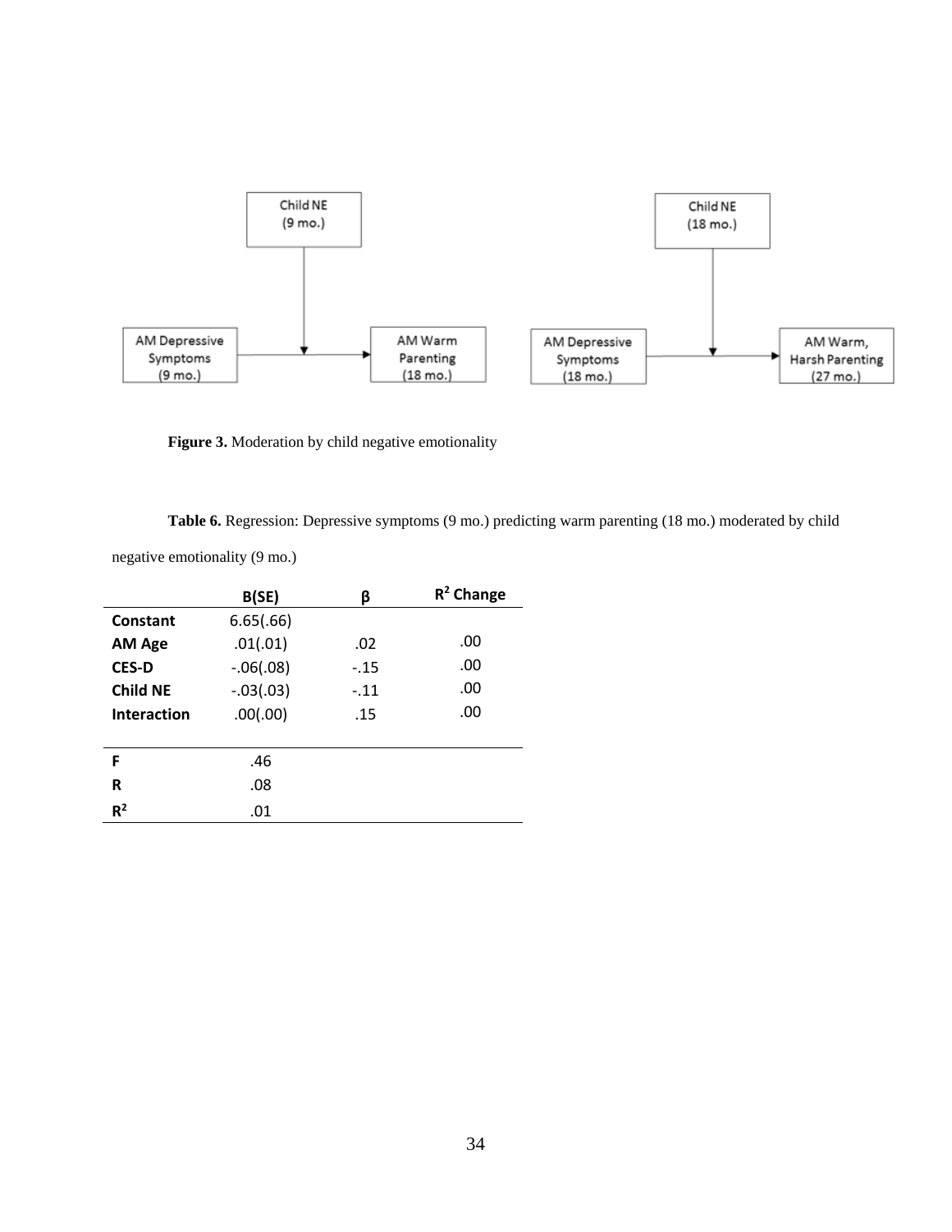**Figure 3.** Moderation by child negative emotionality

**Table 6.** Regression: Depressive symptoms (9 mo.) predicting warm parenting (18 mo.) moderated by child negative emotionality (9 mo.)

| | B(SE) | β | $R^2$ Change |
|---|---|---|---|
| **Constant** | 6.65(.66) | | |
| **AM Age** | .01(.01) | .02 | .00 |
| **CES-D** | -.06(.08) | -.15 | .00 |
| **Child NE** | -.03(.03) | -.11 | .00 |
| **Interaction** | .00(.00) | .15 | .00 |
| **F** | .46 | | |
| **R** | .08 | | |
| **$R^2$** | .01 | | |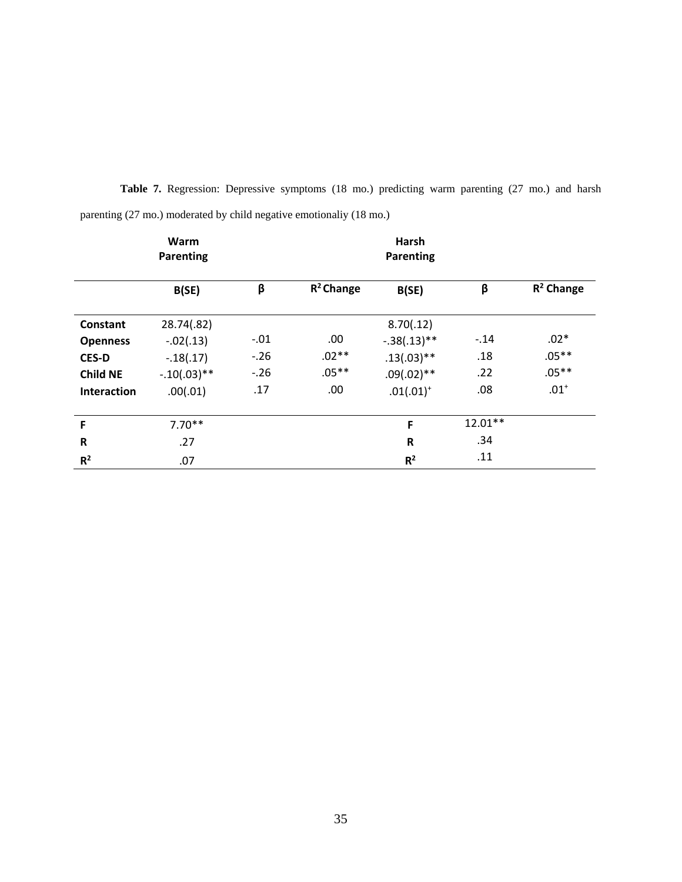**Table 7.** Regression: Depressive symptoms (18 mo.) predicting warm parenting (27 mo.) and harsh parenting (27 mo.) moderated by child negative emotionaliy (18 mo.)

| | Warm Parenting | | | Harsh Parenting | | |
|---|---|---|---|---|---|---|
| | **B(SE)** | **β** | **$R^2$ Change** | **B(SE)** | **β** | **$R^2$ Change** |
| **Constant** | 28.74(.82) | | | 8.70(.12) | | |
| **Openness** | -.02(.13) | -.01 | .00 | -.38(.13)** | -.14 | .02* |
| **CES-D** | -.18(.17) | -.26 | .02** | .13(.03)** | .18 | .05** |
| **Child NE** | -.10(.03)** | -.26 | .05** | .09(.02)** | .22 | .05** |
| **Interaction** | .00(.01) | .17 | .00 | .01(.01)$^+$ | .08 | .01$^+$ |
| **F** | 7.70** | | | **F** | 12.01** | |
| **R** | .27 | | | **R** | .34 | |
| **$R^2$** | .07 | | | **$R^2$** | .11 | |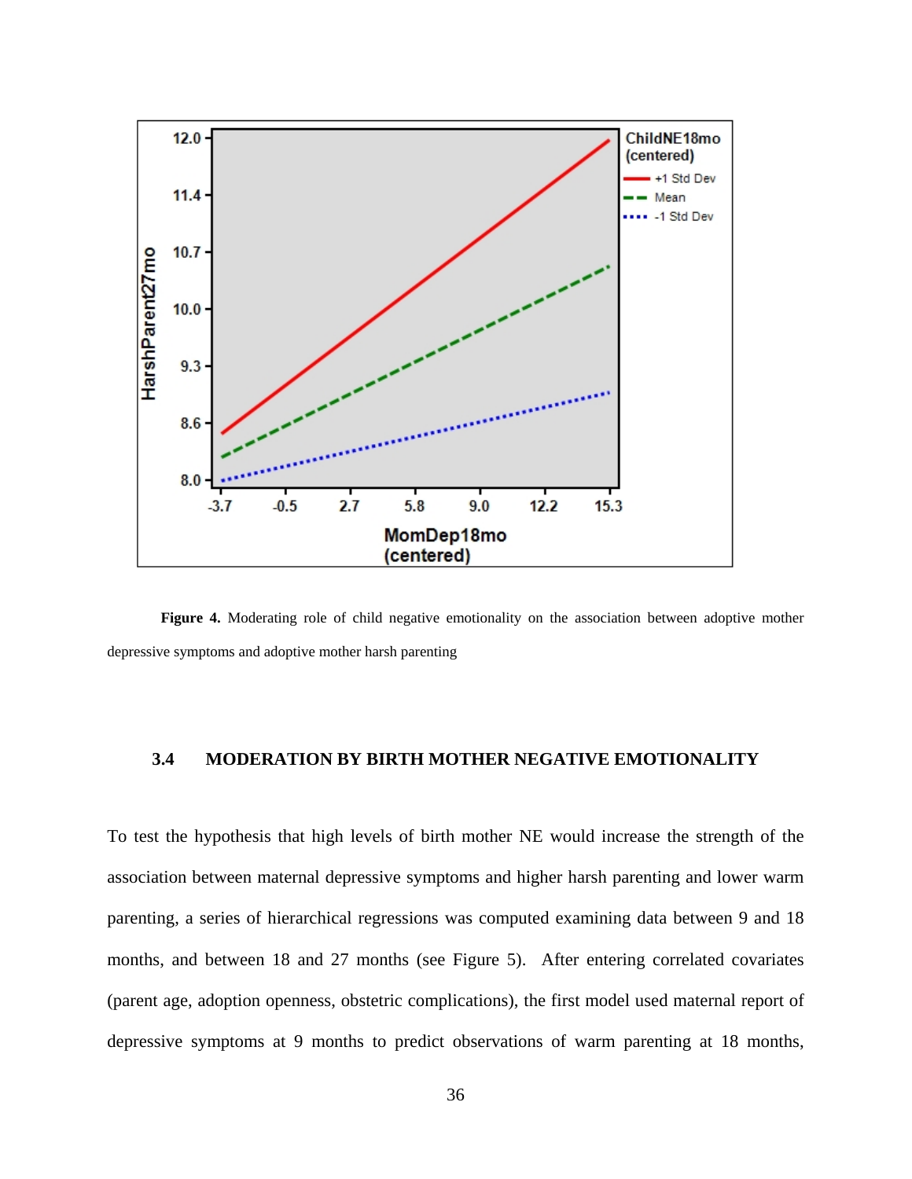**Figure 4.** Moderating role of child negative emotionality on the association between adoptive mother depressive symptoms and adoptive mother harsh parenting

### 3.4 MODERATION BY BIRTH MOTHER NEGATIVE EMOTIONALITY

To test the hypothesis that high levels of birth mother NE would increase the strength of the association between maternal depressive symptoms and higher harsh parenting and lower warm parenting, a series of hierarchical regressions was computed examining data between 9 and 18 months, and between 18 and 27 months (see Figure 5). After entering correlated covariates (parent age, adoption openness, obstetric complications), the first model used maternal report of depressive symptoms at 9 months to predict observations of warm parenting at 18 months,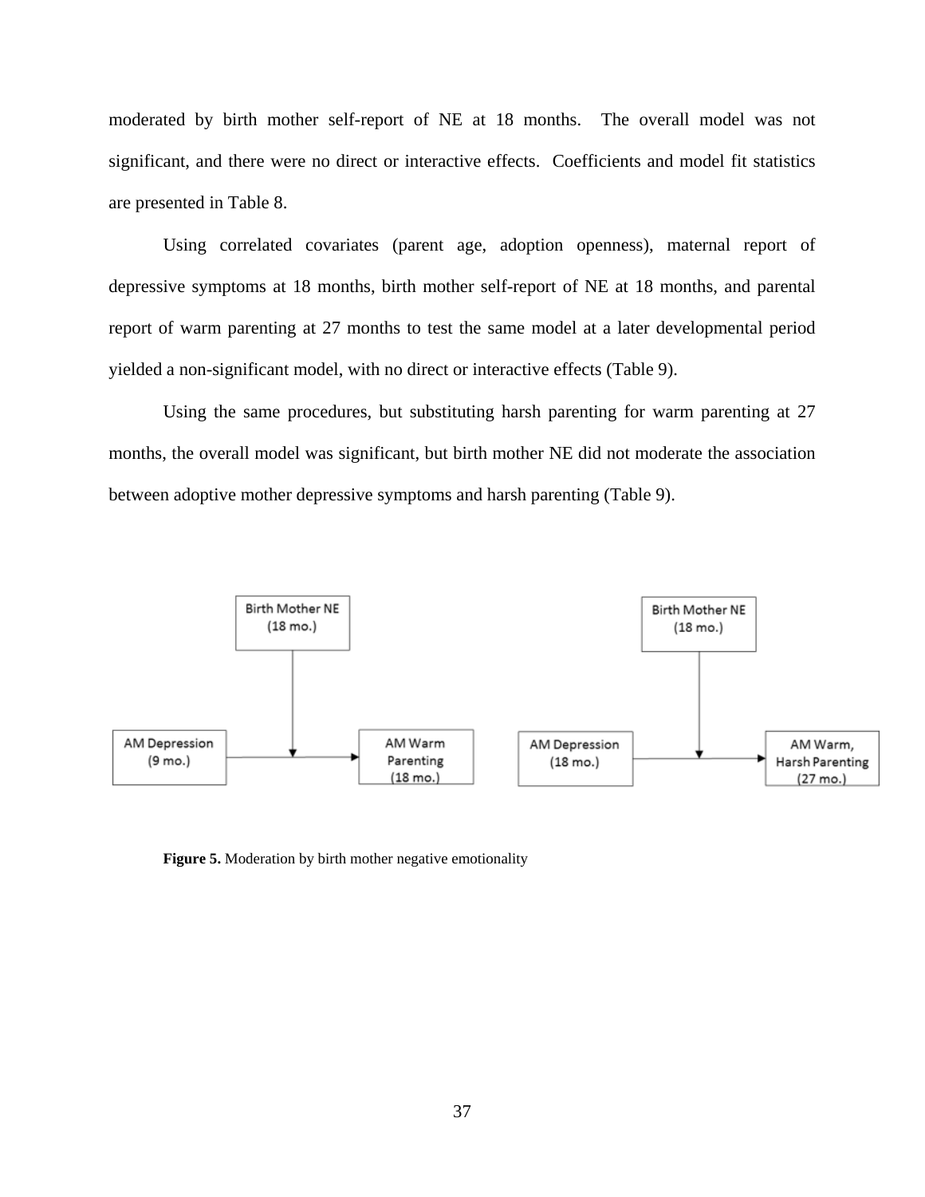moderated by birth mother self-report of NE at 18 months. The overall model was not significant, and there were no direct or interactive effects. Coefficients and model fit statistics are presented in Table 8.

Using correlated covariates (parent age, adoption openness), maternal report of depressive symptoms at 18 months, birth mother self-report of NE at 18 months, and parental report of warm parenting at 27 months to test the same model at a later developmental period yielded a non-significant model, with no direct or interactive effects (Table 9).

Using the same procedures, but substituting harsh parenting for warm parenting at 27 months, the overall model was significant, but birth mother NE did not moderate the association between adoptive mother depressive symptoms and harsh parenting (Table 9).

**Figure 5.** Moderation by birth mother negative emotionality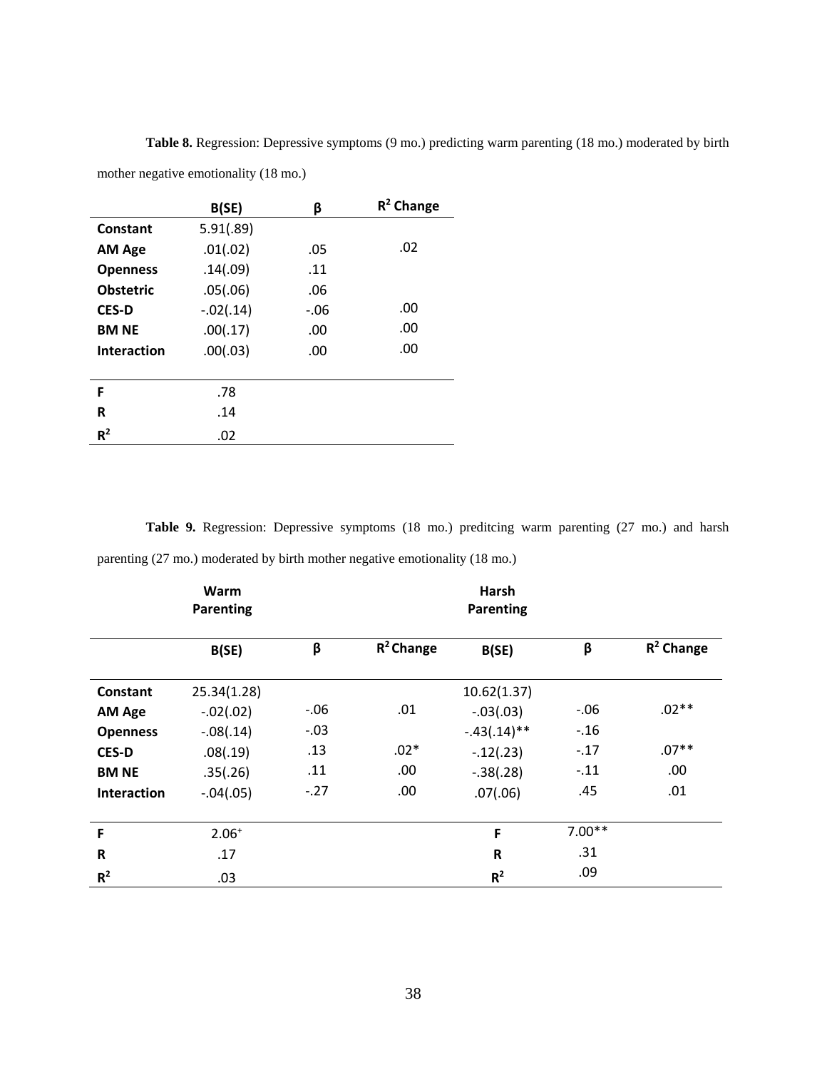**Table 8.** Regression: Depressive symptoms (9 mo.) predicting warm parenting (18 mo.) moderated by birth mother negative emotionality (18 mo.)

| | B(SE) | β | $R^2$ Change |
|---|---|---|---|
| **Constant** | 5.91(.89) | | |
| **AM Age** | .01(.02) | .05 | .02 |
| **Openness** | .14(.09) | .11 | |
| **Obstetric** | .05(.06) | .06 | |
| **CES-D** | -.02(.14) | -.06 | .00 |
| **BM NE** | .00(.17) | .00 | .00 |
| **Interaction** | .00(.03) | .00 | .00 |
| **F** | .78 | | |
| **R** | .14 | | |
| **$R^2$** | .02 | | |

**Table 9.** Regression: Depressive symptoms (18 mo.) preditcing warm parenting (27 mo.) and harsh parenting (27 mo.) moderated by birth mother negative emotionality (18 mo.)

| | Warm Parenting | | | Harsh Parenting | | |
|---|---|---|---|---|---|---|
| | B(SE) | β | $R^2$ Change | B(SE) | β | $R^2$ Change |
| **Constant** | 25.34(1.28) | | | 10.62(1.37) | | |
| **AM Age** | -.02(.02) | -.06 | .01 | -.03(.03) | -.06 | .02** |
| **Openness** | -.08(.14) | -.03 | | -.43(.14)** | -.16 | |
| **CES-D** | .08(.19) | .13 | .02* | -.12(.23) | -.17 | .07** |
| **BM NE** | .35(.26) | .11 | .00 | -.38(.28) | -.11 | .00 |
| **Interaction** | -.04(.05) | -.27 | .00 | .07(.06) | .45 | .01 |
| **F** | 2.06⁺ | | | **F** | 7.00** | |
| **R** | .17 | | | **R** | .31 | |
| **$R^2$** | .03 | | | **$R^2$** | .09 | |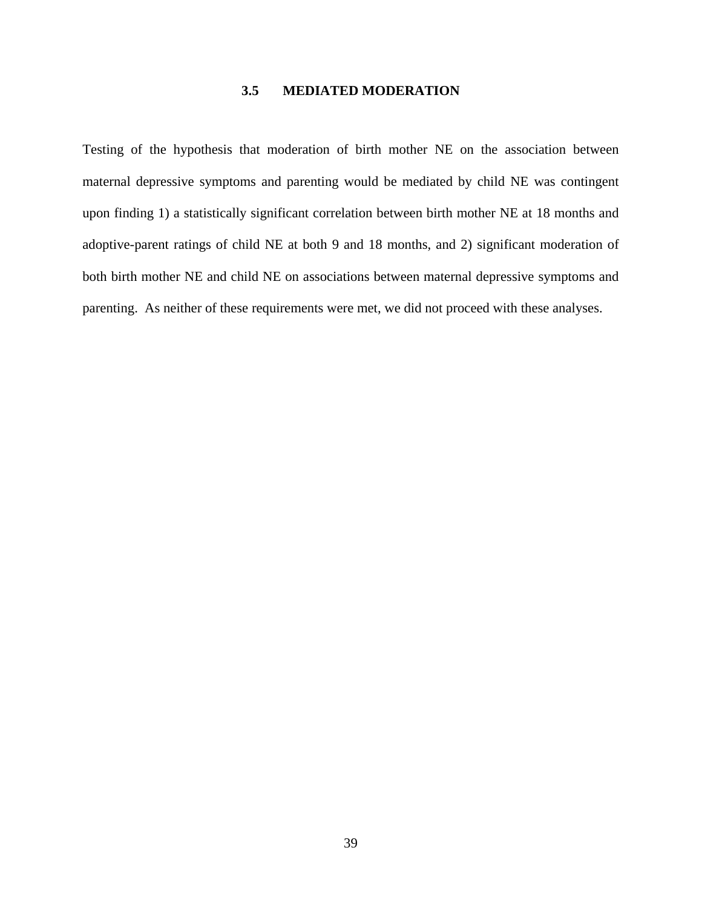### 3.5 MEDIATED MODERATION

Testing of the hypothesis that moderation of birth mother NE on the association between maternal depressive symptoms and parenting would be mediated by child NE was contingent upon finding 1) a statistically significant correlation between birth mother NE at 18 months and adoptive-parent ratings of child NE at both 9 and 18 months, and 2) significant moderation of both birth mother NE and child NE on associations between maternal depressive symptoms and parenting. As neither of these requirements were met, we did not proceed with these analyses.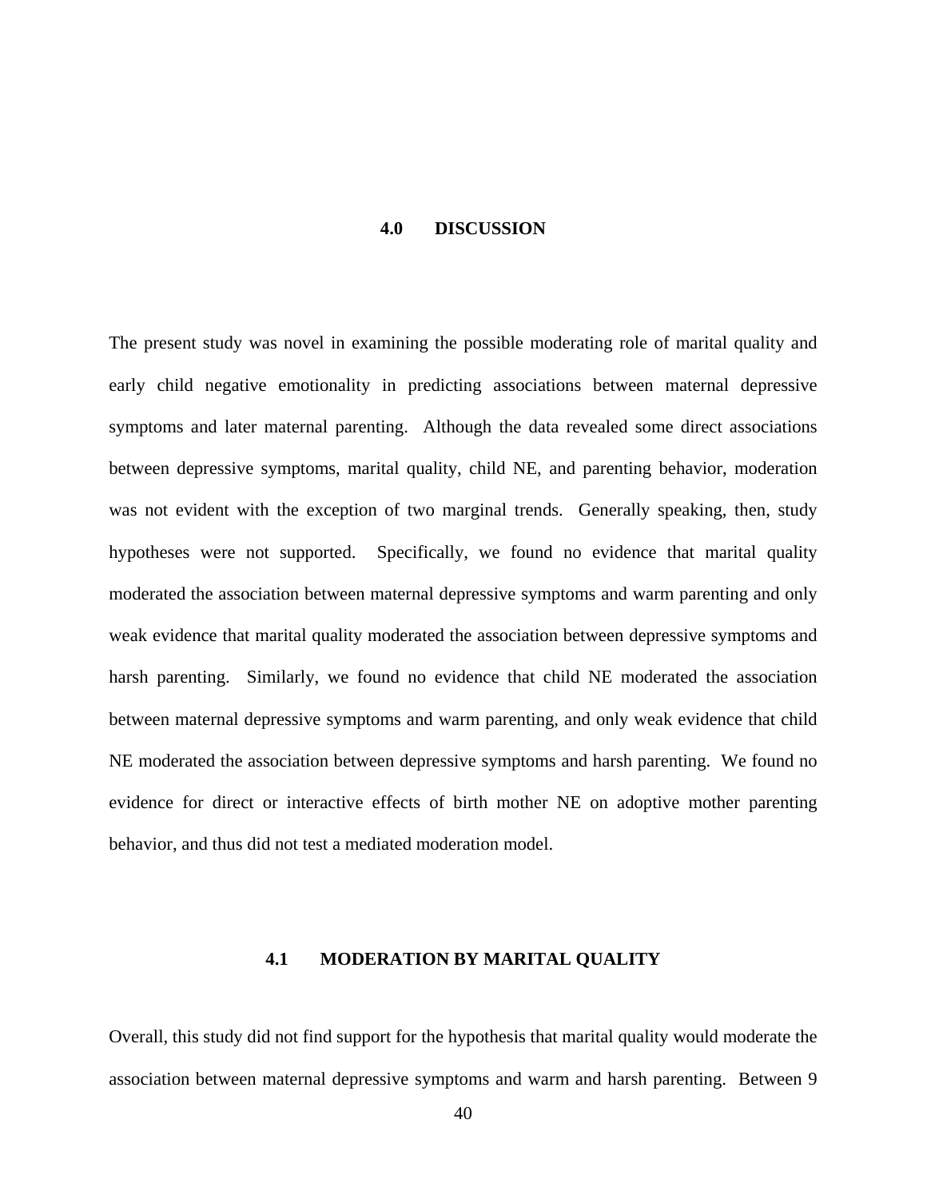# 4.0 DISCUSSION

The present study was novel in examining the possible moderating role of marital quality and early child negative emotionality in predicting associations between maternal depressive symptoms and later maternal parenting. Although the data revealed some direct associations between depressive symptoms, marital quality, child NE, and parenting behavior, moderation was not evident with the exception of two marginal trends. Generally speaking, then, study hypotheses were not supported. Specifically, we found no evidence that marital quality moderated the association between maternal depressive symptoms and warm parenting and only weak evidence that marital quality moderated the association between depressive symptoms and harsh parenting. Similarly, we found no evidence that child NE moderated the association between maternal depressive symptoms and warm parenting, and only weak evidence that child NE moderated the association between depressive symptoms and harsh parenting. We found no evidence for direct or interactive effects of birth mother NE on adoptive mother parenting behavior, and thus did not test a mediated moderation model.

## 4.1 MODERATION BY MARITAL QUALITY

Overall, this study did not find support for the hypothesis that marital quality would moderate the association between maternal depressive symptoms and warm and harsh parenting. Between 9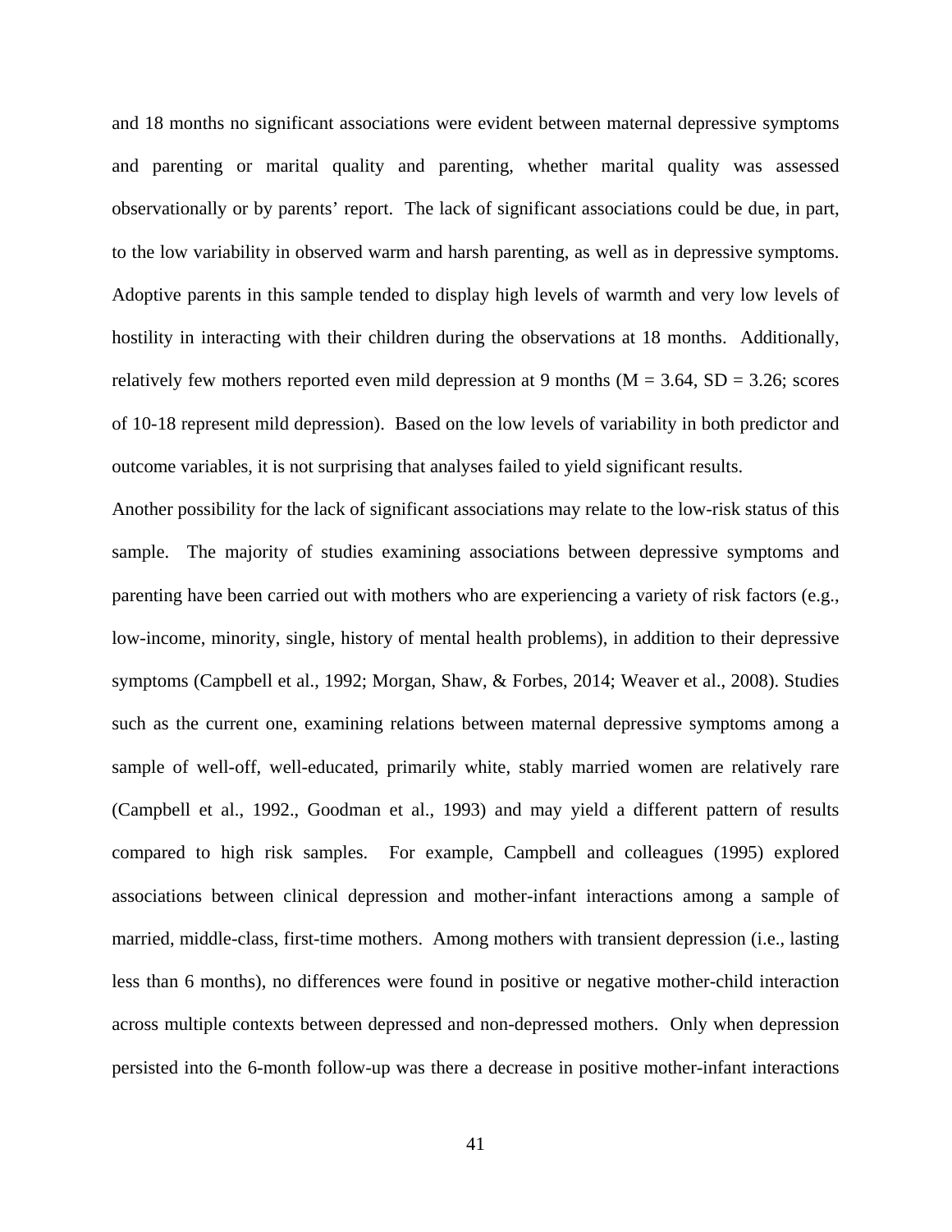and 18 months no significant associations were evident between maternal depressive symptoms and parenting or marital quality and parenting, whether marital quality was assessed observationally or by parents' report. The lack of significant associations could be due, in part, to the low variability in observed warm and harsh parenting, as well as in depressive symptoms. Adoptive parents in this sample tended to display high levels of warmth and very low levels of hostility in interacting with their children during the observations at 18 months. Additionally, relatively few mothers reported even mild depression at 9 months ($M = 3.64$, $SD = 3.26$; scores of 10-18 represent mild depression). Based on the low levels of variability in both predictor and outcome variables, it is not surprising that analyses failed to yield significant results.

Another possibility for the lack of significant associations may relate to the low-risk status of this sample. The majority of studies examining associations between depressive symptoms and parenting have been carried out with mothers who are experiencing a variety of risk factors (e.g., low-income, minority, single, history of mental health problems), in addition to their depressive symptoms (Campbell et al., 1992; Morgan, Shaw, & Forbes, 2014; Weaver et al., 2008). Studies such as the current one, examining relations between maternal depressive symptoms among a sample of well-off, well-educated, primarily white, stably married women are relatively rare (Campbell et al., 1992., Goodman et al., 1993) and may yield a different pattern of results compared to high risk samples. For example, Campbell and colleagues (1995) explored associations between clinical depression and mother-infant interactions among a sample of married, middle-class, first-time mothers. Among mothers with transient depression (i.e., lasting less than 6 months), no differences were found in positive or negative mother-child interaction across multiple contexts between depressed and non-depressed mothers. Only when depression persisted into the 6-month follow-up was there a decrease in positive mother-infant interactions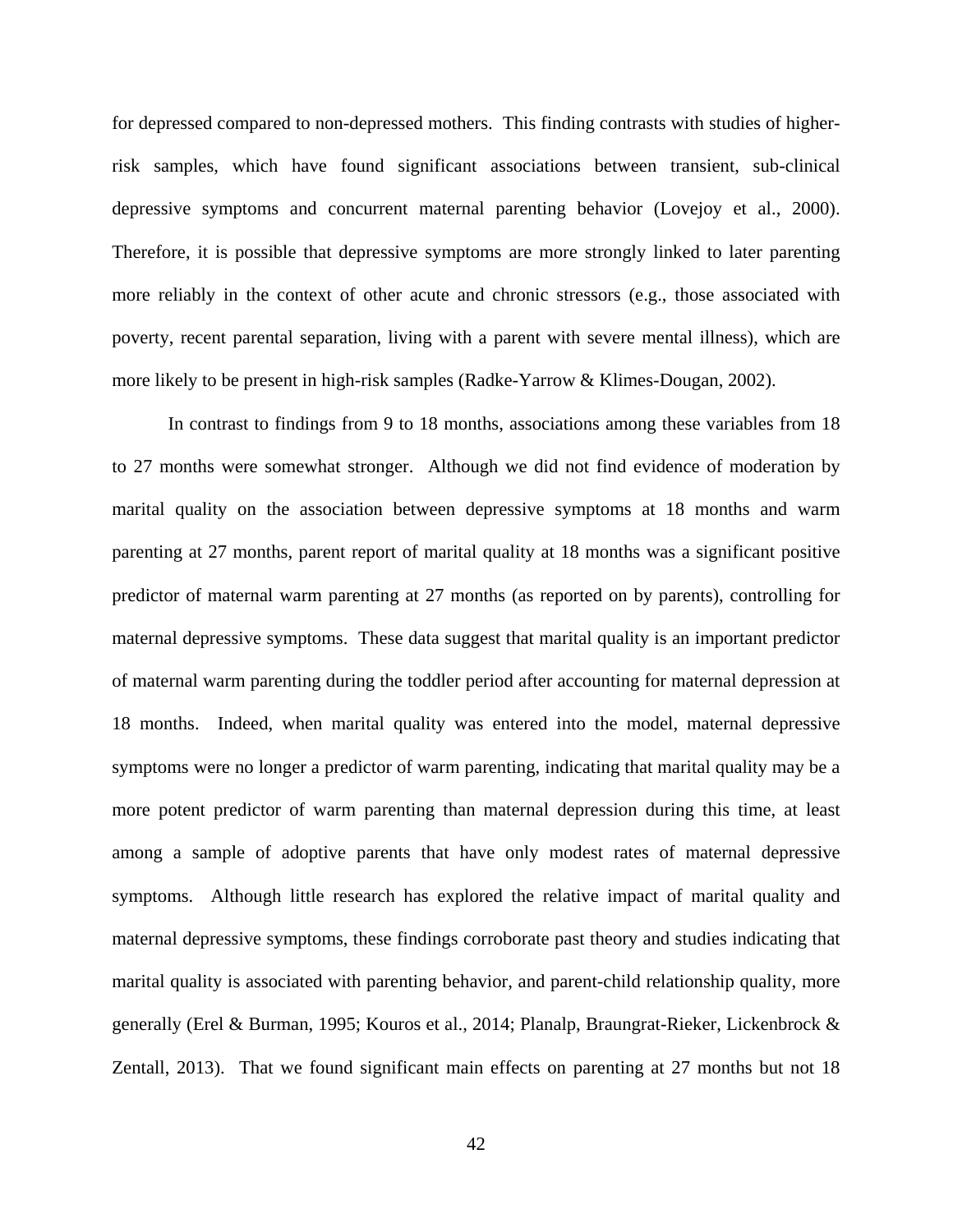for depressed compared to non-depressed mothers. This finding contrasts with studies of higher-risk samples, which have found significant associations between transient, sub-clinical depressive symptoms and concurrent maternal parenting behavior (Lovejoy et al., 2000). Therefore, it is possible that depressive symptoms are more strongly linked to later parenting more reliably in the context of other acute and chronic stressors (e.g., those associated with poverty, recent parental separation, living with a parent with severe mental illness), which are more likely to be present in high-risk samples (Radke-Yarrow & Klimes-Dougan, 2002).

In contrast to findings from 9 to 18 months, associations among these variables from 18 to 27 months were somewhat stronger. Although we did not find evidence of moderation by marital quality on the association between depressive symptoms at 18 months and warm parenting at 27 months, parent report of marital quality at 18 months was a significant positive predictor of maternal warm parenting at 27 months (as reported on by parents), controlling for maternal depressive symptoms. These data suggest that marital quality is an important predictor of maternal warm parenting during the toddler period after accounting for maternal depression at 18 months. Indeed, when marital quality was entered into the model, maternal depressive symptoms were no longer a predictor of warm parenting, indicating that marital quality may be a more potent predictor of warm parenting than maternal depression during this time, at least among a sample of adoptive parents that have only modest rates of maternal depressive symptoms. Although little research has explored the relative impact of marital quality and maternal depressive symptoms, these findings corroborate past theory and studies indicating that marital quality is associated with parenting behavior, and parent-child relationship quality, more generally (Erel & Burman, 1995; Kouros et al., 2014; Planalp, Braungrat-Rieker, Lickenbrock & Zentall, 2013). That we found significant main effects on parenting at 27 months but not 18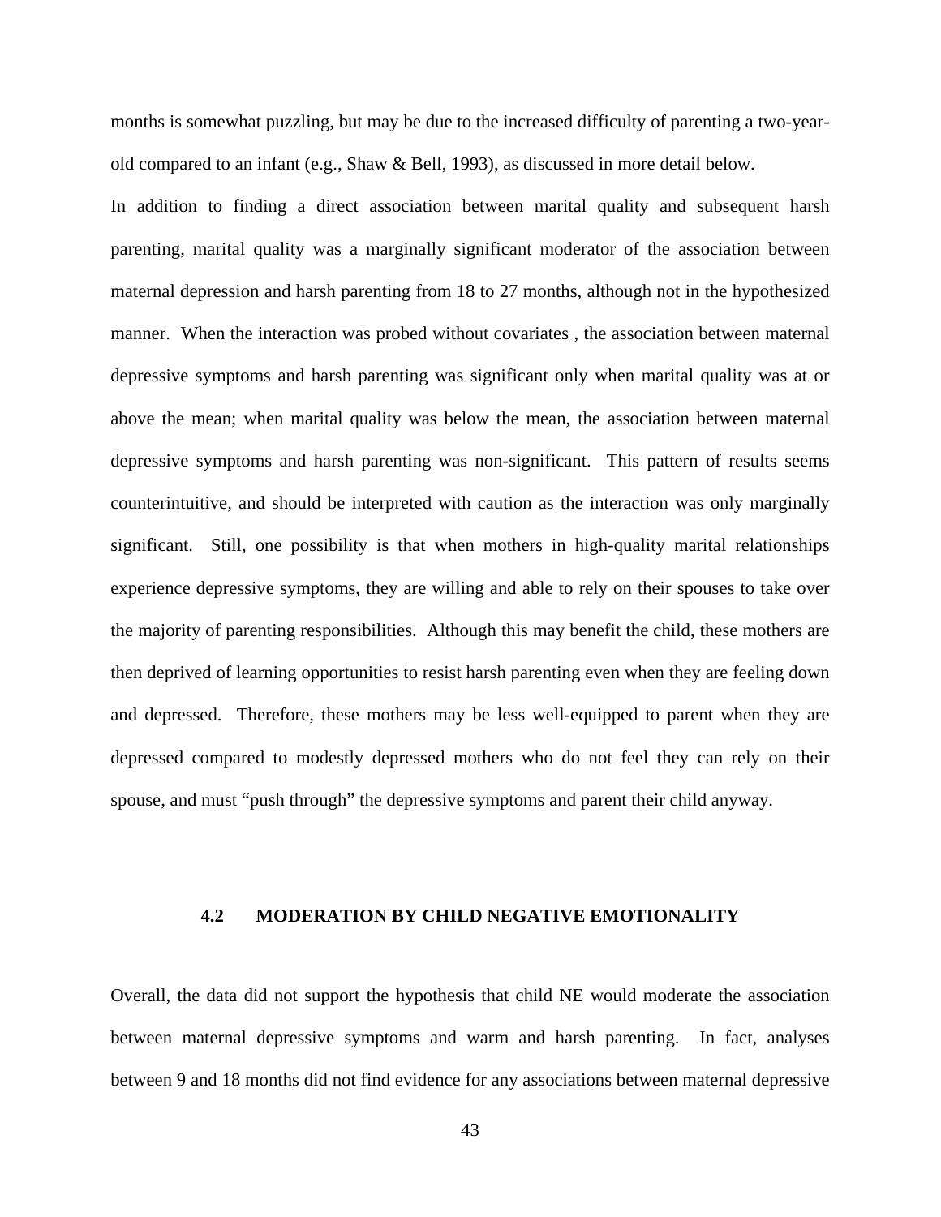months is somewhat puzzling, but may be due to the increased difficulty of parenting a two-year-old compared to an infant (e.g., Shaw & Bell, 1993), as discussed in more detail below.

In addition to finding a direct association between marital quality and subsequent harsh parenting, marital quality was a marginally significant moderator of the association between maternal depression and harsh parenting from 18 to 27 months, although not in the hypothesized manner. When the interaction was probed without covariates , the association between maternal depressive symptoms and harsh parenting was significant only when marital quality was at or above the mean; when marital quality was below the mean, the association between maternal depressive symptoms and harsh parenting was non-significant. This pattern of results seems counterintuitive, and should be interpreted with caution as the interaction was only marginally significant. Still, one possibility is that when mothers in high-quality marital relationships experience depressive symptoms, they are willing and able to rely on their spouses to take over the majority of parenting responsibilities. Although this may benefit the child, these mothers are then deprived of learning opportunities to resist harsh parenting even when they are feeling down and depressed. Therefore, these mothers may be less well-equipped to parent when they are depressed compared to modestly depressed mothers who do not feel they can rely on their spouse, and must "push through" the depressive symptoms and parent their child anyway.

## 4.2 MODERATION BY CHILD NEGATIVE EMOTIONALITY

Overall, the data did not support the hypothesis that child NE would moderate the association between maternal depressive symptoms and warm and harsh parenting. In fact, analyses between 9 and 18 months did not find evidence for any associations between maternal depressive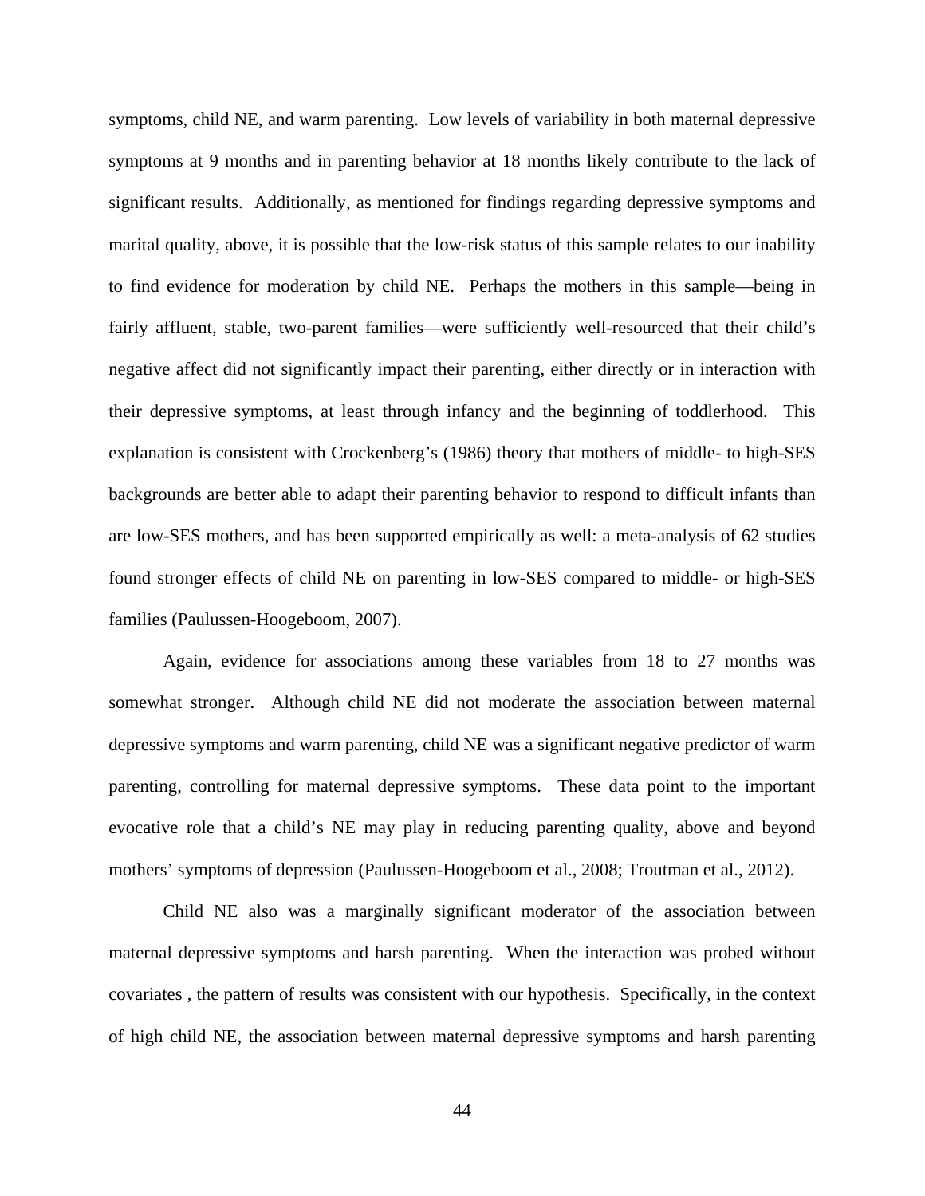symptoms, child NE, and warm parenting. Low levels of variability in both maternal depressive symptoms at 9 months and in parenting behavior at 18 months likely contribute to the lack of significant results. Additionally, as mentioned for findings regarding depressive symptoms and marital quality, above, it is possible that the low-risk status of this sample relates to our inability to find evidence for moderation by child NE. Perhaps the mothers in this sample—being in fairly affluent, stable, two-parent families—were sufficiently well-resourced that their child's negative affect did not significantly impact their parenting, either directly or in interaction with their depressive symptoms, at least through infancy and the beginning of toddlerhood. This explanation is consistent with Crockenberg's (1986) theory that mothers of middle- to high-SES backgrounds are better able to adapt their parenting behavior to respond to difficult infants than are low-SES mothers, and has been supported empirically as well: a meta-analysis of 62 studies found stronger effects of child NE on parenting in low-SES compared to middle- or high-SES families (Paulussen-Hoogeboom, 2007).

Again, evidence for associations among these variables from 18 to 27 months was somewhat stronger. Although child NE did not moderate the association between maternal depressive symptoms and warm parenting, child NE was a significant negative predictor of warm parenting, controlling for maternal depressive symptoms. These data point to the important evocative role that a child's NE may play in reducing parenting quality, above and beyond mothers' symptoms of depression (Paulussen-Hoogeboom et al., 2008; Troutman et al., 2012).

Child NE also was a marginally significant moderator of the association between maternal depressive symptoms and harsh parenting. When the interaction was probed without covariates , the pattern of results was consistent with our hypothesis. Specifically, in the context of high child NE, the association between maternal depressive symptoms and harsh parenting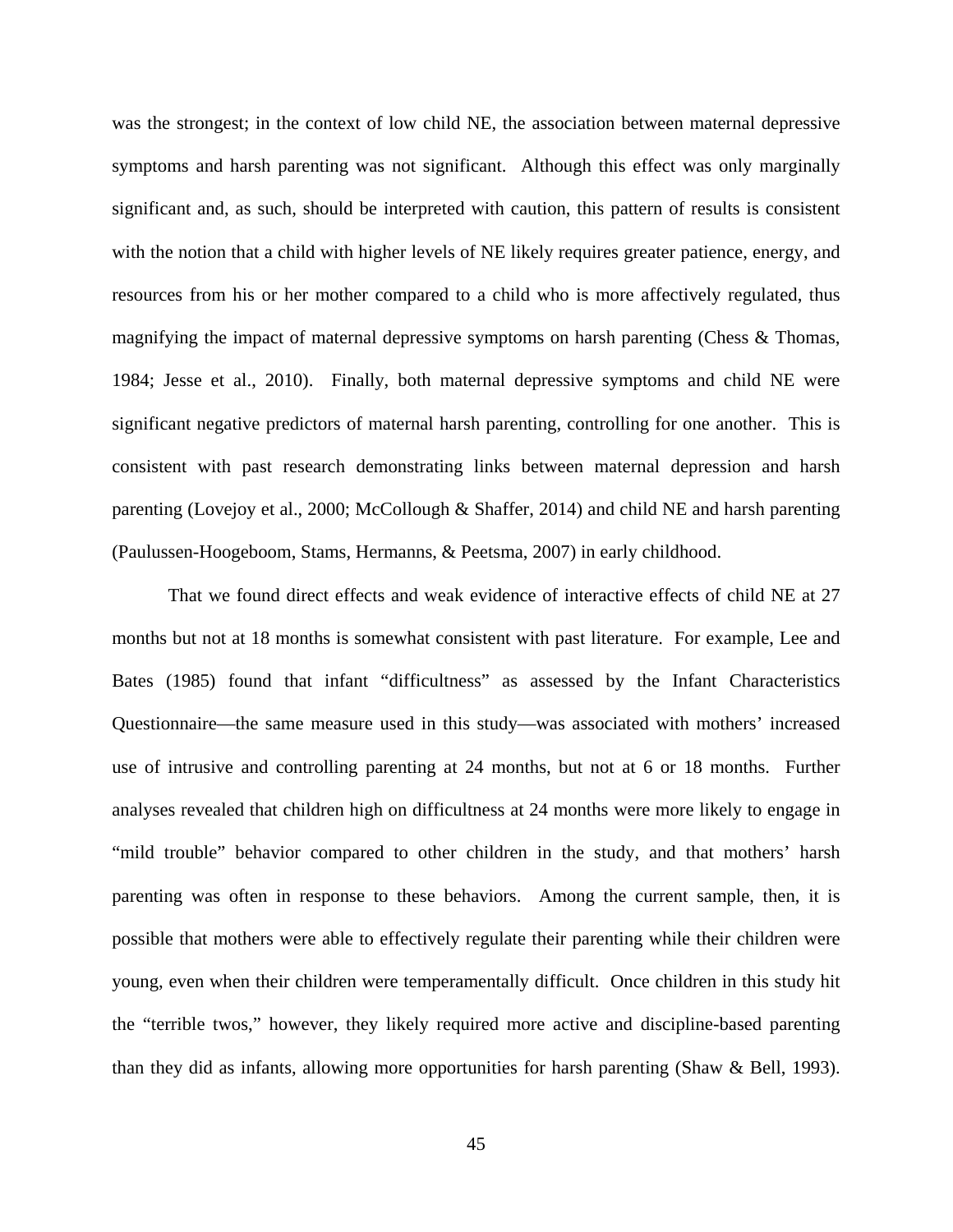was the strongest; in the context of low child NE, the association between maternal depressive symptoms and harsh parenting was not significant. Although this effect was only marginally significant and, as such, should be interpreted with caution, this pattern of results is consistent with the notion that a child with higher levels of NE likely requires greater patience, energy, and resources from his or her mother compared to a child who is more affectively regulated, thus magnifying the impact of maternal depressive symptoms on harsh parenting (Chess & Thomas, 1984; Jesse et al., 2010). Finally, both maternal depressive symptoms and child NE were significant negative predictors of maternal harsh parenting, controlling for one another. This is consistent with past research demonstrating links between maternal depression and harsh parenting (Lovejoy et al., 2000; McCollough & Shaffer, 2014) and child NE and harsh parenting (Paulussen-Hoogeboom, Stams, Hermanns, & Peetsma, 2007) in early childhood.

That we found direct effects and weak evidence of interactive effects of child NE at 27 months but not at 18 months is somewhat consistent with past literature. For example, Lee and Bates (1985) found that infant "difficultness" as assessed by the Infant Characteristics Questionnaire—the same measure used in this study—was associated with mothers' increased use of intrusive and controlling parenting at 24 months, but not at 6 or 18 months. Further analyses revealed that children high on difficultness at 24 months were more likely to engage in "mild trouble" behavior compared to other children in the study, and that mothers' harsh parenting was often in response to these behaviors. Among the current sample, then, it is possible that mothers were able to effectively regulate their parenting while their children were young, even when their children were temperamentally difficult. Once children in this study hit the "terrible twos," however, they likely required more active and discipline-based parenting than they did as infants, allowing more opportunities for harsh parenting (Shaw & Bell, 1993).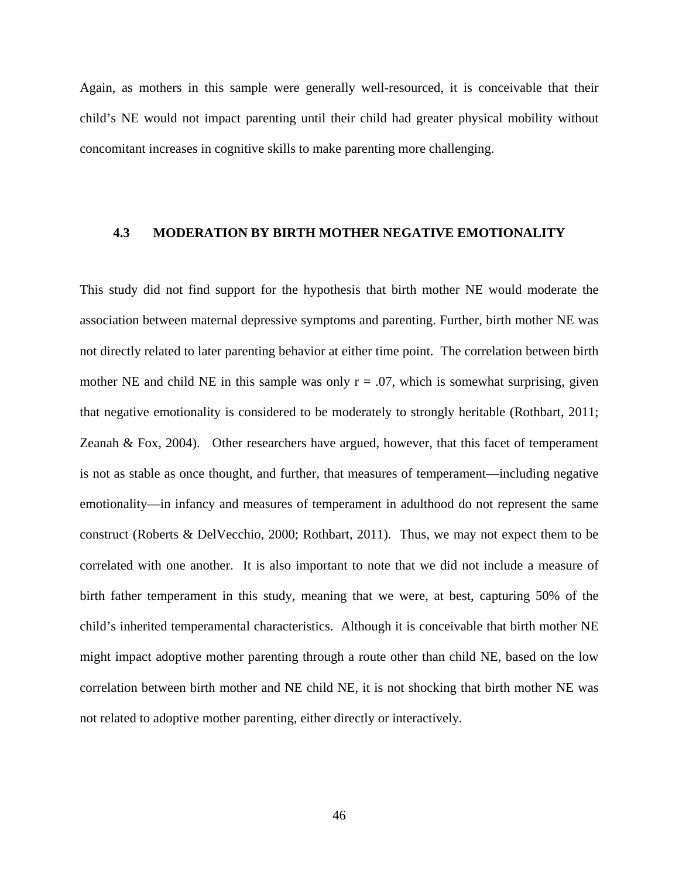Again, as mothers in this sample were generally well-resourced, it is conceivable that their child's NE would not impact parenting until their child had greater physical mobility without concomitant increases in cognitive skills to make parenting more challenging.

## 4.3 MODERATION BY BIRTH MOTHER NEGATIVE EMOTIONALITY

This study did not find support for the hypothesis that birth mother NE would moderate the association between maternal depressive symptoms and parenting. Further, birth mother NE was not directly related to later parenting behavior at either time point. The correlation between birth mother NE and child NE in this sample was only $r = .07$, which is somewhat surprising, given that negative emotionality is considered to be moderately to strongly heritable (Rothbart, 2011; Zeanah & Fox, 2004). Other researchers have argued, however, that this facet of temperament is not as stable as once thought, and further, that measures of temperament—including negative emotionality—in infancy and measures of temperament in adulthood do not represent the same construct (Roberts & DelVecchio, 2000; Rothbart, 2011). Thus, we may not expect them to be correlated with one another. It is also important to note that we did not include a measure of birth father temperament in this study, meaning that we were, at best, capturing 50% of the child's inherited temperamental characteristics. Although it is conceivable that birth mother NE might impact adoptive mother parenting through a route other than child NE, based on the low correlation between birth mother and NE child NE, it is not shocking that birth mother NE was not related to adoptive mother parenting, either directly or interactively.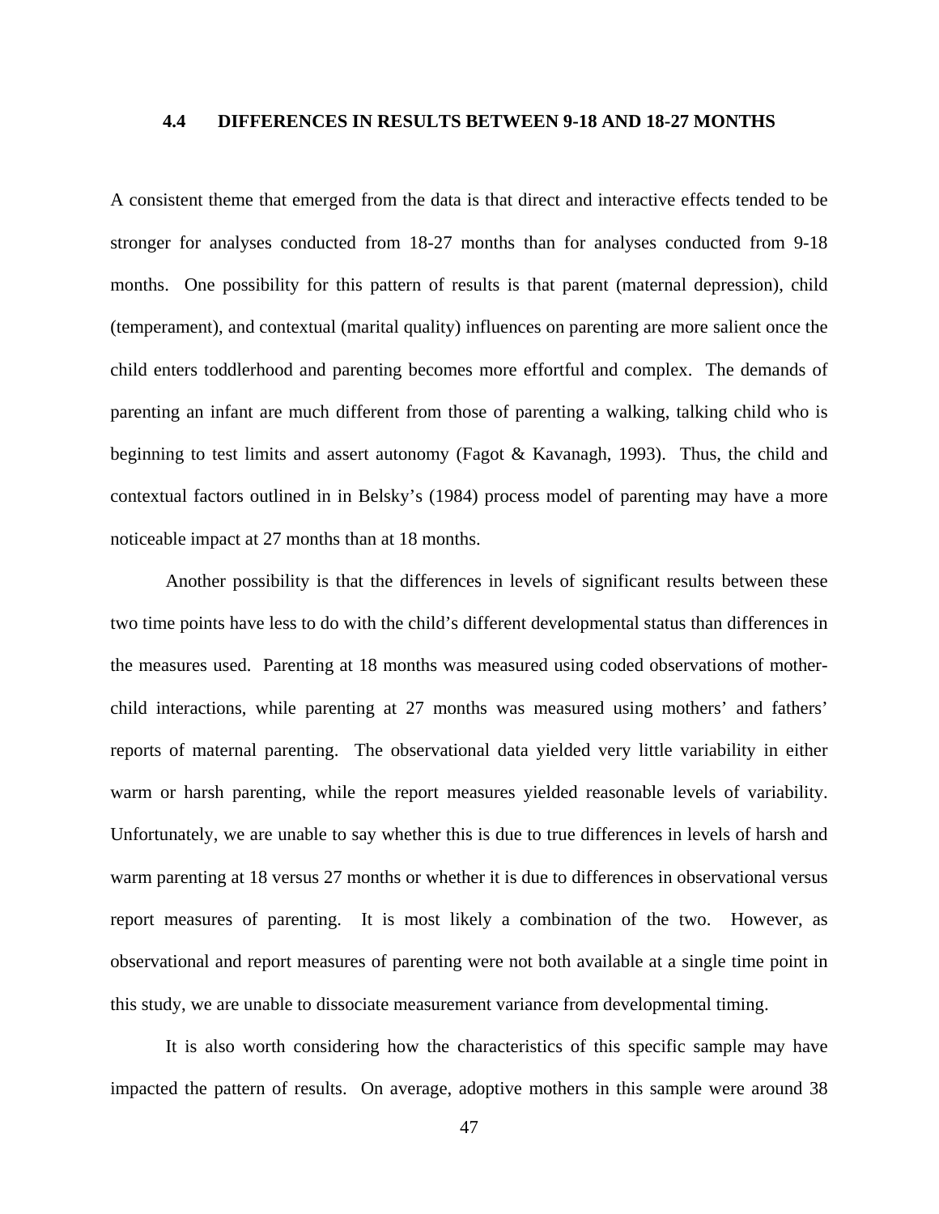### 4.4 DIFFERENCES IN RESULTS BETWEEN 9-18 AND 18-27 MONTHS

A consistent theme that emerged from the data is that direct and interactive effects tended to be stronger for analyses conducted from 18-27 months than for analyses conducted from 9-18 months. One possibility for this pattern of results is that parent (maternal depression), child (temperament), and contextual (marital quality) influences on parenting are more salient once the child enters toddlerhood and parenting becomes more effortful and complex. The demands of parenting an infant are much different from those of parenting a walking, talking child who is beginning to test limits and assert autonomy (Fagot & Kavanagh, 1993). Thus, the child and contextual factors outlined in in Belsky's (1984) process model of parenting may have a more noticeable impact at 27 months than at 18 months.

Another possibility is that the differences in levels of significant results between these two time points have less to do with the child's different developmental status than differences in the measures used. Parenting at 18 months was measured using coded observations of mother-child interactions, while parenting at 27 months was measured using mothers' and fathers' reports of maternal parenting. The observational data yielded very little variability in either warm or harsh parenting, while the report measures yielded reasonable levels of variability. Unfortunately, we are unable to say whether this is due to true differences in levels of harsh and warm parenting at 18 versus 27 months or whether it is due to differences in observational versus report measures of parenting. It is most likely a combination of the two. However, as observational and report measures of parenting were not both available at a single time point in this study, we are unable to dissociate measurement variance from developmental timing.

It is also worth considering how the characteristics of this specific sample may have impacted the pattern of results. On average, adoptive mothers in this sample were around 38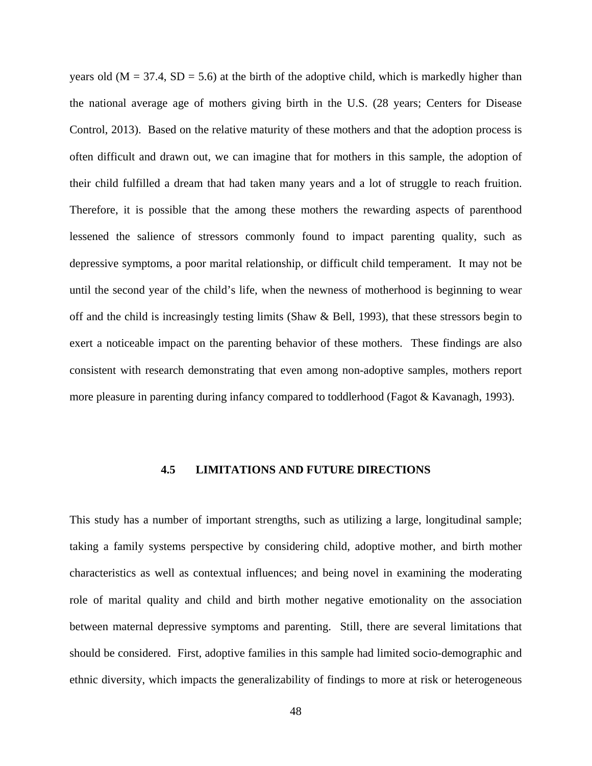years old (M = 37.4, SD = 5.6) at the birth of the adoptive child, which is markedly higher than the national average age of mothers giving birth in the U.S. (28 years; Centers for Disease Control, 2013). Based on the relative maturity of these mothers and that the adoption process is often difficult and drawn out, we can imagine that for mothers in this sample, the adoption of their child fulfilled a dream that had taken many years and a lot of struggle to reach fruition. Therefore, it is possible that the among these mothers the rewarding aspects of parenthood lessened the salience of stressors commonly found to impact parenting quality, such as depressive symptoms, a poor marital relationship, or difficult child temperament. It may not be until the second year of the child's life, when the newness of motherhood is beginning to wear off and the child is increasingly testing limits (Shaw & Bell, 1993), that these stressors begin to exert a noticeable impact on the parenting behavior of these mothers. These findings are also consistent with research demonstrating that even among non-adoptive samples, mothers report more pleasure in parenting during infancy compared to toddlerhood (Fagot & Kavanagh, 1993).

## 4.5 LIMITATIONS AND FUTURE DIRECTIONS

This study has a number of important strengths, such as utilizing a large, longitudinal sample; taking a family systems perspective by considering child, adoptive mother, and birth mother characteristics as well as contextual influences; and being novel in examining the moderating role of marital quality and child and birth mother negative emotionality on the association between maternal depressive symptoms and parenting. Still, there are several limitations that should be considered. First, adoptive families in this sample had limited socio-demographic and ethnic diversity, which impacts the generalizability of findings to more at risk or heterogeneous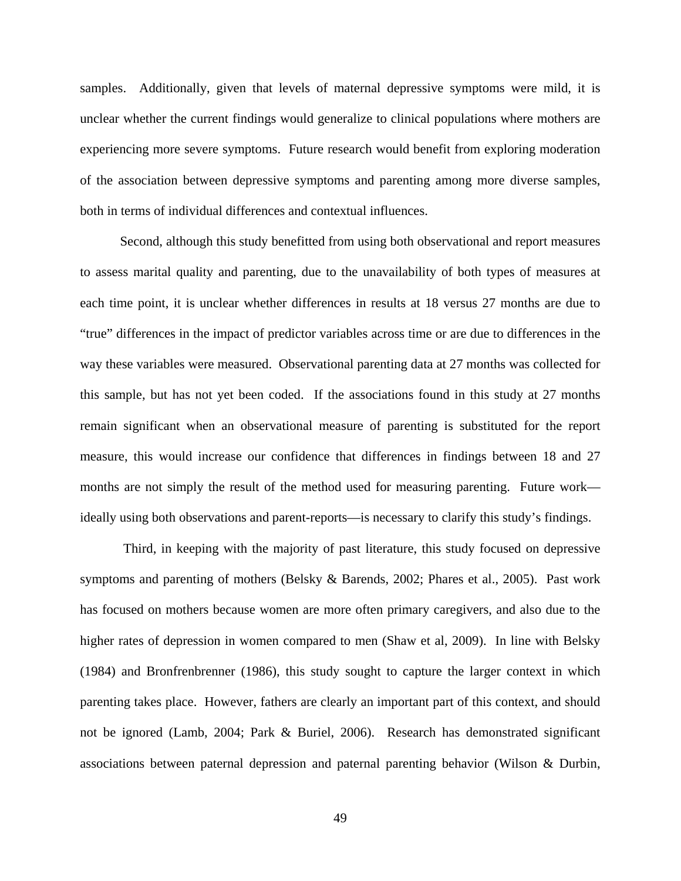samples. Additionally, given that levels of maternal depressive symptoms were mild, it is unclear whether the current findings would generalize to clinical populations where mothers are experiencing more severe symptoms. Future research would benefit from exploring moderation of the association between depressive symptoms and parenting among more diverse samples, both in terms of individual differences and contextual influences.

Second, although this study benefitted from using both observational and report measures to assess marital quality and parenting, due to the unavailability of both types of measures at each time point, it is unclear whether differences in results at 18 versus 27 months are due to "true" differences in the impact of predictor variables across time or are due to differences in the way these variables were measured. Observational parenting data at 27 months was collected for this sample, but has not yet been coded. If the associations found in this study at 27 months remain significant when an observational measure of parenting is substituted for the report measure, this would increase our confidence that differences in findings between 18 and 27 months are not simply the result of the method used for measuring parenting. Future work—ideally using both observations and parent-reports—is necessary to clarify this study's findings.

Third, in keeping with the majority of past literature, this study focused on depressive symptoms and parenting of mothers (Belsky & Barends, 2002; Phares et al., 2005). Past work has focused on mothers because women are more often primary caregivers, and also due to the higher rates of depression in women compared to men (Shaw et al, 2009). In line with Belsky (1984) and Bronfrenbrenner (1986), this study sought to capture the larger context in which parenting takes place. However, fathers are clearly an important part of this context, and should not be ignored (Lamb, 2004; Park & Buriel, 2006). Research has demonstrated significant associations between paternal depression and paternal parenting behavior (Wilson & Durbin,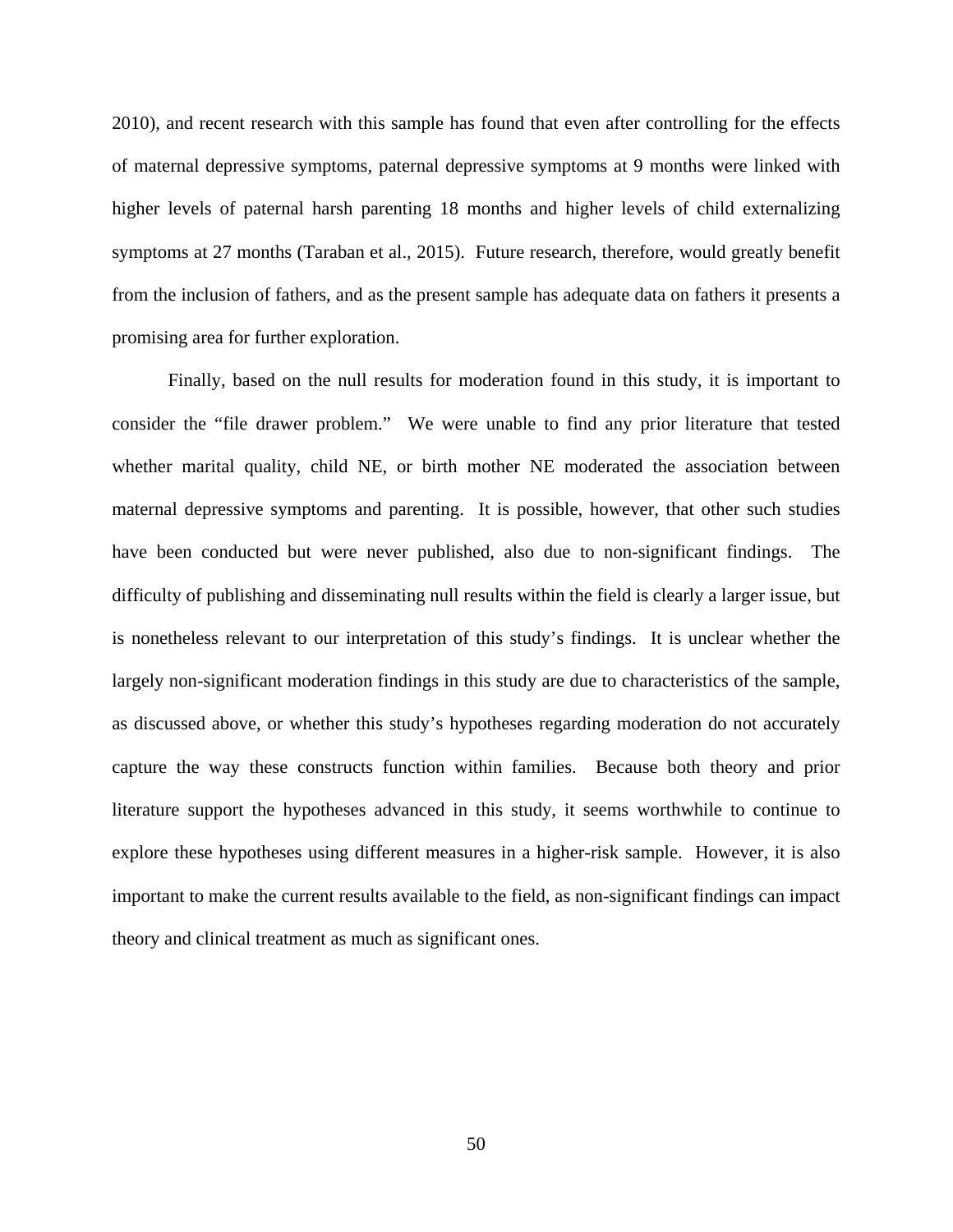2010), and recent research with this sample has found that even after controlling for the effects of maternal depressive symptoms, paternal depressive symptoms at 9 months were linked with higher levels of paternal harsh parenting 18 months and higher levels of child externalizing symptoms at 27 months (Taraban et al., 2015). Future research, therefore, would greatly benefit from the inclusion of fathers, and as the present sample has adequate data on fathers it presents a promising area for further exploration.

Finally, based on the null results for moderation found in this study, it is important to consider the "file drawer problem." We were unable to find any prior literature that tested whether marital quality, child NE, or birth mother NE moderated the association between maternal depressive symptoms and parenting. It is possible, however, that other such studies have been conducted but were never published, also due to non-significant findings. The difficulty of publishing and disseminating null results within the field is clearly a larger issue, but is nonetheless relevant to our interpretation of this study's findings. It is unclear whether the largely non-significant moderation findings in this study are due to characteristics of the sample, as discussed above, or whether this study's hypotheses regarding moderation do not accurately capture the way these constructs function within families. Because both theory and prior literature support the hypotheses advanced in this study, it seems worthwhile to continue to explore these hypotheses using different measures in a higher-risk sample. However, it is also important to make the current results available to the field, as non-significant findings can impact theory and clinical treatment as much as significant ones.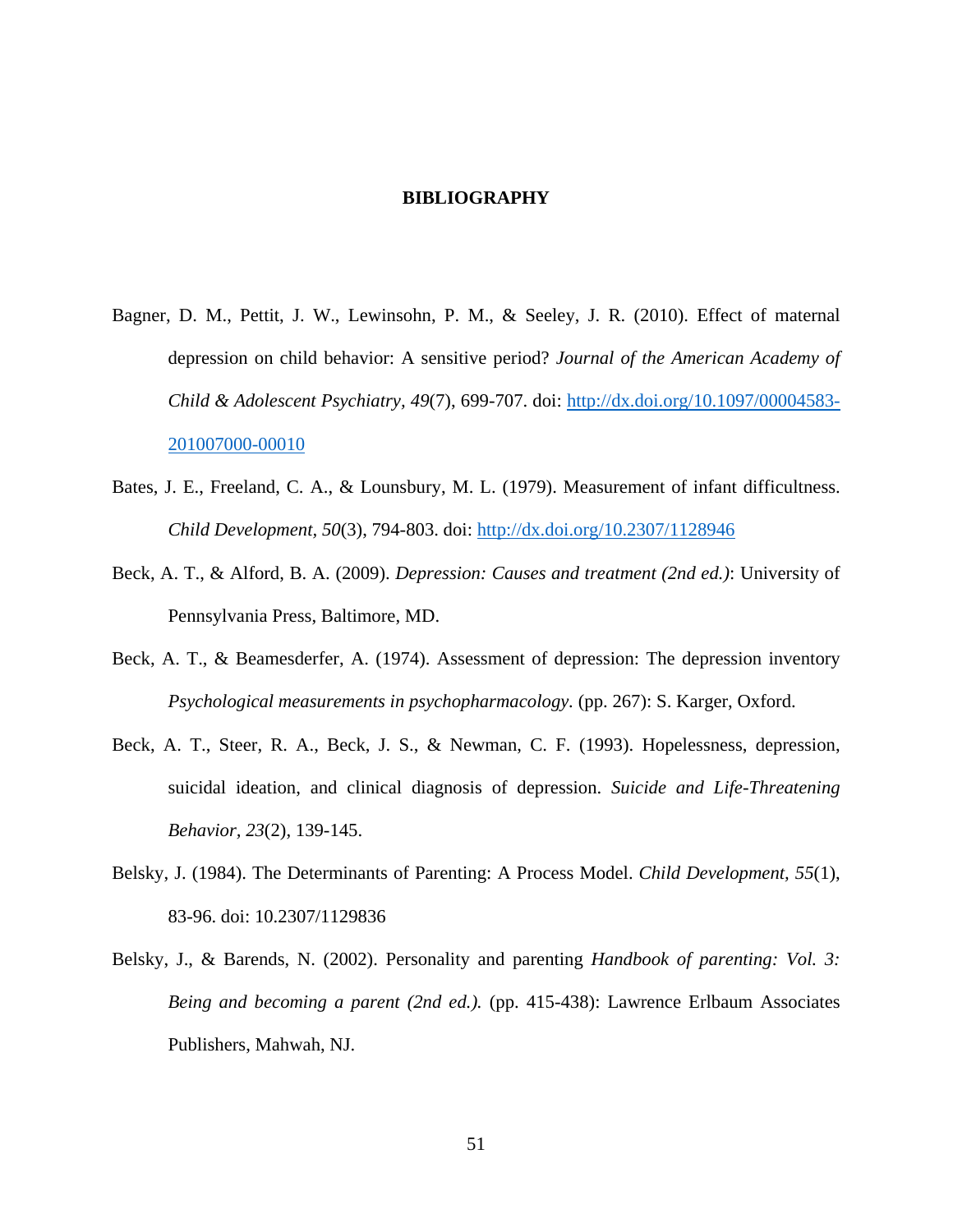# BIBLIOGRAPHY

Bagner, D. M., Pettit, J. W., Lewinsohn, P. M., & Seeley, J. R. (2010). Effect of maternal depression on child behavior: A sensitive period? *Journal of the American Academy of Child & Adolescent Psychiatry, 49*(7), 699-707. doi: http://dx.doi.org/10.1097/00004583-201007000-00010

Bates, J. E., Freeland, C. A., & Lounsbury, M. L. (1979). Measurement of infant difficultness. *Child Development, 50*(3), 794-803. doi: http://dx.doi.org/10.2307/1128946

Beck, A. T., & Alford, B. A. (2009). *Depression: Causes and treatment (2nd ed.)*: University of Pennsylvania Press, Baltimore, MD.

Beck, A. T., & Beamesderfer, A. (1974). Assessment of depression: The depression inventory *Psychological measurements in psychopharmacology*. (pp. 267): S. Karger, Oxford.

Beck, A. T., Steer, R. A., Beck, J. S., & Newman, C. F. (1993). Hopelessness, depression, suicidal ideation, and clinical diagnosis of depression. *Suicide and Life-Threatening Behavior, 23*(2), 139-145.

Belsky, J. (1984). The Determinants of Parenting: A Process Model. *Child Development, 55*(1), 83-96. doi: 10.2307/1129836

Belsky, J., & Barends, N. (2002). Personality and parenting *Handbook of parenting: Vol. 3: Being and becoming a parent (2nd ed.).* (pp. 415-438): Lawrence Erlbaum Associates Publishers, Mahwah, NJ.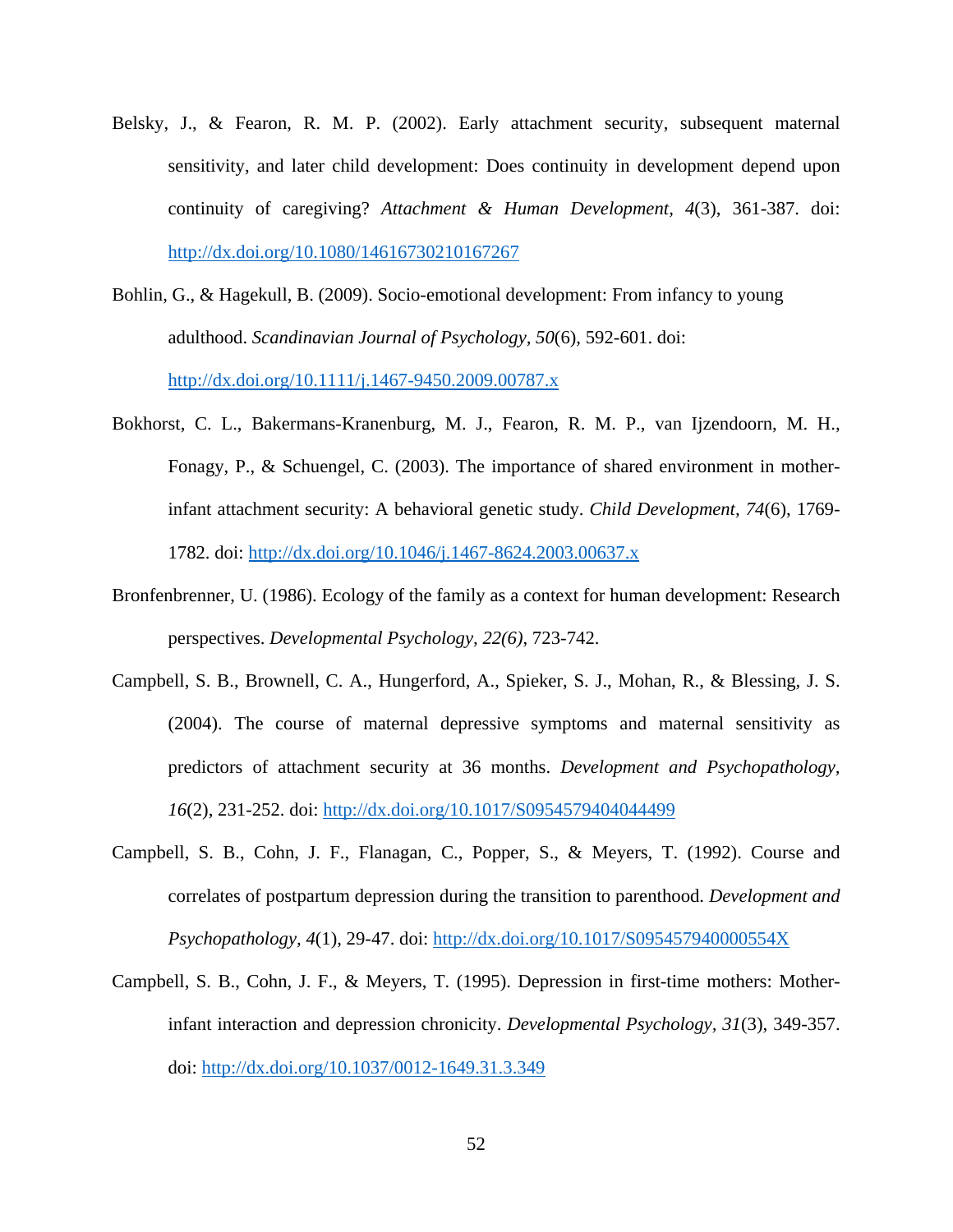Belsky, J., & Fearon, R. M. P. (2002). Early attachment security, subsequent maternal sensitivity, and later child development: Does continuity in development depend upon continuity of caregiving? *Attachment & Human Development*, *4*(3), 361-387. doi: http://dx.doi.org/10.1080/14616730210167267

Bohlin, G., & Hagekull, B. (2009). Socio-emotional development: From infancy to young adulthood. *Scandinavian Journal of Psychology*, *50*(6), 592-601. doi: http://dx.doi.org/10.1111/j.1467-9450.2009.00787.x

Bokhorst, C. L., Bakermans-Kranenburg, M. J., Fearon, R. M. P., van Ijzendoorn, M. H., Fonagy, P., & Schuengel, C. (2003). The importance of shared environment in mother-infant attachment security: A behavioral genetic study. *Child Development*, *74*(6), 1769-1782. doi: http://dx.doi.org/10.1046/j.1467-8624.2003.00637.x

Bronfenbrenner, U. (1986). Ecology of the family as a context for human development: Research perspectives. *Developmental Psychology, 22(6)*, 723-742.

Campbell, S. B., Brownell, C. A., Hungerford, A., Spieker, S. J., Mohan, R., & Blessing, J. S. (2004). The course of maternal depressive symptoms and maternal sensitivity as predictors of attachment security at 36 months. *Development and Psychopathology*, *16*(2), 231-252. doi: http://dx.doi.org/10.1017/S0954579404044499

Campbell, S. B., Cohn, J. F., Flanagan, C., Popper, S., & Meyers, T. (1992). Course and correlates of postpartum depression during the transition to parenthood. *Development and Psychopathology*, *4*(1), 29-47. doi: http://dx.doi.org/10.1017/S095457940000554X

Campbell, S. B., Cohn, J. F., & Meyers, T. (1995). Depression in first-time mothers: Mother-infant interaction and depression chronicity. *Developmental Psychology*, *31*(3), 349-357. doi: http://dx.doi.org/10.1037/0012-1649.31.3.349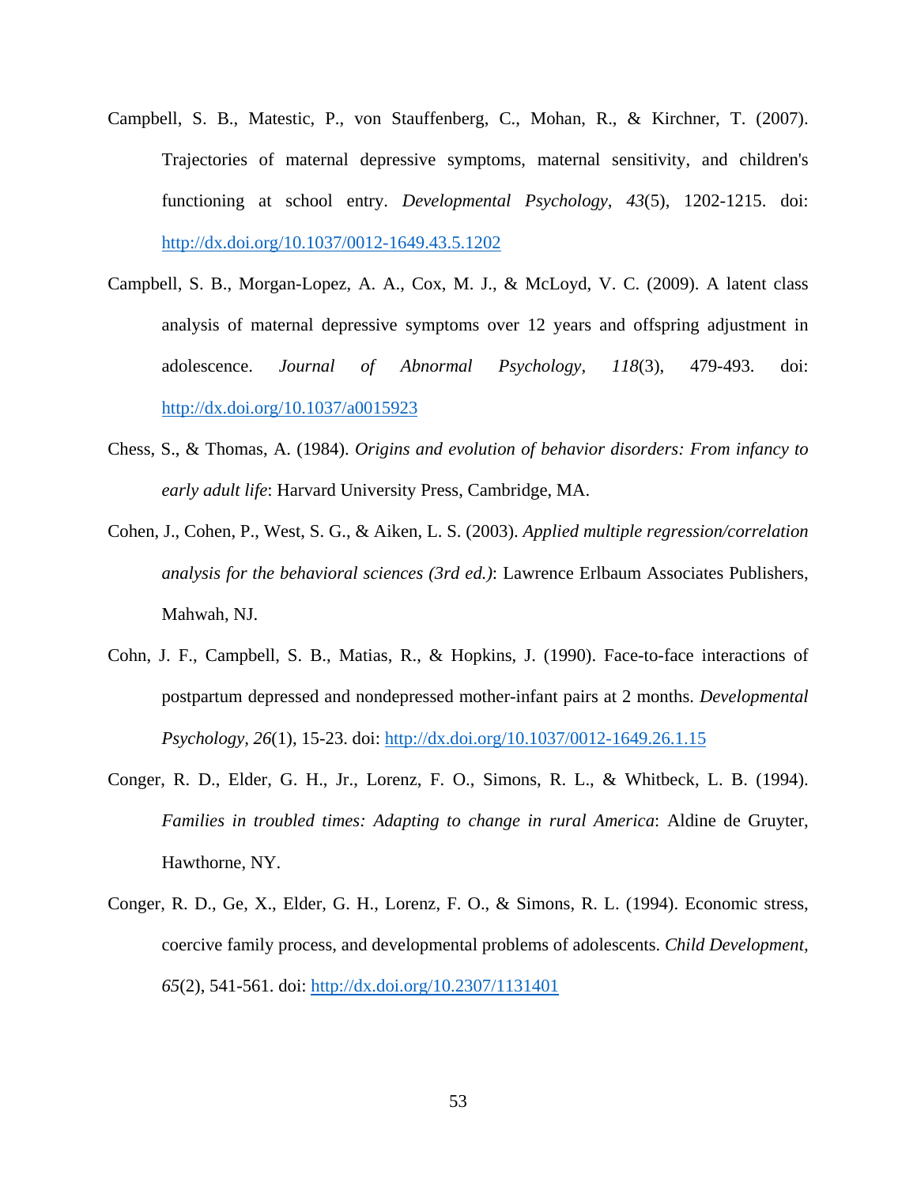Campbell, S. B., Matestic, P., von Stauffenberg, C., Mohan, R., & Kirchner, T. (2007). Trajectories of maternal depressive symptoms, maternal sensitivity, and children's functioning at school entry. *Developmental Psychology*, *43*(5), 1202-1215. doi: http://dx.doi.org/10.1037/0012-1649.43.5.1202

Campbell, S. B., Morgan-Lopez, A. A., Cox, M. J., & McLoyd, V. C. (2009). A latent class analysis of maternal depressive symptoms over 12 years and offspring adjustment in adolescence. *Journal of Abnormal Psychology*, *118*(3), 479-493. doi: http://dx.doi.org/10.1037/a0015923

Chess, S., & Thomas, A. (1984). *Origins and evolution of behavior disorders: From infancy to early adult life*: Harvard University Press, Cambridge, MA.

Cohen, J., Cohen, P., West, S. G., & Aiken, L. S. (2003). *Applied multiple regression/correlation analysis for the behavioral sciences (3rd ed.)*: Lawrence Erlbaum Associates Publishers, Mahwah, NJ.

Cohn, J. F., Campbell, S. B., Matias, R., & Hopkins, J. (1990). Face-to-face interactions of postpartum depressed and nondepressed mother-infant pairs at 2 months. *Developmental Psychology, 26*(1), 15-23. doi: http://dx.doi.org/10.1037/0012-1649.26.1.15

Conger, R. D., Elder, G. H., Jr., Lorenz, F. O., Simons, R. L., & Whitbeck, L. B. (1994). *Families in troubled times: Adapting to change in rural America*: Aldine de Gruyter, Hawthorne, NY.

Conger, R. D., Ge, X., Elder, G. H., Lorenz, F. O., & Simons, R. L. (1994). Economic stress, coercive family process, and developmental problems of adolescents. *Child Development*, *65*(2), 541-561. doi: http://dx.doi.org/10.2307/1131401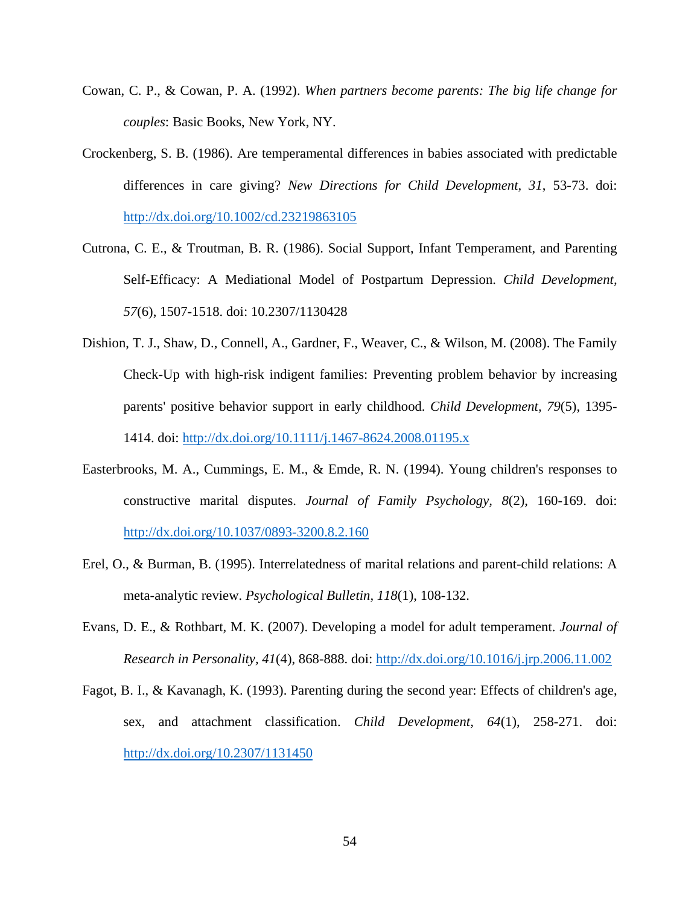Cowan, C. P., & Cowan, P. A. (1992). *When partners become parents: The big life change for couples*: Basic Books, New York, NY.

Crockenberg, S. B. (1986). Are temperamental differences in babies associated with predictable differences in care giving? *New Directions for Child Development, 31*, 53-73. doi: http://dx.doi.org/10.1002/cd.23219863105

Cutrona, C. E., & Troutman, B. R. (1986). Social Support, Infant Temperament, and Parenting Self-Efficacy: A Mediational Model of Postpartum Depression. *Child Development, 57*(6), 1507-1518. doi: 10.2307/1130428

Dishion, T. J., Shaw, D., Connell, A., Gardner, F., Weaver, C., & Wilson, M. (2008). The Family Check-Up with high-risk indigent families: Preventing problem behavior by increasing parents' positive behavior support in early childhood. *Child Development, 79*(5), 1395-1414. doi: http://dx.doi.org/10.1111/j.1467-8624.2008.01195.x

Easterbrooks, M. A., Cummings, E. M., & Emde, R. N. (1994). Young children's responses to constructive marital disputes. *Journal of Family Psychology, 8*(2), 160-169. doi: http://dx.doi.org/10.1037/0893-3200.8.2.160

Erel, O., & Burman, B. (1995). Interrelatedness of marital relations and parent-child relations: A meta-analytic review. *Psychological Bulletin, 118*(1), 108-132.

Evans, D. E., & Rothbart, M. K. (2007). Developing a model for adult temperament. *Journal of Research in Personality, 41*(4), 868-888. doi: http://dx.doi.org/10.1016/j.jrp.2006.11.002

Fagot, B. I., & Kavanagh, K. (1993). Parenting during the second year: Effects of children's age, sex, and attachment classification. *Child Development, 64*(1), 258-271. doi: http://dx.doi.org/10.2307/1131450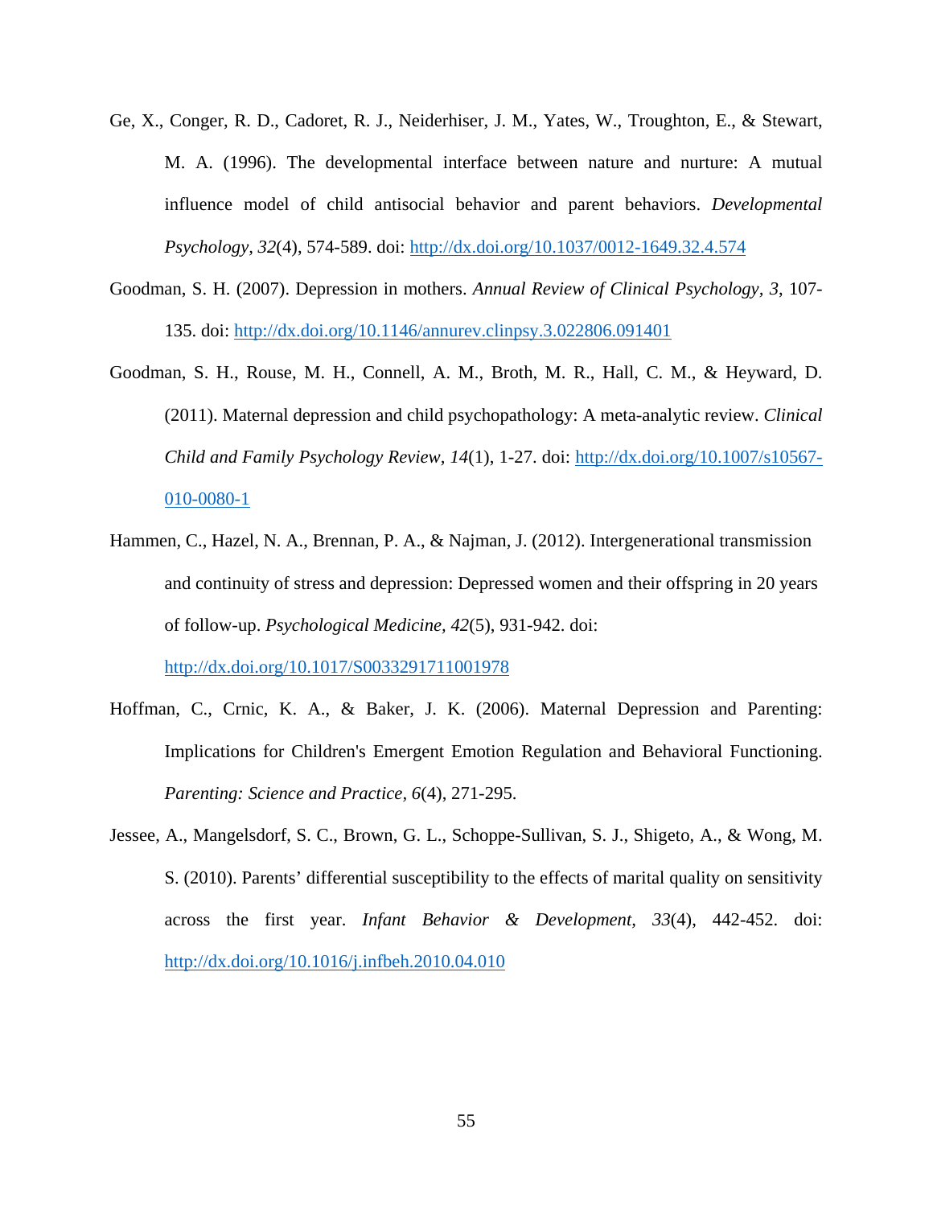Ge, X., Conger, R. D., Cadoret, R. J., Neiderhiser, J. M., Yates, W., Troughton, E., & Stewart, M. A. (1996). The developmental interface between nature and nurture: A mutual influence model of child antisocial behavior and parent behaviors. *Developmental Psychology, 32*(4), 574-589. doi: http://dx.doi.org/10.1037/0012-1649.32.4.574

Goodman, S. H. (2007). Depression in mothers. *Annual Review of Clinical Psychology, 3*, 107-135. doi: http://dx.doi.org/10.1146/annurev.clinpsy.3.022806.091401

Goodman, S. H., Rouse, M. H., Connell, A. M., Broth, M. R., Hall, C. M., & Heyward, D. (2011). Maternal depression and child psychopathology: A meta-analytic review. *Clinical Child and Family Psychology Review, 14*(1), 1-27. doi: http://dx.doi.org/10.1007/s10567-010-0080-1

Hammen, C., Hazel, N. A., Brennan, P. A., & Najman, J. (2012). Intergenerational transmission and continuity of stress and depression: Depressed women and their offspring in 20 years of follow-up. *Psychological Medicine, 42*(5), 931-942. doi: http://dx.doi.org/10.1017/S0033291711001978

Hoffman, C., Crnic, K. A., & Baker, J. K. (2006). Maternal Depression and Parenting: Implications for Children's Emergent Emotion Regulation and Behavioral Functioning. *Parenting: Science and Practice, 6*(4), 271-295.

Jessee, A., Mangelsdorf, S. C., Brown, G. L., Schoppe-Sullivan, S. J., Shigeto, A., & Wong, M. S. (2010). Parents' differential susceptibility to the effects of marital quality on sensitivity across the first year. *Infant Behavior & Development, 33*(4), 442-452. doi: http://dx.doi.org/10.1016/j.infbeh.2010.04.010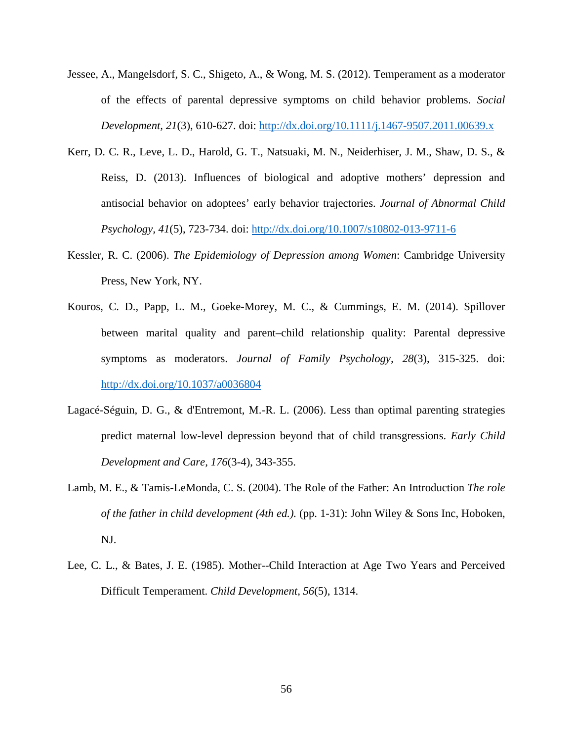Jessee, A., Mangelsdorf, S. C., Shigeto, A., & Wong, M. S. (2012). Temperament as a moderator of the effects of parental depressive symptoms on child behavior problems. *Social Development, 21*(3), 610-627. doi: http://dx.doi.org/10.1111/j.1467-9507.2011.00639.x

Kerr, D. C. R., Leve, L. D., Harold, G. T., Natsuaki, M. N., Neiderhiser, J. M., Shaw, D. S., & Reiss, D. (2013). Influences of biological and adoptive mothers' depression and antisocial behavior on adoptees' early behavior trajectories. *Journal of Abnormal Child Psychology, 41*(5), 723-734. doi: http://dx.doi.org/10.1007/s10802-013-9711-6

Kessler, R. C. (2006). *The Epidemiology of Depression among Women*: Cambridge University Press, New York, NY.

Kouros, C. D., Papp, L. M., Goeke-Morey, M. C., & Cummings, E. M. (2014). Spillover between marital quality and parent–child relationship quality: Parental depressive symptoms as moderators. *Journal of Family Psychology, 28*(3), 315-325. doi: http://dx.doi.org/10.1037/a0036804

Lagacé-Séguin, D. G., & d'Entremont, M.-R. L. (2006). Less than optimal parenting strategies predict maternal low-level depression beyond that of child transgressions. *Early Child Development and Care, 176*(3-4), 343-355.

Lamb, M. E., & Tamis-LeMonda, C. S. (2004). The Role of the Father: An Introduction *The role of the father in child development (4th ed.).* (pp. 1-31): John Wiley & Sons Inc, Hoboken, NJ.

Lee, C. L., & Bates, J. E. (1985). Mother--Child Interaction at Age Two Years and Perceived Difficult Temperament. *Child Development*, *56*(5), 1314.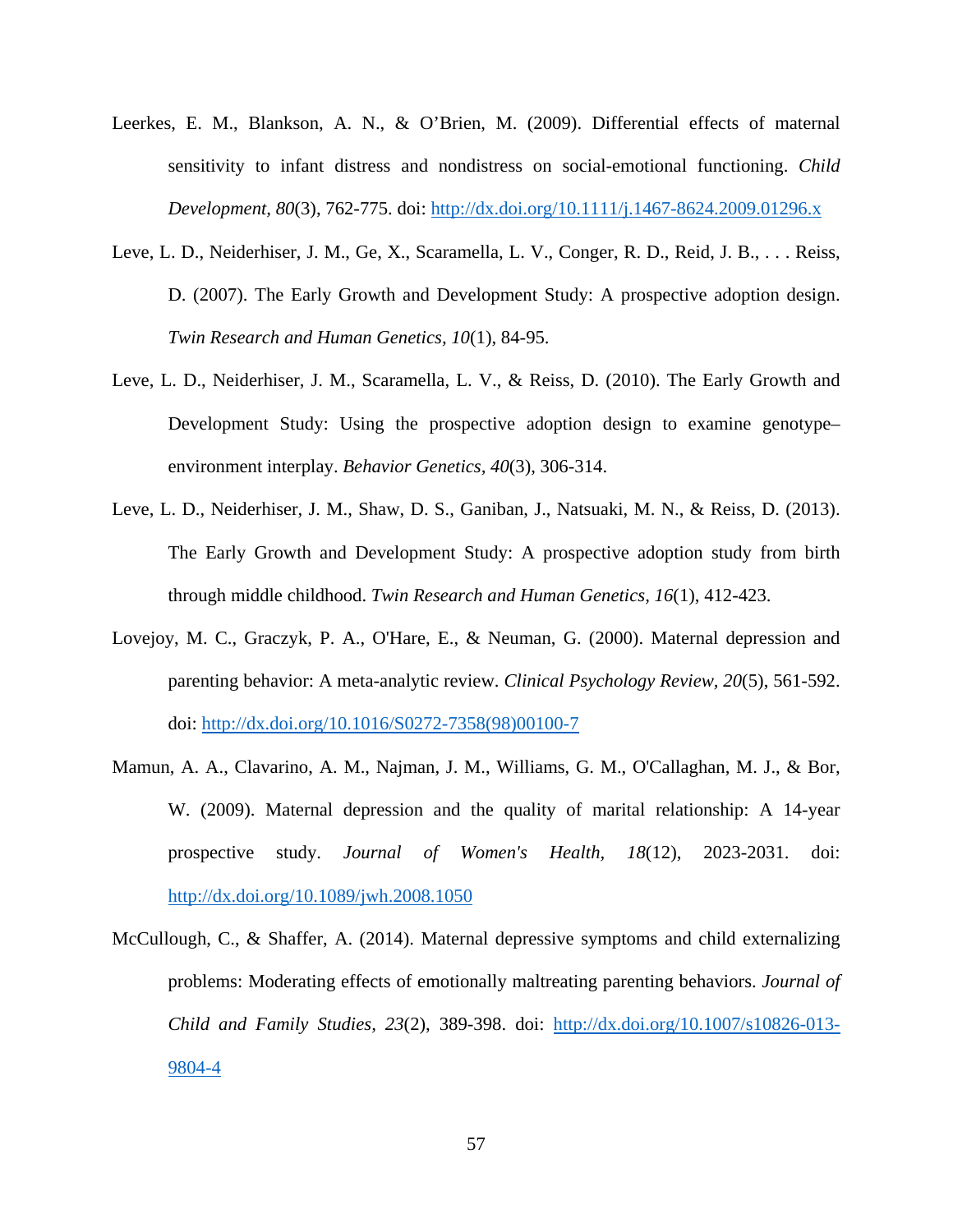Leerkes, E. M., Blankson, A. N., & O'Brien, M. (2009). Differential effects of maternal sensitivity to infant distress and nondistress on social-emotional functioning. *Child Development, 80*(3), 762-775. doi: http://dx.doi.org/10.1111/j.1467-8624.2009.01296.x

Leve, L. D., Neiderhiser, J. M., Ge, X., Scaramella, L. V., Conger, R. D., Reid, J. B., . . . Reiss, D. (2007). The Early Growth and Development Study: A prospective adoption design. *Twin Research and Human Genetics, 10*(1), 84-95.

Leve, L. D., Neiderhiser, J. M., Scaramella, L. V., & Reiss, D. (2010). The Early Growth and Development Study: Using the prospective adoption design to examine genotype–environment interplay. *Behavior Genetics, 40*(3), 306-314.

Leve, L. D., Neiderhiser, J. M., Shaw, D. S., Ganiban, J., Natsuaki, M. N., & Reiss, D. (2013). The Early Growth and Development Study: A prospective adoption study from birth through middle childhood. *Twin Research and Human Genetics, 16*(1), 412-423.

Lovejoy, M. C., Graczyk, P. A., O'Hare, E., & Neuman, G. (2000). Maternal depression and parenting behavior: A meta-analytic review. *Clinical Psychology Review, 20*(5), 561-592. doi: http://dx.doi.org/10.1016/S0272-7358(98)00100-7

Mamun, A. A., Clavarino, A. M., Najman, J. M., Williams, G. M., O'Callaghan, M. J., & Bor, W. (2009). Maternal depression and the quality of marital relationship: A 14-year prospective study. *Journal of Women's Health, 18*(12), 2023-2031. doi: http://dx.doi.org/10.1089/jwh.2008.1050

McCullough, C., & Shaffer, A. (2014). Maternal depressive symptoms and child externalizing problems: Moderating effects of emotionally maltreating parenting behaviors. *Journal of Child and Family Studies, 23*(2), 389-398. doi: http://dx.doi.org/10.1007/s10826-013-9804-4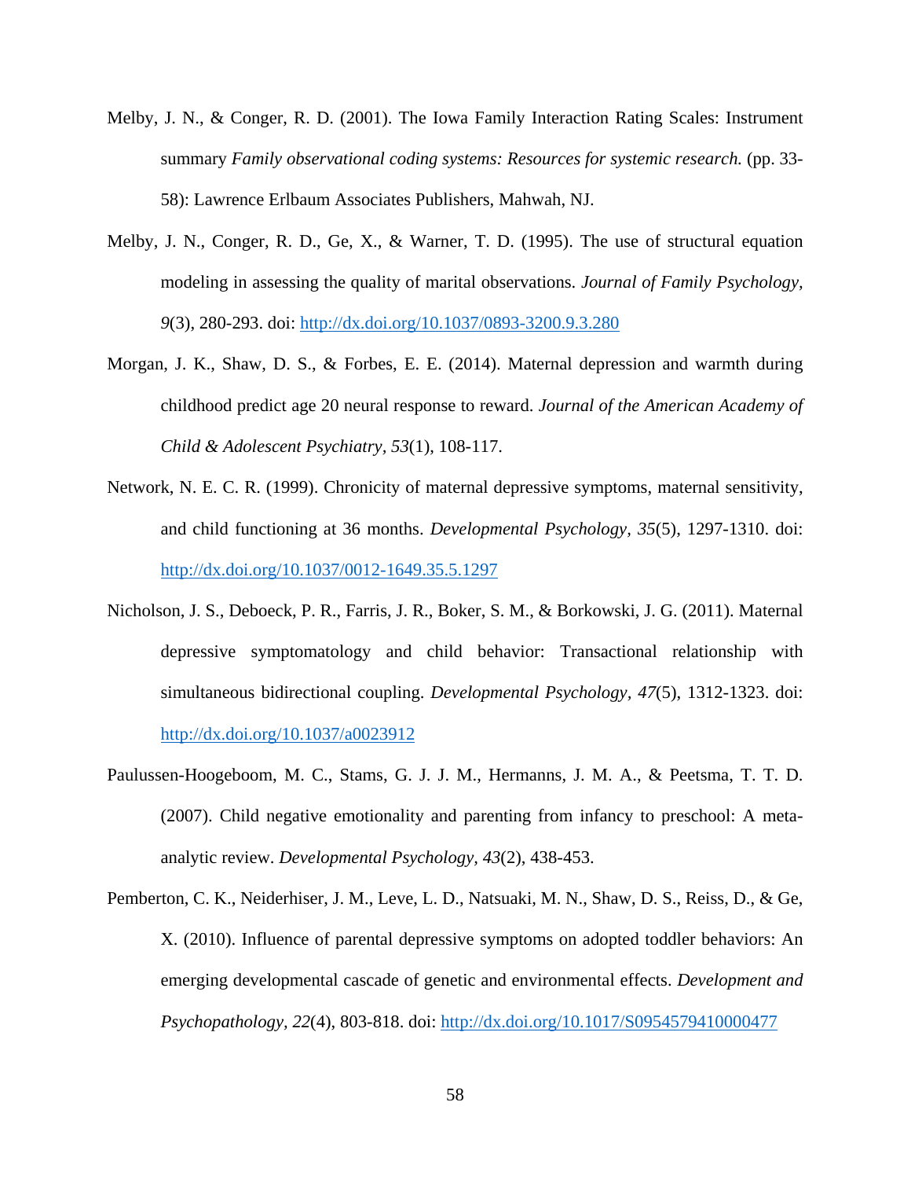Melby, J. N., & Conger, R. D. (2001). The Iowa Family Interaction Rating Scales: Instrument summary *Family observational coding systems: Resources for systemic research.* (pp. 33-58): Lawrence Erlbaum Associates Publishers, Mahwah, NJ.

Melby, J. N., Conger, R. D., Ge, X., & Warner, T. D. (1995). The use of structural equation modeling in assessing the quality of marital observations. *Journal of Family Psychology, 9*(3), 280-293. doi: http://dx.doi.org/10.1037/0893-3200.9.3.280

Morgan, J. K., Shaw, D. S., & Forbes, E. E. (2014). Maternal depression and warmth during childhood predict age 20 neural response to reward. *Journal of the American Academy of Child & Adolescent Psychiatry, 53*(1), 108-117.

Network, N. E. C. R. (1999). Chronicity of maternal depressive symptoms, maternal sensitivity, and child functioning at 36 months. *Developmental Psychology, 35*(5), 1297-1310. doi: http://dx.doi.org/10.1037/0012-1649.35.5.1297

Nicholson, J. S., Deboeck, P. R., Farris, J. R., Boker, S. M., & Borkowski, J. G. (2011). Maternal depressive symptomatology and child behavior: Transactional relationship with simultaneous bidirectional coupling. *Developmental Psychology, 47*(5), 1312-1323. doi: http://dx.doi.org/10.1037/a0023912

Paulussen-Hoogeboom, M. C., Stams, G. J. J. M., Hermanns, J. M. A., & Peetsma, T. T. D. (2007). Child negative emotionality and parenting from infancy to preschool: A meta-analytic review. *Developmental Psychology, 43*(2), 438-453.

Pemberton, C. K., Neiderhiser, J. M., Leve, L. D., Natsuaki, M. N., Shaw, D. S., Reiss, D., & Ge, X. (2010). Influence of parental depressive symptoms on adopted toddler behaviors: An emerging developmental cascade of genetic and environmental effects. *Development and Psychopathology, 22*(4), 803-818. doi: http://dx.doi.org/10.1017/S0954579410000477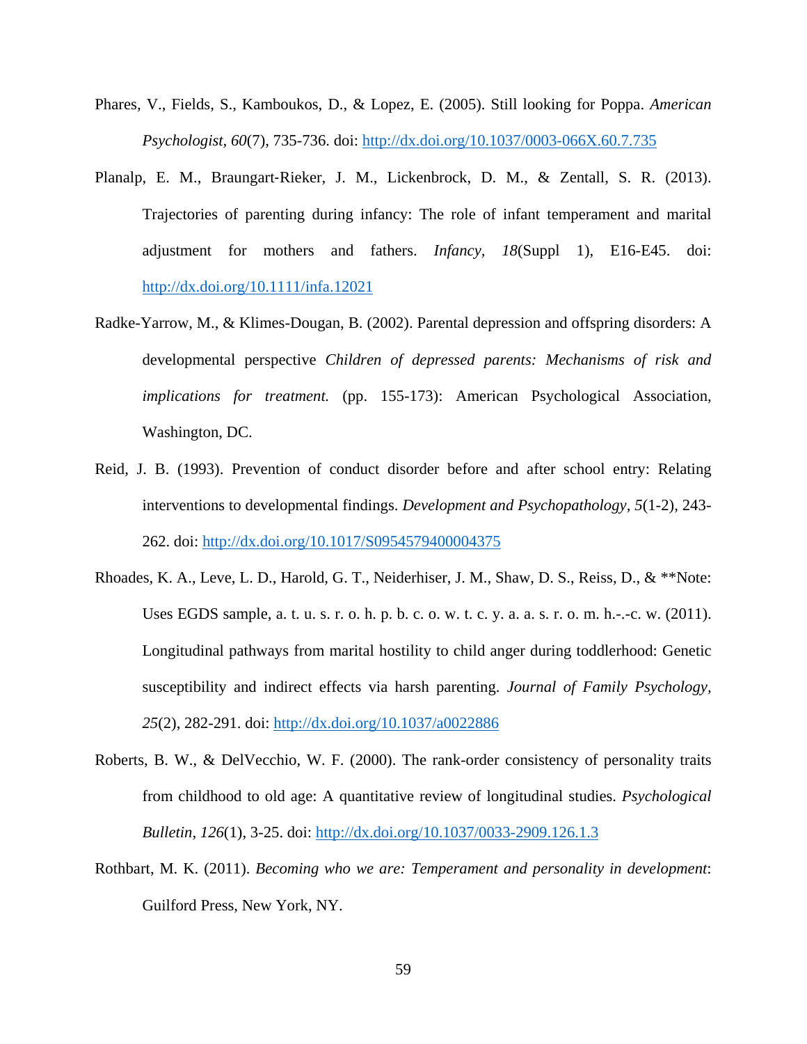Phares, V., Fields, S., Kamboukos, D., & Lopez, E. (2005). Still looking for Poppa. *American Psychologist, 60*(7), 735-736. doi: http://dx.doi.org/10.1037/0003-066X.60.7.735

Planalp, E. M., Braungart-Rieker, J. M., Lickenbrock, D. M., & Zentall, S. R. (2013). Trajectories of parenting during infancy: The role of infant temperament and marital adjustment for mothers and fathers. *Infancy, 18*(Suppl 1), E16-E45. doi: http://dx.doi.org/10.1111/infa.12021

Radke-Yarrow, M., & Klimes-Dougan, B. (2002). Parental depression and offspring disorders: A developmental perspective *Children of depressed parents: Mechanisms of risk and implications for treatment.* (pp. 155-173): American Psychological Association, Washington, DC.

Reid, J. B. (1993). Prevention of conduct disorder before and after school entry: Relating interventions to developmental findings. *Development and Psychopathology, 5*(1-2), 243-262. doi: http://dx.doi.org/10.1017/S0954579400004375

Rhoades, K. A., Leve, L. D., Harold, G. T., Neiderhiser, J. M., Shaw, D. S., Reiss, D., & **Note: Uses EGDS sample, a. t. u. s. r. o. h. p. b. c. o. w. t. c. y. a. a. s. r. o. m. h.-.-c. w. (2011). Longitudinal pathways from marital hostility to child anger during toddlerhood: Genetic susceptibility and indirect effects via harsh parenting. *Journal of Family Psychology, 25*(2), 282-291. doi: http://dx.doi.org/10.1037/a0022886

Roberts, B. W., & DelVecchio, W. F. (2000). The rank-order consistency of personality traits from childhood to old age: A quantitative review of longitudinal studies. *Psychological Bulletin, 126*(1), 3-25. doi: http://dx.doi.org/10.1037/0033-2909.126.1.3

Rothbart, M. K. (2011). *Becoming who we are: Temperament and personality in development*: Guilford Press, New York, NY.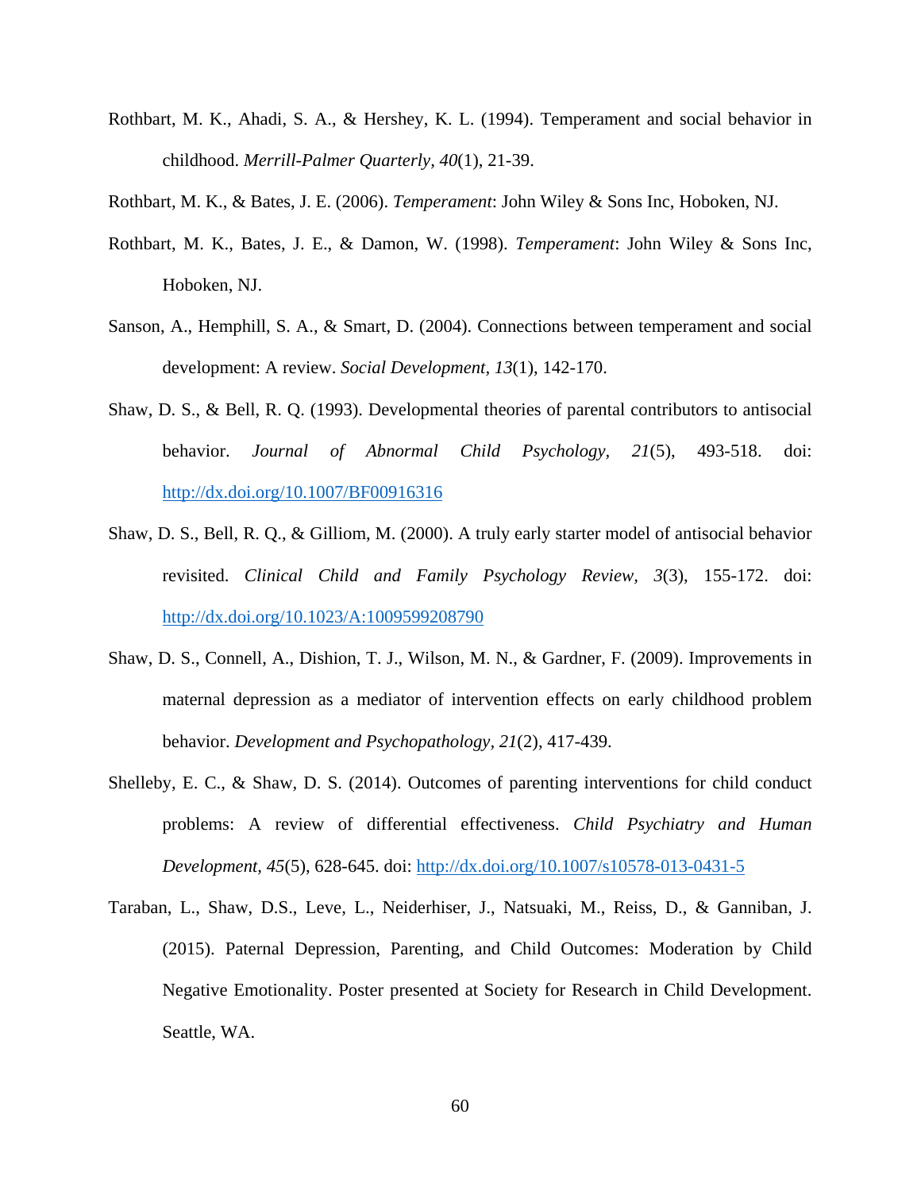Rothbart, M. K., Ahadi, S. A., & Hershey, K. L. (1994). Temperament and social behavior in childhood. *Merrill-Palmer Quarterly, 40*(1), 21-39.

Rothbart, M. K., & Bates, J. E. (2006). *Temperament*: John Wiley & Sons Inc, Hoboken, NJ.

Rothbart, M. K., Bates, J. E., & Damon, W. (1998). *Temperament*: John Wiley & Sons Inc, Hoboken, NJ.

Sanson, A., Hemphill, S. A., & Smart, D. (2004). Connections between temperament and social development: A review. *Social Development, 13*(1), 142-170.

Shaw, D. S., & Bell, R. Q. (1993). Developmental theories of parental contributors to antisocial behavior. *Journal of Abnormal Child Psychology, 21*(5), 493-518. doi: http://dx.doi.org/10.1007/BF00916316

Shaw, D. S., Bell, R. Q., & Gilliom, M. (2000). A truly early starter model of antisocial behavior revisited. *Clinical Child and Family Psychology Review, 3*(3), 155-172. doi: http://dx.doi.org/10.1023/A:1009599208790

Shaw, D. S., Connell, A., Dishion, T. J., Wilson, M. N., & Gardner, F. (2009). Improvements in maternal depression as a mediator of intervention effects on early childhood problem behavior. *Development and Psychopathology, 21*(2), 417-439.

Shelleby, E. C., & Shaw, D. S. (2014). Outcomes of parenting interventions for child conduct problems: A review of differential effectiveness. *Child Psychiatry and Human Development, 45*(5), 628-645. doi: http://dx.doi.org/10.1007/s10578-013-0431-5

Taraban, L., Shaw, D.S., Leve, L., Neiderhiser, J., Natsuaki, M., Reiss, D., & Ganniban, J. (2015). Paternal Depression, Parenting, and Child Outcomes: Moderation by Child Negative Emotionality. Poster presented at Society for Research in Child Development. Seattle, WA.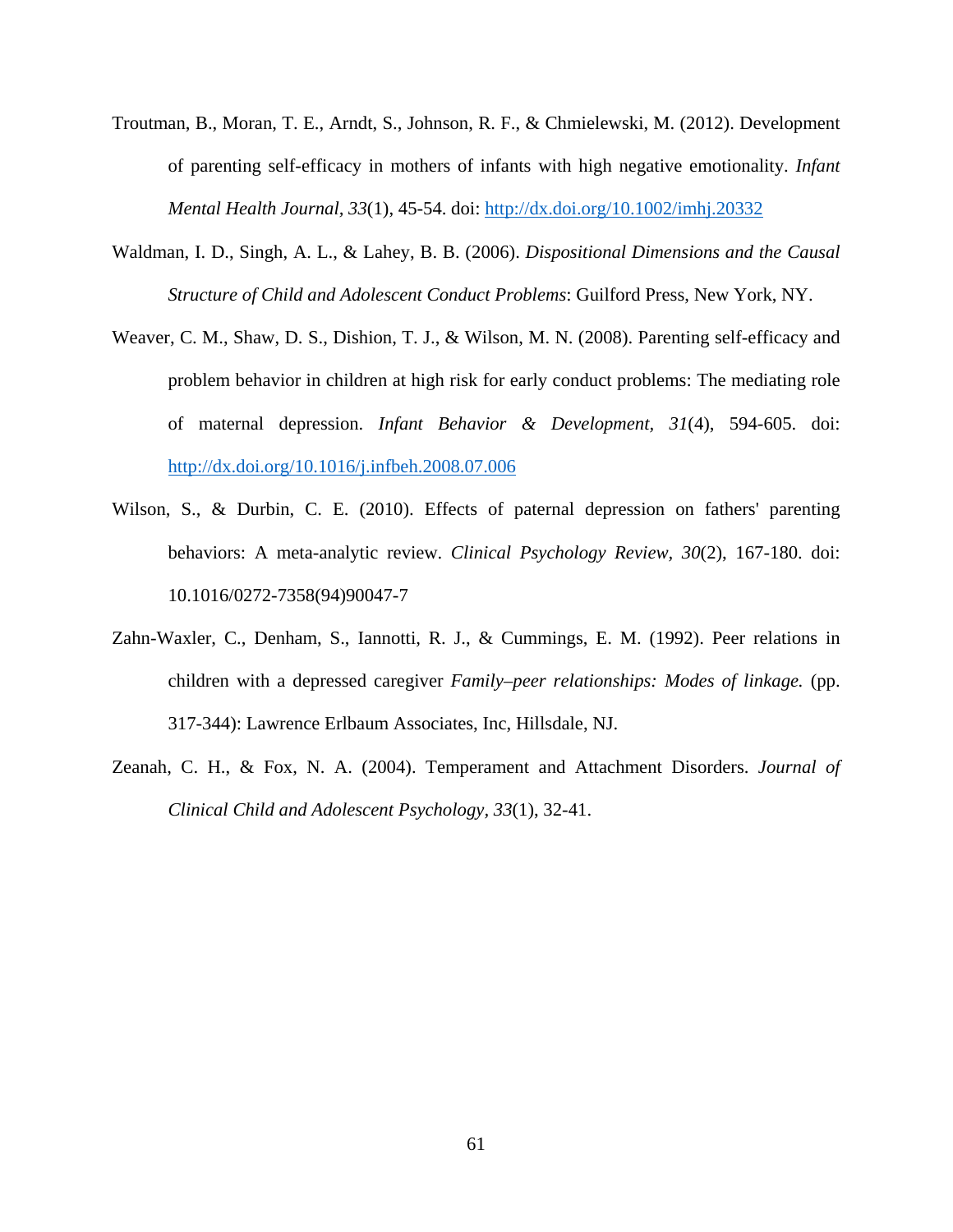Troutman, B., Moran, T. E., Arndt, S., Johnson, R. F., & Chmielewski, M. (2012). Development of parenting self-efficacy in mothers of infants with high negative emotionality. *Infant Mental Health Journal*, *33*(1), 45-54. doi: http://dx.doi.org/10.1002/imhj.20332

Waldman, I. D., Singh, A. L., & Lahey, B. B. (2006). *Dispositional Dimensions and the Causal Structure of Child and Adolescent Conduct Problems*: Guilford Press, New York, NY.

Weaver, C. M., Shaw, D. S., Dishion, T. J., & Wilson, M. N. (2008). Parenting self-efficacy and problem behavior in children at high risk for early conduct problems: The mediating role of maternal depression. *Infant Behavior & Development, 31*(4), 594-605. doi: http://dx.doi.org/10.1016/j.infbeh.2008.07.006

Wilson, S., & Durbin, C. E. (2010). Effects of paternal depression on fathers' parenting behaviors: A meta-analytic review. *Clinical Psychology Review, 30*(2), 167-180. doi: 10.1016/0272-7358(94)90047-7

Zahn-Waxler, C., Denham, S., Iannotti, R. J., & Cummings, E. M. (1992). Peer relations in children with a depressed caregiver *Family–peer relationships: Modes of linkage.* (pp. 317-344): Lawrence Erlbaum Associates, Inc, Hillsdale, NJ.

Zeanah, C. H., & Fox, N. A. (2004). Temperament and Attachment Disorders. *Journal of Clinical Child and Adolescent Psychology, 33*(1), 32-41.